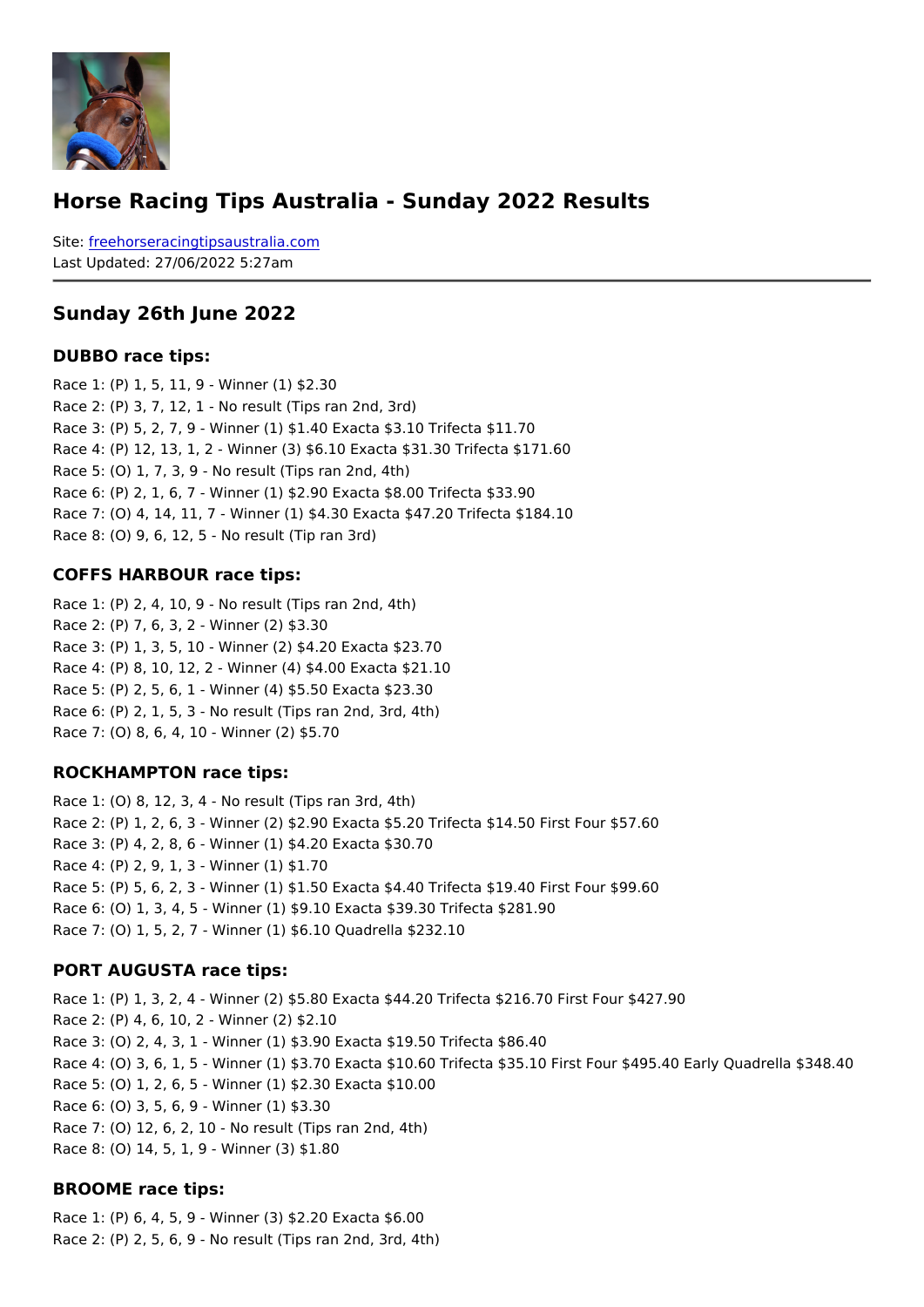# Horse Racing Tips Australia - Sunday 2022 Results

Site: freehorseracingtipsaustralia.com
Last Updated: 27/06/2022 5:27am

## Sunday 26th June 2022

### DUBBO race tips:

Race 1: (P) 1, 5, 11, 9 - Winner (1) $2.30
Race 2: (P) 3, 7, 12, 1 - No result (Tips ran 2nd, 3rd)
Race 3: (P) 5, 2, 7, 9 - Winner (1) $1.40 Exacta $3.10 Trifecta $11.70
Race 4: (P) 12, 13, 1, 2 - Winner (3) $6.10 Exacta $31.30 Trifecta $171.60
Race 5: (O) 1, 7, 3, 9 - No result (Tips ran 2nd, 4th)
Race 6: (P) 2, 1, 6, 7 - Winner (1) $2.90 Exacta $8.00 Trifecta $33.90
Race 7: (O) 4, 14, 11, 7 - Winner (1) $4.30 Exacta $47.20 Trifecta $184.10
Race 8: (O) 9, 6, 12, 5 - No result (Tip ran 3rd)

### COFFS HARBOUR race tips:

Race 1: (P) 2, 4, 10, 9 - No result (Tips ran 2nd, 4th)
Race 2: (P) 7, 6, 3, 2 - Winner (2) $3.30
Race 3: (P) 1, 3, 5, 10 - Winner (2) $4.20 Exacta $23.70
Race 4: (P) 8, 10, 12, 2 - Winner (4) $4.00 Exacta $21.10
Race 5: (P) 2, 5, 6, 1 - Winner (4) $5.50 Exacta $23.30
Race 6: (P) 2, 1, 5, 3 - No result (Tips ran 2nd, 3rd, 4th)
Race 7: (O) 8, 6, 4, 10 - Winner (2) $5.70

### ROCKHAMPTON race tips:

Race 1: (O) 8, 12, 3, 4 - No result (Tips ran 3rd, 4th)
Race 2: (P) 1, 2, 6, 3 - Winner (2) $2.90 Exacta $5.20 Trifecta $14.50 First Four $57.60
Race 3: (P) 4, 2, 8, 6 - Winner (1) $4.20 Exacta $30.70
Race 4: (P) 2, 9, 1, 3 - Winner (1) $1.70
Race 5: (P) 5, 6, 2, 3 - Winner (1) $1.50 Exacta $4.40 Trifecta $19.40 First Four $99.60
Race 6: (O) 1, 3, 4, 5 - Winner (1) $9.10 Exacta $39.30 Trifecta $281.90
Race 7: (O) 1, 5, 2, 7 - Winner (1) $6.10 Quadrella $232.10

### PORT AUGUSTA race tips:

Race 1: (P) 1, 3, 2, 4 - Winner (2) $5.80 Exacta $44.20 Trifecta $216.70 First Four $427.90
Race 2: (P) 4, 6, 10, 2 - Winner (2) $2.10
Race 3: (O) 2, 4, 3, 1 - Winner (1) $3.90 Exacta $19.50 Trifecta $86.40
Race 4: (O) 3, 6, 1, 5 - Winner (1) $3.70 Exacta $10.60 Trifecta $35.10 First Four $495.40 Early Quadrella $348.40
Race 5: (O) 1, 2, 6, 5 - Winner (1) $2.30 Exacta $10.00
Race 6: (O) 3, 5, 6, 9 - Winner (1) $3.30
Race 7: (O) 12, 6, 2, 10 - No result (Tips ran 2nd, 4th)
Race 8: (O) 14, 5, 1, 9 - Winner (3) $1.80

### BROOME race tips:

Race 1: (P) 6, 4, 5, 9 - Winner (3) $2.20 Exacta $6.00
Race 2: (P) 2, 5, 6, 9 - No result (Tips ran 2nd, 3rd, 4th)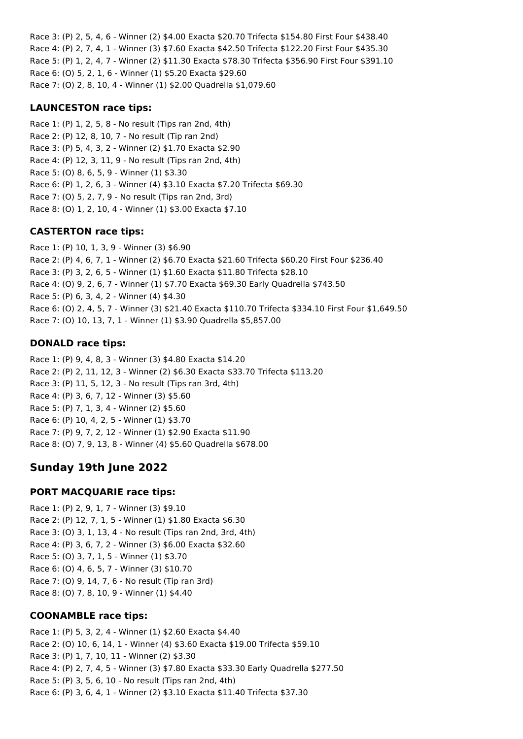Race 3: (P) 2, 5, 4, 6 - Winner (2) $4.00 Exacta $20.70 Trifecta $154.80 First Four $438.40
Race 4: (P) 2, 7, 4, 1 - Winner (3) $7.60 Exacta $42.50 Trifecta $122.20 First Four $435.30
Race 5: (P) 1, 2, 4, 7 - Winner (2) $11.30 Exacta $78.30 Trifecta $356.90 First Four $391.10
Race 6: (O) 5, 2, 1, 6 - Winner (1) $5.20 Exacta $29.60
Race 7: (O) 2, 8, 10, 4 - Winner (1) $2.00 Quadrella $1,079.60

### LAUNCESTON race tips:

Race 1: (P) 1, 2, 5, 8 - No result (Tips ran 2nd, 4th)
Race 2: (P) 12, 8, 10, 7 - No result (Tip ran 2nd)
Race 3: (P) 5, 4, 3, 2 - Winner (2) $1.70 Exacta $2.90
Race 4: (P) 12, 3, 11, 9 - No result (Tips ran 2nd, 4th)
Race 5: (O) 8, 6, 5, 9 - Winner (1) $3.30
Race 6: (P) 1, 2, 6, 3 - Winner (4) $3.10 Exacta $7.20 Trifecta $69.30
Race 7: (O) 5, 2, 7, 9 - No result (Tips ran 2nd, 3rd)
Race 8: (O) 1, 2, 10, 4 - Winner (1) $3.00 Exacta $7.10

### CASTERTON race tips:

Race 1: (P) 10, 1, 3, 9 - Winner (3) $6.90
Race 2: (P) 4, 6, 7, 1 - Winner (2) $6.70 Exacta $21.60 Trifecta $60.20 First Four $236.40
Race 3: (P) 3, 2, 6, 5 - Winner (1) $1.60 Exacta $11.80 Trifecta $28.10
Race 4: (O) 9, 2, 6, 7 - Winner (1) $7.70 Exacta $69.30 Early Quadrella $743.50
Race 5: (P) 6, 3, 4, 2 - Winner (4) $4.30
Race 6: (O) 2, 4, 5, 7 - Winner (3) $21.40 Exacta $110.70 Trifecta $334.10 First Four $1,649.50
Race 7: (O) 10, 13, 7, 1 - Winner (1) $3.90 Quadrella $5,857.00

### DONALD race tips:

Race 1: (P) 9, 4, 8, 3 - Winner (3) $4.80 Exacta $14.20
Race 2: (P) 2, 11, 12, 3 - Winner (2) $6.30 Exacta $33.70 Trifecta $113.20
Race 3: (P) 11, 5, 12, 3 - No result (Tips ran 3rd, 4th)
Race 4: (P) 3, 6, 7, 12 - Winner (3) $5.60
Race 5: (P) 7, 1, 3, 4 - Winner (2) $5.60
Race 6: (P) 10, 4, 2, 5 - Winner (1) $3.70
Race 7: (P) 9, 7, 2, 12 - Winner (1) $2.90 Exacta $11.90
Race 8: (O) 7, 9, 13, 8 - Winner (4) $5.60 Quadrella $678.00

## Sunday 19th June 2022

### PORT MACQUARIE race tips:

Race 1: (P) 2, 9, 1, 7 - Winner (3) $9.10
Race 2: (P) 12, 7, 1, 5 - Winner (1) $1.80 Exacta $6.30
Race 3: (O) 3, 1, 13, 4 - No result (Tips ran 2nd, 3rd, 4th)
Race 4: (P) 3, 6, 7, 2 - Winner (3) $6.00 Exacta $32.60
Race 5: (O) 3, 7, 1, 5 - Winner (1) $3.70
Race 6: (O) 4, 6, 5, 7 - Winner (3) $10.70
Race 7: (O) 9, 14, 7, 6 - No result (Tip ran 3rd)
Race 8: (O) 7, 8, 10, 9 - Winner (1) $4.40

### COONAMBLE race tips:

Race 1: (P) 5, 3, 2, 4 - Winner (1) $2.60 Exacta $4.40
Race 2: (O) 10, 6, 14, 1 - Winner (4) $3.60 Exacta $19.00 Trifecta $59.10
Race 3: (P) 1, 7, 10, 11 - Winner (2) $3.30
Race 4: (P) 2, 7, 4, 5 - Winner (3) $7.80 Exacta $33.30 Early Quadrella $277.50
Race 5: (P) 3, 5, 6, 10 - No result (Tips ran 2nd, 4th)
Race 6: (P) 3, 6, 4, 1 - Winner (2) $3.10 Exacta $11.40 Trifecta $37.30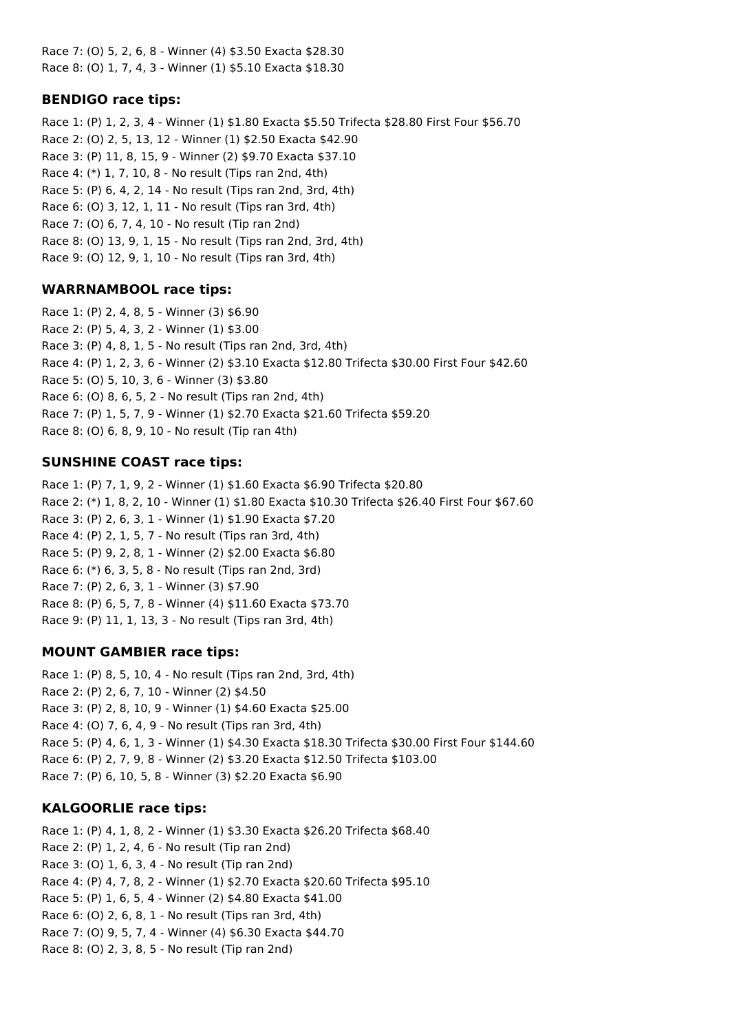Race 7: (O) 5, 2, 6, 8 - Winner (4) $3.50 Exacta $28.30
Race 8: (O) 1, 7, 4, 3 - Winner (1) $5.10 Exacta $18.30

### BENDIGO race tips:

Race 1: (P) 1, 2, 3, 4 - Winner (1) $1.80 Exacta $5.50 Trifecta $28.80 First Four $56.70
Race 2: (O) 2, 5, 13, 12 - Winner (1) $2.50 Exacta $42.90
Race 3: (P) 11, 8, 15, 9 - Winner (2) $9.70 Exacta $37.10
Race 4: (*) 1, 7, 10, 8 - No result (Tips ran 2nd, 4th)
Race 5: (P) 6, 4, 2, 14 - No result (Tips ran 2nd, 3rd, 4th)
Race 6: (O) 3, 12, 1, 11 - No result (Tips ran 3rd, 4th)
Race 7: (O) 6, 7, 4, 10 - No result (Tip ran 2nd)
Race 8: (O) 13, 9, 1, 15 - No result (Tips ran 2nd, 3rd, 4th)
Race 9: (O) 12, 9, 1, 10 - No result (Tips ran 3rd, 4th)

### WARRNAMBOOL race tips:

Race 1: (P) 2, 4, 8, 5 - Winner (3) $6.90
Race 2: (P) 5, 4, 3, 2 - Winner (1) $3.00
Race 3: (P) 4, 8, 1, 5 - No result (Tips ran 2nd, 3rd, 4th)
Race 4: (P) 1, 2, 3, 6 - Winner (2) $3.10 Exacta $12.80 Trifecta $30.00 First Four $42.60
Race 5: (O) 5, 10, 3, 6 - Winner (3) $3.80
Race 6: (O) 8, 6, 5, 2 - No result (Tips ran 2nd, 4th)
Race 7: (P) 1, 5, 7, 9 - Winner (1) $2.70 Exacta $21.60 Trifecta $59.20
Race 8: (O) 6, 8, 9, 10 - No result (Tip ran 4th)

### SUNSHINE COAST race tips:

Race 1: (P) 7, 1, 9, 2 - Winner (1) $1.60 Exacta $6.90 Trifecta $20.80
Race 2: (*) 1, 8, 2, 10 - Winner (1) $1.80 Exacta $10.30 Trifecta $26.40 First Four $67.60
Race 3: (P) 2, 6, 3, 1 - Winner (1) $1.90 Exacta $7.20
Race 4: (P) 2, 1, 5, 7 - No result (Tips ran 3rd, 4th)
Race 5: (P) 9, 2, 8, 1 - Winner (2) $2.00 Exacta $6.80
Race 6: (*) 6, 3, 5, 8 - No result (Tips ran 2nd, 3rd)
Race 7: (P) 2, 6, 3, 1 - Winner (3) $7.90
Race 8: (P) 6, 5, 7, 8 - Winner (4) $11.60 Exacta $73.70
Race 9: (P) 11, 1, 13, 3 - No result (Tips ran 3rd, 4th)

### MOUNT GAMBIER race tips:

Race 1: (P) 8, 5, 10, 4 - No result (Tips ran 2nd, 3rd, 4th)
Race 2: (P) 2, 6, 7, 10 - Winner (2) $4.50
Race 3: (P) 2, 8, 10, 9 - Winner (1) $4.60 Exacta $25.00
Race 4: (O) 7, 6, 4, 9 - No result (Tips ran 3rd, 4th)
Race 5: (P) 4, 6, 1, 3 - Winner (1) $4.30 Exacta $18.30 Trifecta $30.00 First Four $144.60
Race 6: (P) 2, 7, 9, 8 - Winner (2) $3.20 Exacta $12.50 Trifecta $103.00
Race 7: (P) 6, 10, 5, 8 - Winner (3) $2.20 Exacta $6.90

### KALGOORLIE race tips:

Race 1: (P) 4, 1, 8, 2 - Winner (1) $3.30 Exacta $26.20 Trifecta $68.40
Race 2: (P) 1, 2, 4, 6 - No result (Tip ran 2nd)
Race 3: (O) 1, 6, 3, 4 - No result (Tip ran 2nd)
Race 4: (P) 4, 7, 8, 2 - Winner (1) $2.70 Exacta $20.60 Trifecta $95.10
Race 5: (P) 1, 6, 5, 4 - Winner (2) $4.80 Exacta $41.00
Race 6: (O) 2, 6, 8, 1 - No result (Tips ran 3rd, 4th)
Race 7: (O) 9, 5, 7, 4 - Winner (4) $6.30 Exacta $44.70
Race 8: (O) 2, 3, 8, 5 - No result (Tip ran 2nd)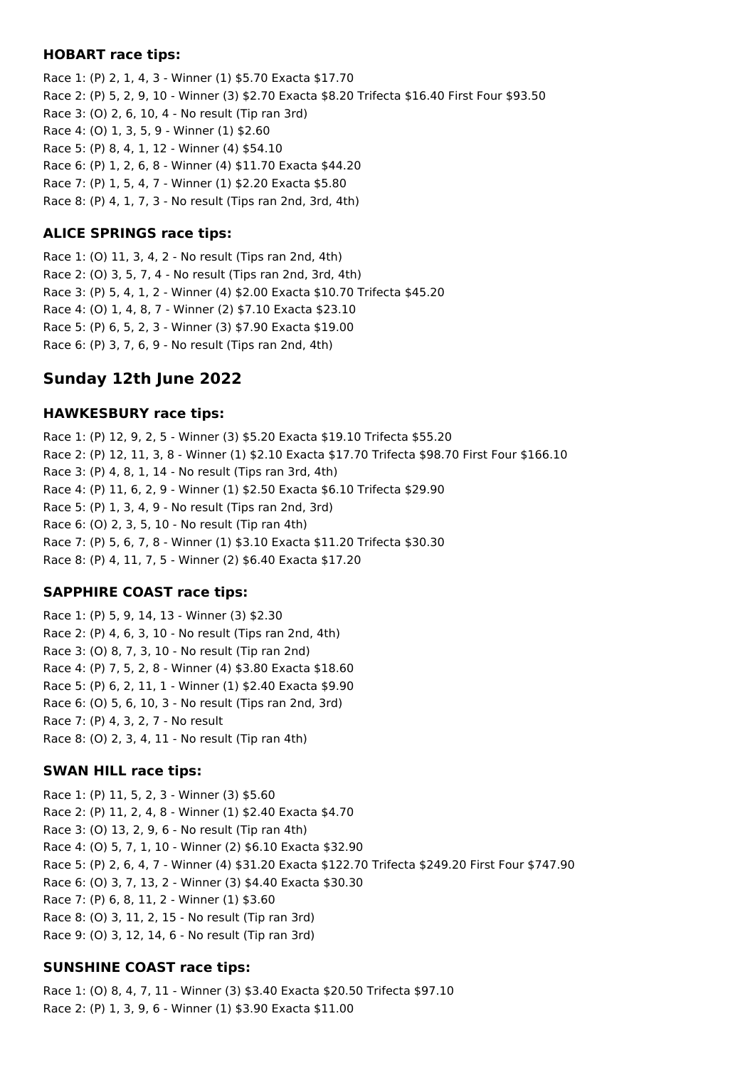### HOBART race tips:

Race 1: (P) 2, 1, 4, 3 - Winner (1) $5.70 Exacta $17.70
Race 2: (P) 5, 2, 9, 10 - Winner (3) $2.70 Exacta $8.20 Trifecta $16.40 First Four $93.50
Race 3: (O) 2, 6, 10, 4 - No result (Tip ran 3rd)
Race 4: (O) 1, 3, 5, 9 - Winner (1) $2.60
Race 5: (P) 8, 4, 1, 12 - Winner (4) $54.10
Race 6: (P) 1, 2, 6, 8 - Winner (4) $11.70 Exacta $44.20
Race 7: (P) 1, 5, 4, 7 - Winner (1) $2.20 Exacta $5.80
Race 8: (P) 4, 1, 7, 3 - No result (Tips ran 2nd, 3rd, 4th)

### ALICE SPRINGS race tips:

Race 1: (O) 11, 3, 4, 2 - No result (Tips ran 2nd, 4th)
Race 2: (O) 3, 5, 7, 4 - No result (Tips ran 2nd, 3rd, 4th)
Race 3: (P) 5, 4, 1, 2 - Winner (4) $2.00 Exacta $10.70 Trifecta $45.20
Race 4: (O) 1, 4, 8, 7 - Winner (2) $7.10 Exacta $23.10
Race 5: (P) 6, 5, 2, 3 - Winner (3) $7.90 Exacta $19.00
Race 6: (P) 3, 7, 6, 9 - No result (Tips ran 2nd, 4th)

## Sunday 12th June 2022

### HAWKESBURY race tips:

Race 1: (P) 12, 9, 2, 5 - Winner (3) $5.20 Exacta $19.10 Trifecta $55.20
Race 2: (P) 12, 11, 3, 8 - Winner (1) $2.10 Exacta $17.70 Trifecta $98.70 First Four $166.10
Race 3: (P) 4, 8, 1, 14 - No result (Tips ran 3rd, 4th)
Race 4: (P) 11, 6, 2, 9 - Winner (1) $2.50 Exacta $6.10 Trifecta $29.90
Race 5: (P) 1, 3, 4, 9 - No result (Tips ran 2nd, 3rd)
Race 6: (O) 2, 3, 5, 10 - No result (Tip ran 4th)
Race 7: (P) 5, 6, 7, 8 - Winner (1) $3.10 Exacta $11.20 Trifecta $30.30
Race 8: (P) 4, 11, 7, 5 - Winner (2) $6.40 Exacta $17.20

### SAPPHIRE COAST race tips:

Race 1: (P) 5, 9, 14, 13 - Winner (3) $2.30
Race 2: (P) 4, 6, 3, 10 - No result (Tips ran 2nd, 4th)
Race 3: (O) 8, 7, 3, 10 - No result (Tip ran 2nd)
Race 4: (P) 7, 5, 2, 8 - Winner (4) $3.80 Exacta $18.60
Race 5: (P) 6, 2, 11, 1 - Winner (1) $2.40 Exacta $9.90
Race 6: (O) 5, 6, 10, 3 - No result (Tips ran 2nd, 3rd)
Race 7: (P) 4, 3, 2, 7 - No result
Race 8: (O) 2, 3, 4, 11 - No result (Tip ran 4th)

### SWAN HILL race tips:

Race 1: (P) 11, 5, 2, 3 - Winner (3) $5.60
Race 2: (P) 11, 2, 4, 8 - Winner (1) $2.40 Exacta $4.70
Race 3: (O) 13, 2, 9, 6 - No result (Tip ran 4th)
Race 4: (O) 5, 7, 1, 10 - Winner (2) $6.10 Exacta $32.90
Race 5: (P) 2, 6, 4, 7 - Winner (4) $31.20 Exacta $122.70 Trifecta $249.20 First Four $747.90
Race 6: (O) 3, 7, 13, 2 - Winner (3) $4.40 Exacta $30.30
Race 7: (P) 6, 8, 11, 2 - Winner (1) $3.60
Race 8: (O) 3, 11, 2, 15 - No result (Tip ran 3rd)
Race 9: (O) 3, 12, 14, 6 - No result (Tip ran 3rd)

### SUNSHINE COAST race tips:

Race 1: (O) 8, 4, 7, 11 - Winner (3) $3.40 Exacta $20.50 Trifecta $97.10
Race 2: (P) 1, 3, 9, 6 - Winner (1) $3.90 Exacta $11.00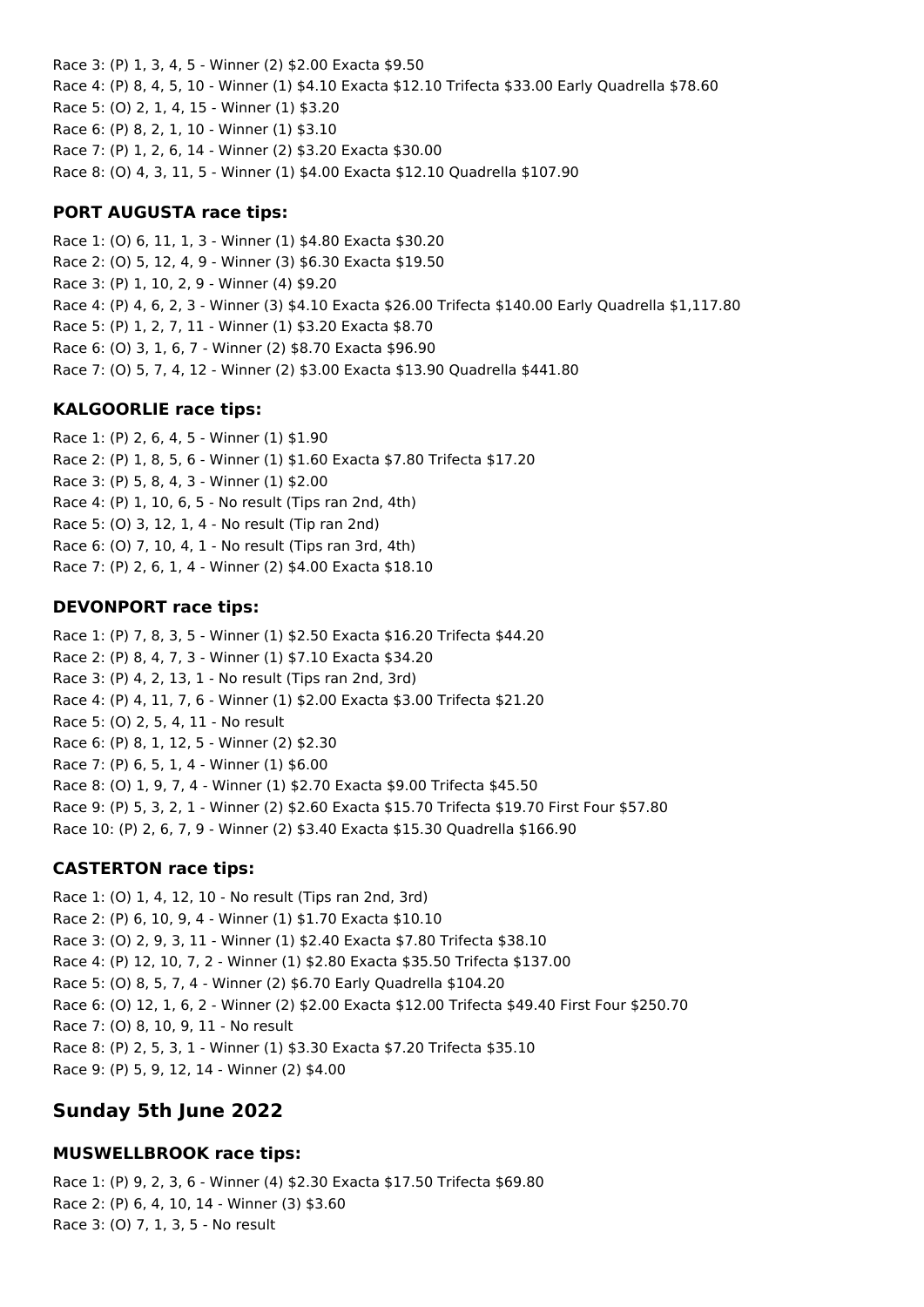Race 3: (P) 1, 3, 4, 5 - Winner (2) $2.00 Exacta $9.50
Race 4: (P) 8, 4, 5, 10 - Winner (1) $4.10 Exacta $12.10 Trifecta $33.00 Early Quadrella $78.60
Race 5: (O) 2, 1, 4, 15 - Winner (1) $3.20
Race 6: (P) 8, 2, 1, 10 - Winner (1) $3.10
Race 7: (P) 1, 2, 6, 14 - Winner (2) $3.20 Exacta $30.00
Race 8: (O) 4, 3, 11, 5 - Winner (1) $4.00 Exacta $12.10 Quadrella $107.90

### PORT AUGUSTA race tips:

Race 1: (O) 6, 11, 1, 3 - Winner (1) $4.80 Exacta $30.20
Race 2: (O) 5, 12, 4, 9 - Winner (3) $6.30 Exacta $19.50
Race 3: (P) 1, 10, 2, 9 - Winner (4) $9.20
Race 4: (P) 4, 6, 2, 3 - Winner (3) $4.10 Exacta $26.00 Trifecta $140.00 Early Quadrella $1,117.80
Race 5: (P) 1, 2, 7, 11 - Winner (1) $3.20 Exacta $8.70
Race 6: (O) 3, 1, 6, 7 - Winner (2) $8.70 Exacta $96.90
Race 7: (O) 5, 7, 4, 12 - Winner (2) $3.00 Exacta $13.90 Quadrella $441.80

### KALGOORLIE race tips:

Race 1: (P) 2, 6, 4, 5 - Winner (1) $1.90
Race 2: (P) 1, 8, 5, 6 - Winner (1) $1.60 Exacta $7.80 Trifecta $17.20
Race 3: (P) 5, 8, 4, 3 - Winner (1) $2.00
Race 4: (P) 1, 10, 6, 5 - No result (Tips ran 2nd, 4th)
Race 5: (O) 3, 12, 1, 4 - No result (Tip ran 2nd)
Race 6: (O) 7, 10, 4, 1 - No result (Tips ran 3rd, 4th)
Race 7: (P) 2, 6, 1, 4 - Winner (2) $4.00 Exacta $18.10

### DEVONPORT race tips:

Race 1: (P) 7, 8, 3, 5 - Winner (1) $2.50 Exacta $16.20 Trifecta $44.20
Race 2: (P) 8, 4, 7, 3 - Winner (1) $7.10 Exacta $34.20
Race 3: (P) 4, 2, 13, 1 - No result (Tips ran 2nd, 3rd)
Race 4: (P) 4, 11, 7, 6 - Winner (1) $2.00 Exacta $3.00 Trifecta $21.20
Race 5: (O) 2, 5, 4, 11 - No result
Race 6: (P) 8, 1, 12, 5 - Winner (2) $2.30
Race 7: (P) 6, 5, 1, 4 - Winner (1) $6.00
Race 8: (O) 1, 9, 7, 4 - Winner (1) $2.70 Exacta $9.00 Trifecta $45.50
Race 9: (P) 5, 3, 2, 1 - Winner (2) $2.60 Exacta $15.70 Trifecta $19.70 First Four $57.80
Race 10: (P) 2, 6, 7, 9 - Winner (2) $3.40 Exacta $15.30 Quadrella $166.90

### CASTERTON race tips:

Race 1: (O) 1, 4, 12, 10 - No result (Tips ran 2nd, 3rd)
Race 2: (P) 6, 10, 9, 4 - Winner (1) $1.70 Exacta $10.10
Race 3: (O) 2, 9, 3, 11 - Winner (1) $2.40 Exacta $7.80 Trifecta $38.10
Race 4: (P) 12, 10, 7, 2 - Winner (1) $2.80 Exacta $35.50 Trifecta $137.00
Race 5: (O) 8, 5, 7, 4 - Winner (2) $6.70 Early Quadrella $104.20
Race 6: (O) 12, 1, 6, 2 - Winner (2) $2.00 Exacta $12.00 Trifecta $49.40 First Four $250.70
Race 7: (O) 8, 10, 9, 11 - No result
Race 8: (P) 2, 5, 3, 1 - Winner (1) $3.30 Exacta $7.20 Trifecta $35.10
Race 9: (P) 5, 9, 12, 14 - Winner (2) $4.00

## Sunday 5th June 2022

### MUSWELLBROOK race tips:

Race 1: (P) 9, 2, 3, 6 - Winner (4) $2.30 Exacta $17.50 Trifecta $69.80
Race 2: (P) 6, 4, 10, 14 - Winner (3) $3.60
Race 3: (O) 7, 1, 3, 5 - No result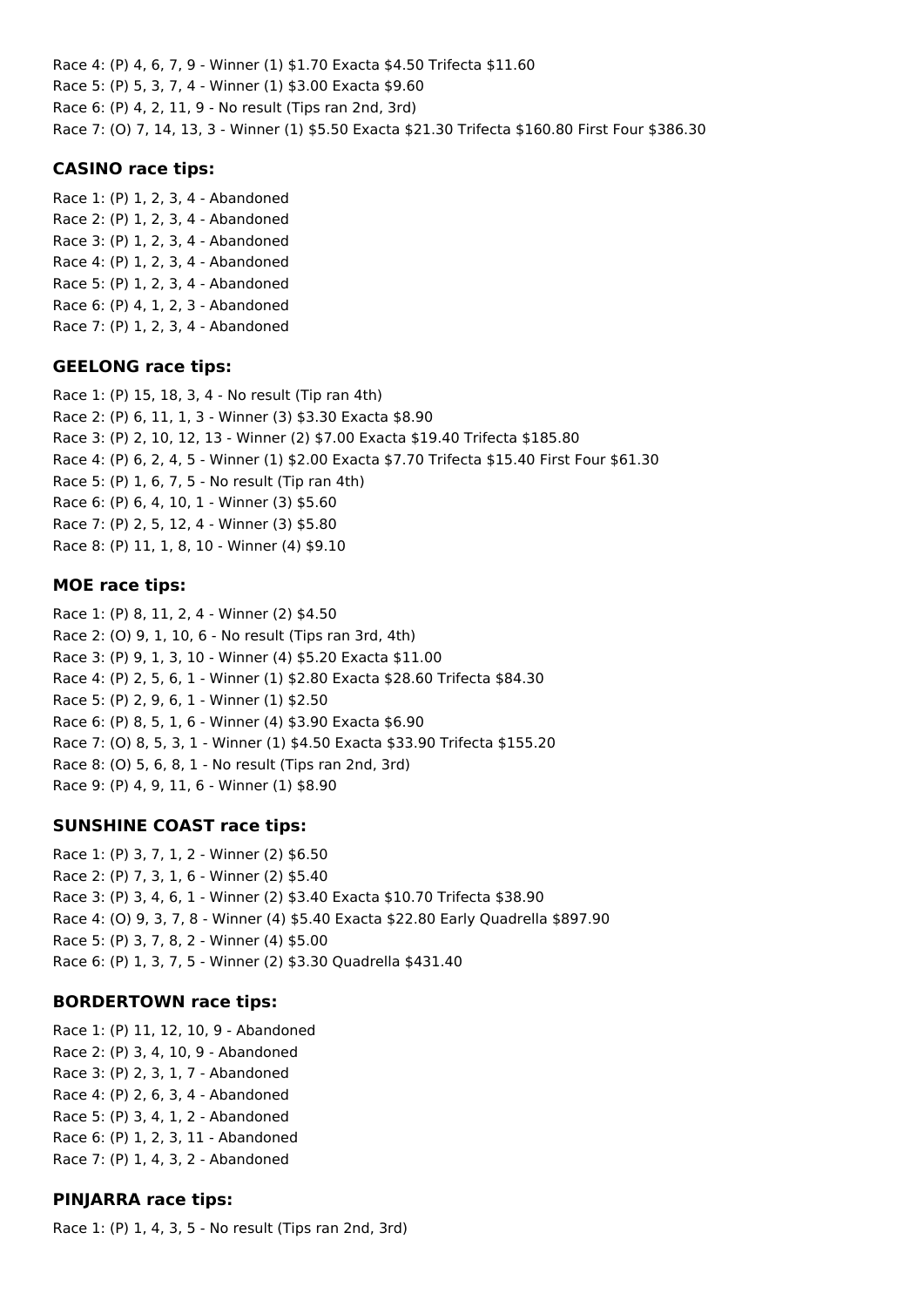Race 4: (P) 4, 6, 7, 9 - Winner (1) $1.70 Exacta $4.50 Trifecta $11.60
Race 5: (P) 5, 3, 7, 4 - Winner (1) $3.00 Exacta $9.60
Race 6: (P) 4, 2, 11, 9 - No result (Tips ran 2nd, 3rd)
Race 7: (O) 7, 14, 13, 3 - Winner (1) $5.50 Exacta $21.30 Trifecta $160.80 First Four $386.30

### CASINO race tips:

Race 1: (P) 1, 2, 3, 4 - Abandoned
Race 2: (P) 1, 2, 3, 4 - Abandoned
Race 3: (P) 1, 2, 3, 4 - Abandoned
Race 4: (P) 1, 2, 3, 4 - Abandoned
Race 5: (P) 1, 2, 3, 4 - Abandoned
Race 6: (P) 4, 1, 2, 3 - Abandoned
Race 7: (P) 1, 2, 3, 4 - Abandoned

### GEELONG race tips:

Race 1: (P) 15, 18, 3, 4 - No result (Tip ran 4th)
Race 2: (P) 6, 11, 1, 3 - Winner (3) $3.30 Exacta $8.90
Race 3: (P) 2, 10, 12, 13 - Winner (2) $7.00 Exacta $19.40 Trifecta $185.80
Race 4: (P) 6, 2, 4, 5 - Winner (1) $2.00 Exacta $7.70 Trifecta $15.40 First Four $61.30
Race 5: (P) 1, 6, 7, 5 - No result (Tip ran 4th)
Race 6: (P) 6, 4, 10, 1 - Winner (3) $5.60
Race 7: (P) 2, 5, 12, 4 - Winner (3) $5.80
Race 8: (P) 11, 1, 8, 10 - Winner (4) $9.10

### MOE race tips:

Race 1: (P) 8, 11, 2, 4 - Winner (2) $4.50
Race 2: (O) 9, 1, 10, 6 - No result (Tips ran 3rd, 4th)
Race 3: (P) 9, 1, 3, 10 - Winner (4) $5.20 Exacta $11.00
Race 4: (P) 2, 5, 6, 1 - Winner (1) $2.80 Exacta $28.60 Trifecta $84.30
Race 5: (P) 2, 9, 6, 1 - Winner (1) $2.50
Race 6: (P) 8, 5, 1, 6 - Winner (4) $3.90 Exacta $6.90
Race 7: (O) 8, 5, 3, 1 - Winner (1) $4.50 Exacta $33.90 Trifecta $155.20
Race 8: (O) 5, 6, 8, 1 - No result (Tips ran 2nd, 3rd)
Race 9: (P) 4, 9, 11, 6 - Winner (1) $8.90

### SUNSHINE COAST race tips:

Race 1: (P) 3, 7, 1, 2 - Winner (2) $6.50
Race 2: (P) 7, 3, 1, 6 - Winner (2) $5.40
Race 3: (P) 3, 4, 6, 1 - Winner (2) $3.40 Exacta $10.70 Trifecta $38.90
Race 4: (O) 9, 3, 7, 8 - Winner (4) $5.40 Exacta $22.80 Early Quadrella $897.90
Race 5: (P) 3, 7, 8, 2 - Winner (4) $5.00
Race 6: (P) 1, 3, 7, 5 - Winner (2) $3.30 Quadrella $431.40

### BORDERTOWN race tips:

Race 1: (P) 11, 12, 10, 9 - Abandoned
Race 2: (P) 3, 4, 10, 9 - Abandoned
Race 3: (P) 2, 3, 1, 7 - Abandoned
Race 4: (P) 2, 6, 3, 4 - Abandoned
Race 5: (P) 3, 4, 1, 2 - Abandoned
Race 6: (P) 1, 2, 3, 11 - Abandoned
Race 7: (P) 1, 4, 3, 2 - Abandoned

### PINJARRA race tips:

Race 1: (P) 1, 4, 3, 5 - No result (Tips ran 2nd, 3rd)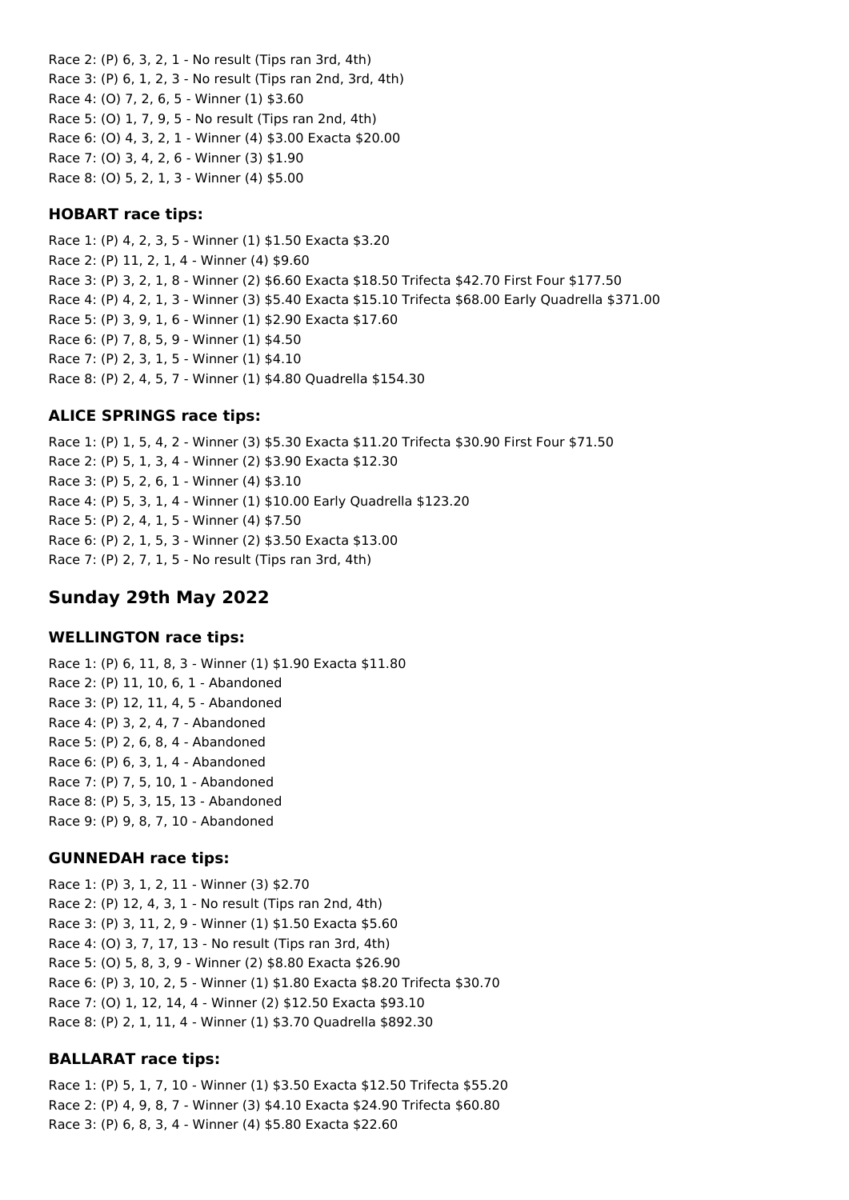Race 2: (P) 6, 3, 2, 1 - No result (Tips ran 3rd, 4th)
Race 3: (P) 6, 1, 2, 3 - No result (Tips ran 2nd, 3rd, 4th)
Race 4: (O) 7, 2, 6, 5 - Winner (1) $3.60
Race 5: (O) 1, 7, 9, 5 - No result (Tips ran 2nd, 4th)
Race 6: (O) 4, 3, 2, 1 - Winner (4) $3.00 Exacta $20.00
Race 7: (O) 3, 4, 2, 6 - Winner (3) $1.90
Race 8: (O) 5, 2, 1, 3 - Winner (4) $5.00

### HOBART race tips:

Race 1: (P) 4, 2, 3, 5 - Winner (1) $1.50 Exacta $3.20
Race 2: (P) 11, 2, 1, 4 - Winner (4) $9.60
Race 3: (P) 3, 2, 1, 8 - Winner (2) $6.60 Exacta $18.50 Trifecta $42.70 First Four $177.50
Race 4: (P) 4, 2, 1, 3 - Winner (3) $5.40 Exacta $15.10 Trifecta $68.00 Early Quadrella $371.00
Race 5: (P) 3, 9, 1, 6 - Winner (1) $2.90 Exacta $17.60
Race 6: (P) 7, 8, 5, 9 - Winner (1) $4.50
Race 7: (P) 2, 3, 1, 5 - Winner (1) $4.10
Race 8: (P) 2, 4, 5, 7 - Winner (1) $4.80 Quadrella $154.30

### ALICE SPRINGS race tips:

Race 1: (P) 1, 5, 4, 2 - Winner (3) $5.30 Exacta $11.20 Trifecta $30.90 First Four $71.50
Race 2: (P) 5, 1, 3, 4 - Winner (2) $3.90 Exacta $12.30
Race 3: (P) 5, 2, 6, 1 - Winner (4) $3.10
Race 4: (P) 5, 3, 1, 4 - Winner (1) $10.00 Early Quadrella $123.20
Race 5: (P) 2, 4, 1, 5 - Winner (4) $7.50
Race 6: (P) 2, 1, 5, 3 - Winner (2) $3.50 Exacta $13.00
Race 7: (P) 2, 7, 1, 5 - No result (Tips ran 3rd, 4th)

## Sunday 29th May 2022

### WELLINGTON race tips:

Race 1: (P) 6, 11, 8, 3 - Winner (1) $1.90 Exacta $11.80
Race 2: (P) 11, 10, 6, 1 - Abandoned
Race 3: (P) 12, 11, 4, 5 - Abandoned
Race 4: (P) 3, 2, 4, 7 - Abandoned
Race 5: (P) 2, 6, 8, 4 - Abandoned
Race 6: (P) 6, 3, 1, 4 - Abandoned
Race 7: (P) 7, 5, 10, 1 - Abandoned
Race 8: (P) 5, 3, 15, 13 - Abandoned
Race 9: (P) 9, 8, 7, 10 - Abandoned

### GUNNEDAH race tips:

Race 1: (P) 3, 1, 2, 11 - Winner (3) $2.70
Race 2: (P) 12, 4, 3, 1 - No result (Tips ran 2nd, 4th)
Race 3: (P) 3, 11, 2, 9 - Winner (1) $1.50 Exacta $5.60
Race 4: (O) 3, 7, 17, 13 - No result (Tips ran 3rd, 4th)
Race 5: (O) 5, 8, 3, 9 - Winner (2) $8.80 Exacta $26.90
Race 6: (P) 3, 10, 2, 5 - Winner (1) $1.80 Exacta $8.20 Trifecta $30.70
Race 7: (O) 1, 12, 14, 4 - Winner (2) $12.50 Exacta $93.10
Race 8: (P) 2, 1, 11, 4 - Winner (1) $3.70 Quadrella $892.30

### BALLARAT race tips:

Race 1: (P) 5, 1, 7, 10 - Winner (1) $3.50 Exacta $12.50 Trifecta $55.20
Race 2: (P) 4, 9, 8, 7 - Winner (3) $4.10 Exacta $24.90 Trifecta $60.80
Race 3: (P) 6, 8, 3, 4 - Winner (4) $5.80 Exacta $22.60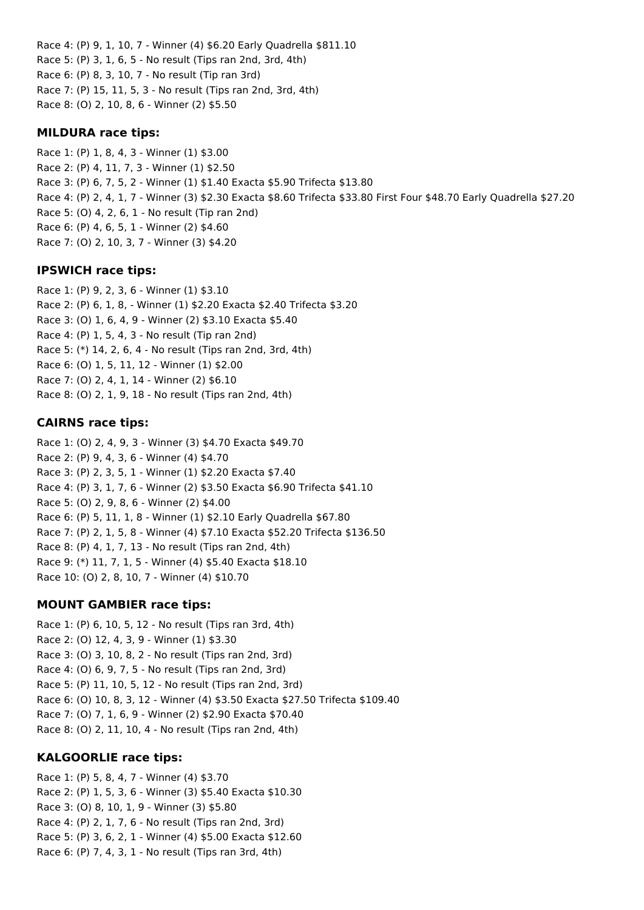Race 4: (P) 9, 1, 10, 7 - Winner (4) $6.20 Early Quadrella $811.10
Race 5: (P) 3, 1, 6, 5 - No result (Tips ran 2nd, 3rd, 4th)
Race 6: (P) 8, 3, 10, 7 - No result (Tip ran 3rd)
Race 7: (P) 15, 11, 5, 3 - No result (Tips ran 2nd, 3rd, 4th)
Race 8: (O) 2, 10, 8, 6 - Winner (2) $5.50

### MILDURA race tips:

Race 1: (P) 1, 8, 4, 3 - Winner (1) $3.00
Race 2: (P) 4, 11, 7, 3 - Winner (1) $2.50
Race 3: (P) 6, 7, 5, 2 - Winner (1) $1.40 Exacta $5.90 Trifecta $13.80
Race 4: (P) 2, 4, 1, 7 - Winner (3) $2.30 Exacta $8.60 Trifecta $33.80 First Four $48.70 Early Quadrella $27.20
Race 5: (O) 4, 2, 6, 1 - No result (Tip ran 2nd)
Race 6: (P) 4, 6, 5, 1 - Winner (2) $4.60
Race 7: (O) 2, 10, 3, 7 - Winner (3) $4.20

### IPSWICH race tips:

Race 1: (P) 9, 2, 3, 6 - Winner (1) $3.10
Race 2: (P) 6, 1, 8, - Winner (1) $2.20 Exacta $2.40 Trifecta $3.20
Race 3: (O) 1, 6, 4, 9 - Winner (2) $3.10 Exacta $5.40
Race 4: (P) 1, 5, 4, 3 - No result (Tip ran 2nd)
Race 5: (*) 14, 2, 6, 4 - No result (Tips ran 2nd, 3rd, 4th)
Race 6: (O) 1, 5, 11, 12 - Winner (1) $2.00
Race 7: (O) 2, 4, 1, 14 - Winner (2) $6.10
Race 8: (O) 2, 1, 9, 18 - No result (Tips ran 2nd, 4th)

### CAIRNS race tips:

Race 1: (O) 2, 4, 9, 3 - Winner (3) $4.70 Exacta $49.70
Race 2: (P) 9, 4, 3, 6 - Winner (4) $4.70
Race 3: (P) 2, 3, 5, 1 - Winner (1) $2.20 Exacta $7.40
Race 4: (P) 3, 1, 7, 6 - Winner (2) $3.50 Exacta $6.90 Trifecta $41.10
Race 5: (O) 2, 9, 8, 6 - Winner (2) $4.00
Race 6: (P) 5, 11, 1, 8 - Winner (1) $2.10 Early Quadrella $67.80
Race 7: (P) 2, 1, 5, 8 - Winner (4) $7.10 Exacta $52.20 Trifecta $136.50
Race 8: (P) 4, 1, 7, 13 - No result (Tips ran 2nd, 4th)
Race 9: (*) 11, 7, 1, 5 - Winner (4) $5.40 Exacta $18.10
Race 10: (O) 2, 8, 10, 7 - Winner (4) $10.70

### MOUNT GAMBIER race tips:

Race 1: (P) 6, 10, 5, 12 - No result (Tips ran 3rd, 4th)
Race 2: (O) 12, 4, 3, 9 - Winner (1) $3.30
Race 3: (O) 3, 10, 8, 2 - No result (Tips ran 2nd, 3rd)
Race 4: (O) 6, 9, 7, 5 - No result (Tips ran 2nd, 3rd)
Race 5: (P) 11, 10, 5, 12 - No result (Tips ran 2nd, 3rd)
Race 6: (O) 10, 8, 3, 12 - Winner (4) $3.50 Exacta $27.50 Trifecta $109.40
Race 7: (O) 7, 1, 6, 9 - Winner (2) $2.90 Exacta $70.40
Race 8: (O) 2, 11, 10, 4 - No result (Tips ran 2nd, 4th)

### KALGOORLIE race tips:

Race 1: (P) 5, 8, 4, 7 - Winner (4) $3.70
Race 2: (P) 1, 5, 3, 6 - Winner (3) $5.40 Exacta $10.30
Race 3: (O) 8, 10, 1, 9 - Winner (3) $5.80
Race 4: (P) 2, 1, 7, 6 - No result (Tips ran 2nd, 3rd)
Race 5: (P) 3, 6, 2, 1 - Winner (4) $5.00 Exacta $12.60
Race 6: (P) 7, 4, 3, 1 - No result (Tips ran 3rd, 4th)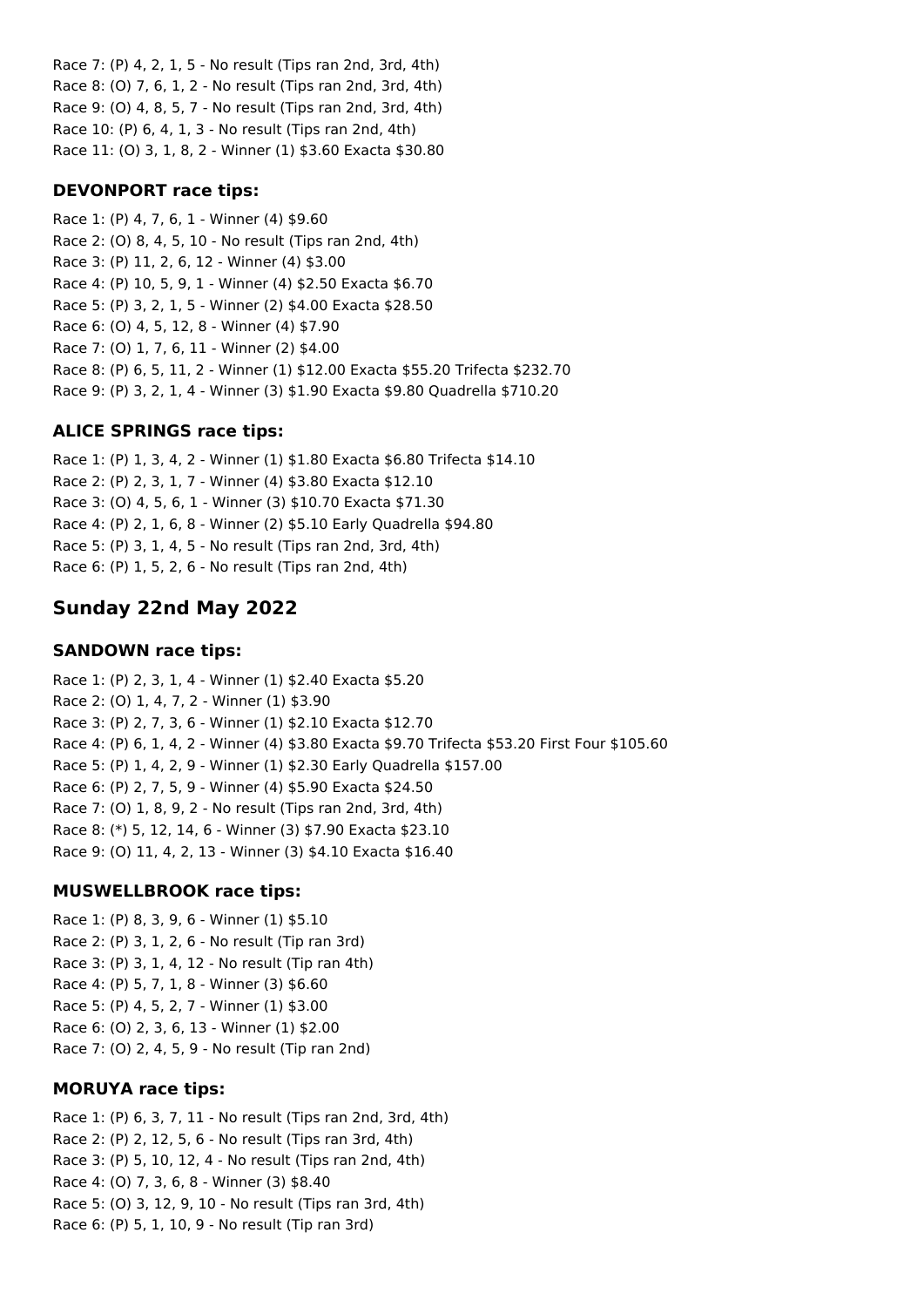Race 7: (P) 4, 2, 1, 5 - No result (Tips ran 2nd, 3rd, 4th)
Race 8: (O) 7, 6, 1, 2 - No result (Tips ran 2nd, 3rd, 4th)
Race 9: (O) 4, 8, 5, 7 - No result (Tips ran 2nd, 3rd, 4th)
Race 10: (P) 6, 4, 1, 3 - No result (Tips ran 2nd, 4th)
Race 11: (O) 3, 1, 8, 2 - Winner (1) $3.60 Exacta $30.80

### DEVONPORT race tips:

Race 1: (P) 4, 7, 6, 1 - Winner (4) $9.60
Race 2: (O) 8, 4, 5, 10 - No result (Tips ran 2nd, 4th)
Race 3: (P) 11, 2, 6, 12 - Winner (4) $3.00
Race 4: (P) 10, 5, 9, 1 - Winner (4) $2.50 Exacta $6.70
Race 5: (P) 3, 2, 1, 5 - Winner (2) $4.00 Exacta $28.50
Race 6: (O) 4, 5, 12, 8 - Winner (4) $7.90
Race 7: (O) 1, 7, 6, 11 - Winner (2) $4.00
Race 8: (P) 6, 5, 11, 2 - Winner (1) $12.00 Exacta $55.20 Trifecta $232.70
Race 9: (P) 3, 2, 1, 4 - Winner (3) $1.90 Exacta $9.80 Quadrella $710.20

### ALICE SPRINGS race tips:

Race 1: (P) 1, 3, 4, 2 - Winner (1) $1.80 Exacta $6.80 Trifecta $14.10
Race 2: (P) 2, 3, 1, 7 - Winner (4) $3.80 Exacta $12.10
Race 3: (O) 4, 5, 6, 1 - Winner (3) $10.70 Exacta $71.30
Race 4: (P) 2, 1, 6, 8 - Winner (2) $5.10 Early Quadrella $94.80
Race 5: (P) 3, 1, 4, 5 - No result (Tips ran 2nd, 3rd, 4th)
Race 6: (P) 1, 5, 2, 6 - No result (Tips ran 2nd, 4th)

## Sunday 22nd May 2022

### SANDOWN race tips:

Race 1: (P) 2, 3, 1, 4 - Winner (1) $2.40 Exacta $5.20
Race 2: (O) 1, 4, 7, 2 - Winner (1) $3.90
Race 3: (P) 2, 7, 3, 6 - Winner (1) $2.10 Exacta $12.70
Race 4: (P) 6, 1, 4, 2 - Winner (4) $3.80 Exacta $9.70 Trifecta $53.20 First Four $105.60
Race 5: (P) 1, 4, 2, 9 - Winner (1) $2.30 Early Quadrella $157.00
Race 6: (P) 2, 7, 5, 9 - Winner (4) $5.90 Exacta $24.50
Race 7: (O) 1, 8, 9, 2 - No result (Tips ran 2nd, 3rd, 4th)
Race 8: (*) 5, 12, 14, 6 - Winner (3) $7.90 Exacta $23.10
Race 9: (O) 11, 4, 2, 13 - Winner (3) $4.10 Exacta $16.40

### MUSWELLBROOK race tips:

Race 1: (P) 8, 3, 9, 6 - Winner (1) $5.10
Race 2: (P) 3, 1, 2, 6 - No result (Tip ran 3rd)
Race 3: (P) 3, 1, 4, 12 - No result (Tip ran 4th)
Race 4: (P) 5, 7, 1, 8 - Winner (3) $6.60
Race 5: (P) 4, 5, 2, 7 - Winner (1) $3.00
Race 6: (O) 2, 3, 6, 13 - Winner (1) $2.00
Race 7: (O) 2, 4, 5, 9 - No result (Tip ran 2nd)

### MORUYA race tips:

Race 1: (P) 6, 3, 7, 11 - No result (Tips ran 2nd, 3rd, 4th)
Race 2: (P) 2, 12, 5, 6 - No result (Tips ran 3rd, 4th)
Race 3: (P) 5, 10, 12, 4 - No result (Tips ran 2nd, 4th)
Race 4: (O) 7, 3, 6, 8 - Winner (3) $8.40
Race 5: (O) 3, 12, 9, 10 - No result (Tips ran 3rd, 4th)
Race 6: (P) 5, 1, 10, 9 - No result (Tip ran 3rd)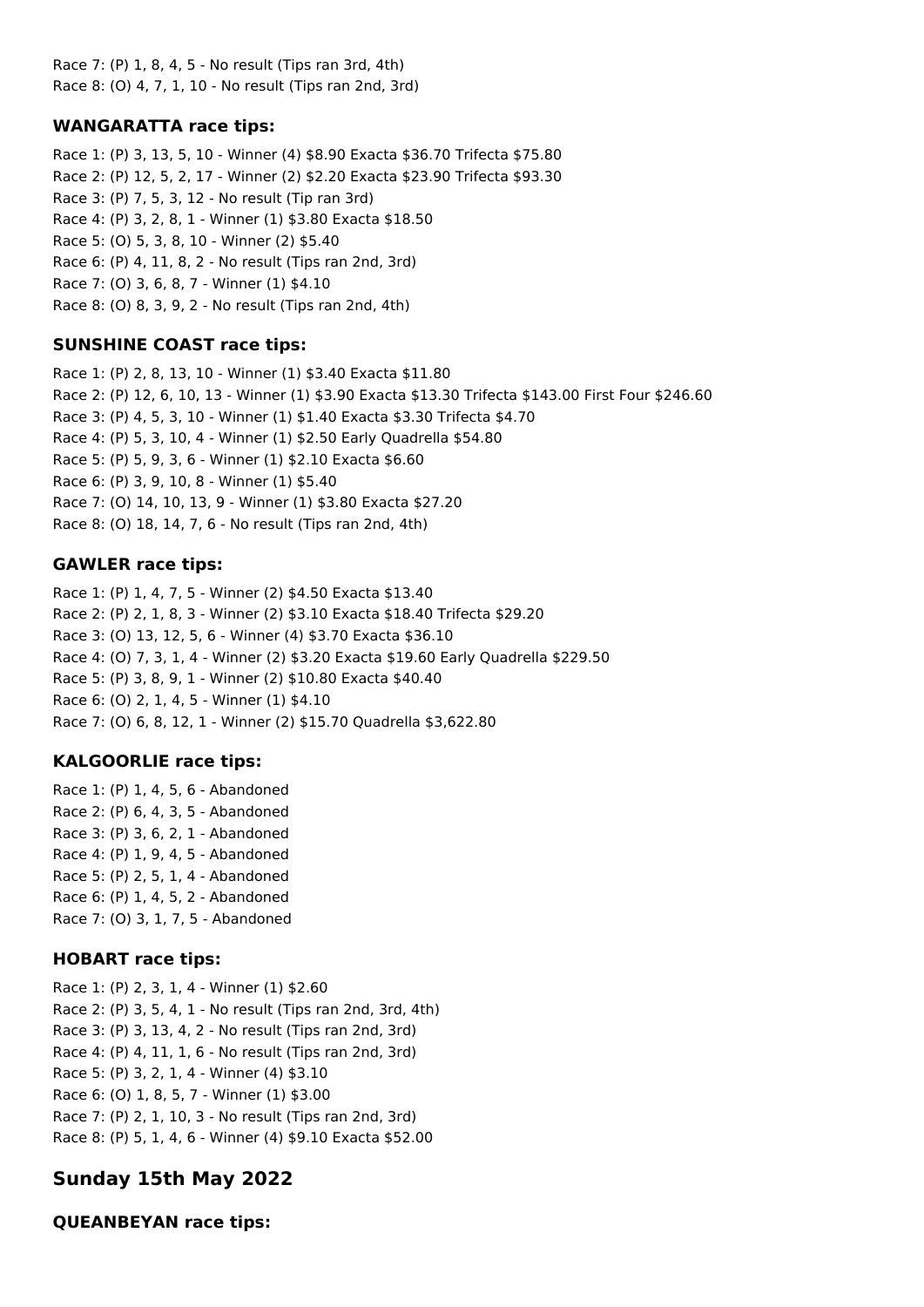Race 7: (P) 1, 8, 4, 5 - No result (Tips ran 3rd, 4th)
Race 8: (O) 4, 7, 1, 10 - No result (Tips ran 2nd, 3rd)

### WANGARATTA race tips:

Race 1: (P) 3, 13, 5, 10 - Winner (4) $8.90 Exacta $36.70 Trifecta $75.80
Race 2: (P) 12, 5, 2, 17 - Winner (2) $2.20 Exacta $23.90 Trifecta $93.30
Race 3: (P) 7, 5, 3, 12 - No result (Tip ran 3rd)
Race 4: (P) 3, 2, 8, 1 - Winner (1) $3.80 Exacta $18.50
Race 5: (O) 5, 3, 8, 10 - Winner (2) $5.40
Race 6: (P) 4, 11, 8, 2 - No result (Tips ran 2nd, 3rd)
Race 7: (O) 3, 6, 8, 7 - Winner (1) $4.10
Race 8: (O) 8, 3, 9, 2 - No result (Tips ran 2nd, 4th)

### SUNSHINE COAST race tips:

Race 1: (P) 2, 8, 13, 10 - Winner (1) $3.40 Exacta $11.80
Race 2: (P) 12, 6, 10, 13 - Winner (1) $3.90 Exacta $13.30 Trifecta $143.00 First Four $246.60
Race 3: (P) 4, 5, 3, 10 - Winner (1) $1.40 Exacta $3.30 Trifecta $4.70
Race 4: (P) 5, 3, 10, 4 - Winner (1) $2.50 Early Quadrella $54.80
Race 5: (P) 5, 9, 3, 6 - Winner (1) $2.10 Exacta $6.60
Race 6: (P) 3, 9, 10, 8 - Winner (1) $5.40
Race 7: (O) 14, 10, 13, 9 - Winner (1) $3.80 Exacta $27.20
Race 8: (O) 18, 14, 7, 6 - No result (Tips ran 2nd, 4th)

### GAWLER race tips:

Race 1: (P) 1, 4, 7, 5 - Winner (2) $4.50 Exacta $13.40
Race 2: (P) 2, 1, 8, 3 - Winner (2) $3.10 Exacta $18.40 Trifecta $29.20
Race 3: (O) 13, 12, 5, 6 - Winner (4) $3.70 Exacta $36.10
Race 4: (O) 7, 3, 1, 4 - Winner (2) $3.20 Exacta $19.60 Early Quadrella $229.50
Race 5: (P) 3, 8, 9, 1 - Winner (2) $10.80 Exacta $40.40
Race 6: (O) 2, 1, 4, 5 - Winner (1) $4.10
Race 7: (O) 6, 8, 12, 1 - Winner (2) $15.70 Quadrella $3,622.80

### KALGOORLIE race tips:

Race 1: (P) 1, 4, 5, 6 - Abandoned
Race 2: (P) 6, 4, 3, 5 - Abandoned
Race 3: (P) 3, 6, 2, 1 - Abandoned
Race 4: (P) 1, 9, 4, 5 - Abandoned
Race 5: (P) 2, 5, 1, 4 - Abandoned
Race 6: (P) 1, 4, 5, 2 - Abandoned
Race 7: (O) 3, 1, 7, 5 - Abandoned

### HOBART race tips:

Race 1: (P) 2, 3, 1, 4 - Winner (1) $2.60
Race 2: (P) 3, 5, 4, 1 - No result (Tips ran 2nd, 3rd, 4th)
Race 3: (P) 3, 13, 4, 2 - No result (Tips ran 2nd, 3rd)
Race 4: (P) 4, 11, 1, 6 - No result (Tips ran 2nd, 3rd)
Race 5: (P) 3, 2, 1, 4 - Winner (4) $3.10
Race 6: (O) 1, 8, 5, 7 - Winner (1) $3.00
Race 7: (P) 2, 1, 10, 3 - No result (Tips ran 2nd, 3rd)
Race 8: (P) 5, 1, 4, 6 - Winner (4) $9.10 Exacta $52.00

## Sunday 15th May 2022

### QUEANBEYAN race tips: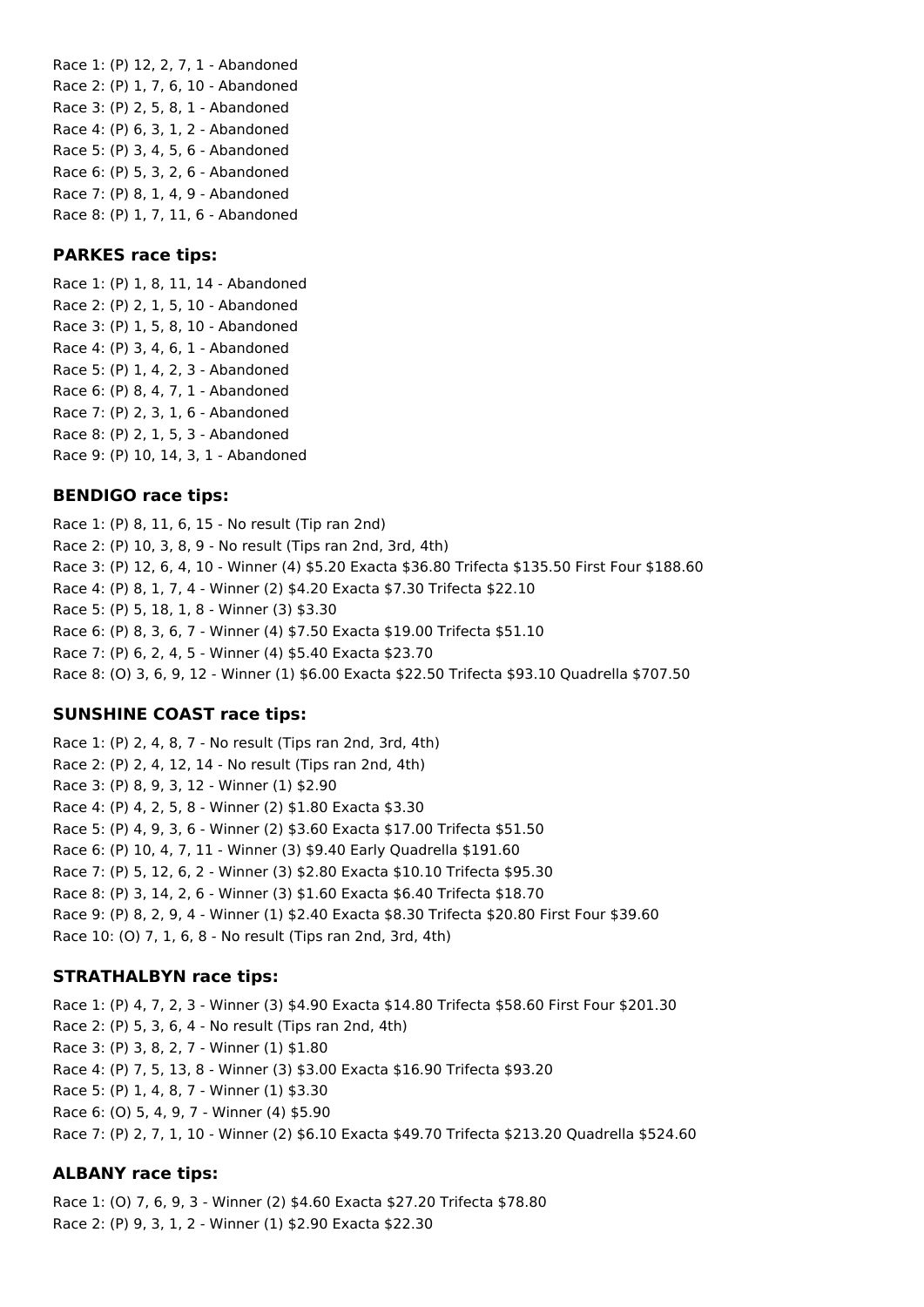Race 1: (P) 12, 2, 7, 1 - Abandoned
Race 2: (P) 1, 7, 6, 10 - Abandoned
Race 3: (P) 2, 5, 8, 1 - Abandoned
Race 4: (P) 6, 3, 1, 2 - Abandoned
Race 5: (P) 3, 4, 5, 6 - Abandoned
Race 6: (P) 5, 3, 2, 6 - Abandoned
Race 7: (P) 8, 1, 4, 9 - Abandoned
Race 8: (P) 1, 7, 11, 6 - Abandoned

### PARKES race tips:

Race 1: (P) 1, 8, 11, 14 - Abandoned
Race 2: (P) 2, 1, 5, 10 - Abandoned
Race 3: (P) 1, 5, 8, 10 - Abandoned
Race 4: (P) 3, 4, 6, 1 - Abandoned
Race 5: (P) 1, 4, 2, 3 - Abandoned
Race 6: (P) 8, 4, 7, 1 - Abandoned
Race 7: (P) 2, 3, 1, 6 - Abandoned
Race 8: (P) 2, 1, 5, 3 - Abandoned
Race 9: (P) 10, 14, 3, 1 - Abandoned

### BENDIGO race tips:

Race 1: (P) 8, 11, 6, 15 - No result (Tip ran 2nd)
Race 2: (P) 10, 3, 8, 9 - No result (Tips ran 2nd, 3rd, 4th)
Race 3: (P) 12, 6, 4, 10 - Winner (4) $5.20 Exacta $36.80 Trifecta $135.50 First Four $188.60
Race 4: (P) 8, 1, 7, 4 - Winner (2) $4.20 Exacta $7.30 Trifecta $22.10
Race 5: (P) 5, 18, 1, 8 - Winner (3) $3.30
Race 6: (P) 8, 3, 6, 7 - Winner (4) $7.50 Exacta $19.00 Trifecta $51.10
Race 7: (P) 6, 2, 4, 5 - Winner (4) $5.40 Exacta $23.70
Race 8: (O) 3, 6, 9, 12 - Winner (1) $6.00 Exacta $22.50 Trifecta $93.10 Quadrella $707.50

### SUNSHINE COAST race tips:

Race 1: (P) 2, 4, 8, 7 - No result (Tips ran 2nd, 3rd, 4th)
Race 2: (P) 2, 4, 12, 14 - No result (Tips ran 2nd, 4th)
Race 3: (P) 8, 9, 3, 12 - Winner (1) $2.90
Race 4: (P) 4, 2, 5, 8 - Winner (2) $1.80 Exacta $3.30
Race 5: (P) 4, 9, 3, 6 - Winner (2) $3.60 Exacta $17.00 Trifecta $51.50
Race 6: (P) 10, 4, 7, 11 - Winner (3) $9.40 Early Quadrella $191.60
Race 7: (P) 5, 12, 6, 2 - Winner (3) $2.80 Exacta $10.10 Trifecta $95.30
Race 8: (P) 3, 14, 2, 6 - Winner (3) $1.60 Exacta $6.40 Trifecta $18.70
Race 9: (P) 8, 2, 9, 4 - Winner (1) $2.40 Exacta $8.30 Trifecta $20.80 First Four $39.60
Race 10: (O) 7, 1, 6, 8 - No result (Tips ran 2nd, 3rd, 4th)

### STRATHALBYN race tips:

Race 1: (P) 4, 7, 2, 3 - Winner (3) $4.90 Exacta $14.80 Trifecta $58.60 First Four $201.30
Race 2: (P) 5, 3, 6, 4 - No result (Tips ran 2nd, 4th)
Race 3: (P) 3, 8, 2, 7 - Winner (1) $1.80
Race 4: (P) 7, 5, 13, 8 - Winner (3) $3.00 Exacta $16.90 Trifecta $93.20
Race 5: (P) 1, 4, 8, 7 - Winner (1) $3.30
Race 6: (O) 5, 4, 9, 7 - Winner (4) $5.90
Race 7: (P) 2, 7, 1, 10 - Winner (2) $6.10 Exacta $49.70 Trifecta $213.20 Quadrella $524.60

### ALBANY race tips:

Race 1: (O) 7, 6, 9, 3 - Winner (2) $4.60 Exacta $27.20 Trifecta $78.80
Race 2: (P) 9, 3, 1, 2 - Winner (1) $2.90 Exacta $22.30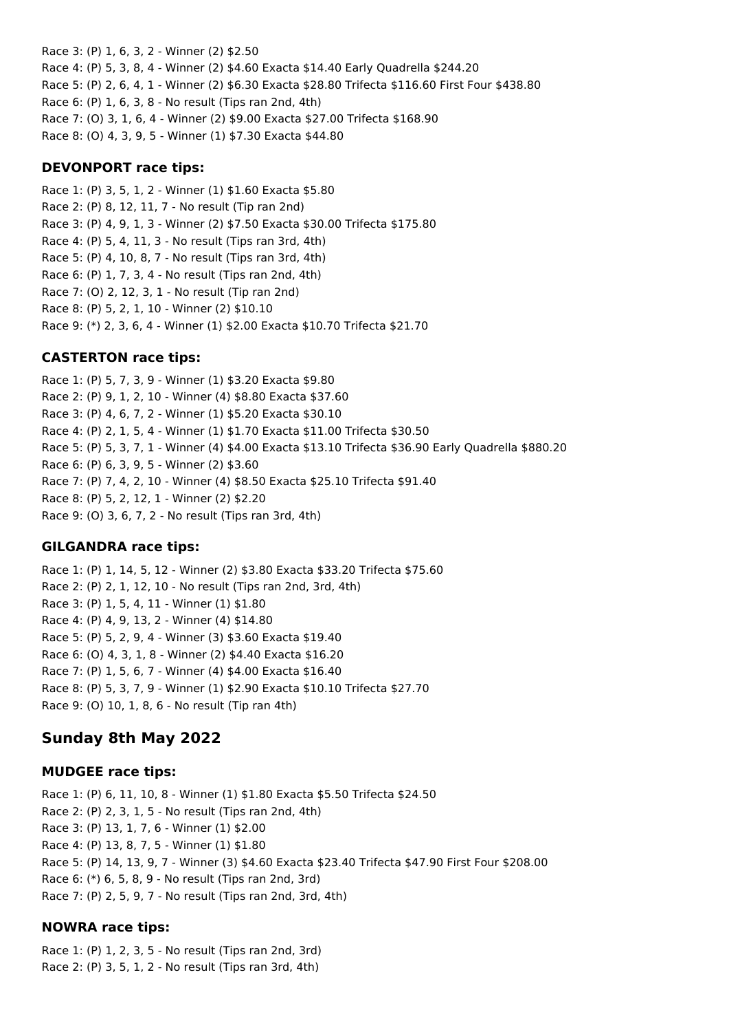Race 3: (P) 1, 6, 3, 2 - Winner (2) $2.50
Race 4: (P) 5, 3, 8, 4 - Winner (2) $4.60 Exacta $14.40 Early Quadrella $244.20
Race 5: (P) 2, 6, 4, 1 - Winner (2) $6.30 Exacta $28.80 Trifecta $116.60 First Four $438.80
Race 6: (P) 1, 6, 3, 8 - No result (Tips ran 2nd, 4th)
Race 7: (O) 3, 1, 6, 4 - Winner (2) $9.00 Exacta $27.00 Trifecta $168.90
Race 8: (O) 4, 3, 9, 5 - Winner (1) $7.30 Exacta $44.80

### DEVONPORT race tips:

Race 1: (P) 3, 5, 1, 2 - Winner (1) $1.60 Exacta $5.80
Race 2: (P) 8, 12, 11, 7 - No result (Tip ran 2nd)
Race 3: (P) 4, 9, 1, 3 - Winner (2) $7.50 Exacta $30.00 Trifecta $175.80
Race 4: (P) 5, 4, 11, 3 - No result (Tips ran 3rd, 4th)
Race 5: (P) 4, 10, 8, 7 - No result (Tips ran 3rd, 4th)
Race 6: (P) 1, 7, 3, 4 - No result (Tips ran 2nd, 4th)
Race 7: (O) 2, 12, 3, 1 - No result (Tip ran 2nd)
Race 8: (P) 5, 2, 1, 10 - Winner (2) $10.10
Race 9: (*) 2, 3, 6, 4 - Winner (1) $2.00 Exacta $10.70 Trifecta $21.70

### CASTERTON race tips:

Race 1: (P) 5, 7, 3, 9 - Winner (1) $3.20 Exacta $9.80
Race 2: (P) 9, 1, 2, 10 - Winner (4) $8.80 Exacta $37.60
Race 3: (P) 4, 6, 7, 2 - Winner (1) $5.20 Exacta $30.10
Race 4: (P) 2, 1, 5, 4 - Winner (1) $1.70 Exacta $11.00 Trifecta $30.50
Race 5: (P) 5, 3, 7, 1 - Winner (4) $4.00 Exacta $13.10 Trifecta $36.90 Early Quadrella $880.20
Race 6: (P) 6, 3, 9, 5 - Winner (2) $3.60
Race 7: (P) 7, 4, 2, 10 - Winner (4) $8.50 Exacta $25.10 Trifecta $91.40
Race 8: (P) 5, 2, 12, 1 - Winner (2) $2.20
Race 9: (O) 3, 6, 7, 2 - No result (Tips ran 3rd, 4th)

### GILGANDRA race tips:

Race 1: (P) 1, 14, 5, 12 - Winner (2) $3.80 Exacta $33.20 Trifecta $75.60
Race 2: (P) 2, 1, 12, 10 - No result (Tips ran 2nd, 3rd, 4th)
Race 3: (P) 1, 5, 4, 11 - Winner (1) $1.80
Race 4: (P) 4, 9, 13, 2 - Winner (4) $14.80
Race 5: (P) 5, 2, 9, 4 - Winner (3) $3.60 Exacta $19.40
Race 6: (O) 4, 3, 1, 8 - Winner (2) $4.40 Exacta $16.20
Race 7: (P) 1, 5, 6, 7 - Winner (4) $4.00 Exacta $16.40
Race 8: (P) 5, 3, 7, 9 - Winner (1) $2.90 Exacta $10.10 Trifecta $27.70
Race 9: (O) 10, 1, 8, 6 - No result (Tip ran 4th)

## Sunday 8th May 2022

### MUDGEE race tips:

Race 1: (P) 6, 11, 10, 8 - Winner (1) $1.80 Exacta $5.50 Trifecta $24.50
Race 2: (P) 2, 3, 1, 5 - No result (Tips ran 2nd, 4th)
Race 3: (P) 13, 1, 7, 6 - Winner (1) $2.00
Race 4: (P) 13, 8, 7, 5 - Winner (1) $1.80
Race 5: (P) 14, 13, 9, 7 - Winner (3) $4.60 Exacta $23.40 Trifecta $47.90 First Four $208.00
Race 6: (*) 6, 5, 8, 9 - No result (Tips ran 2nd, 3rd)
Race 7: (P) 2, 5, 9, 7 - No result (Tips ran 2nd, 3rd, 4th)

### NOWRA race tips:

Race 1: (P) 1, 2, 3, 5 - No result (Tips ran 2nd, 3rd)
Race 2: (P) 3, 5, 1, 2 - No result (Tips ran 3rd, 4th)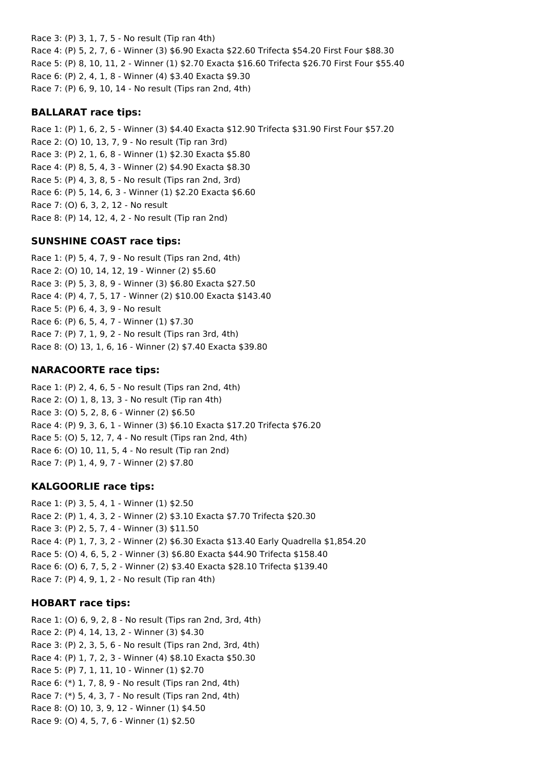Race 3: (P) 3, 1, 7, 5 - No result (Tip ran 4th)
Race 4: (P) 5, 2, 7, 6 - Winner (3) $6.90 Exacta $22.60 Trifecta $54.20 First Four $88.30
Race 5: (P) 8, 10, 11, 2 - Winner (1) $2.70 Exacta $16.60 Trifecta $26.70 First Four $55.40
Race 6: (P) 2, 4, 1, 8 - Winner (4) $3.40 Exacta $9.30
Race 7: (P) 6, 9, 10, 14 - No result (Tips ran 2nd, 4th)

### BALLARAT race tips:

Race 1: (P) 1, 6, 2, 5 - Winner (3) $4.40 Exacta $12.90 Trifecta $31.90 First Four $57.20
Race 2: (O) 10, 13, 7, 9 - No result (Tip ran 3rd)
Race 3: (P) 2, 1, 6, 8 - Winner (1) $2.30 Exacta $5.80
Race 4: (P) 8, 5, 4, 3 - Winner (2) $4.90 Exacta $8.30
Race 5: (P) 4, 3, 8, 5 - No result (Tips ran 2nd, 3rd)
Race 6: (P) 5, 14, 6, 3 - Winner (1) $2.20 Exacta $6.60
Race 7: (O) 6, 3, 2, 12 - No result
Race 8: (P) 14, 12, 4, 2 - No result (Tip ran 2nd)

### SUNSHINE COAST race tips:

Race 1: (P) 5, 4, 7, 9 - No result (Tips ran 2nd, 4th)
Race 2: (O) 10, 14, 12, 19 - Winner (2) $5.60
Race 3: (P) 5, 3, 8, 9 - Winner (3) $6.80 Exacta $27.50
Race 4: (P) 4, 7, 5, 17 - Winner (2) $10.00 Exacta $143.40
Race 5: (P) 6, 4, 3, 9 - No result
Race 6: (P) 6, 5, 4, 7 - Winner (1) $7.30
Race 7: (P) 7, 1, 9, 2 - No result (Tips ran 3rd, 4th)
Race 8: (O) 13, 1, 6, 16 - Winner (2) $7.40 Exacta $39.80

### NARACOORTE race tips:

Race 1: (P) 2, 4, 6, 5 - No result (Tips ran 2nd, 4th)
Race 2: (O) 1, 8, 13, 3 - No result (Tip ran 4th)
Race 3: (O) 5, 2, 8, 6 - Winner (2) $6.50
Race 4: (P) 9, 3, 6, 1 - Winner (3) $6.10 Exacta $17.20 Trifecta $76.20
Race 5: (O) 5, 12, 7, 4 - No result (Tips ran 2nd, 4th)
Race 6: (O) 10, 11, 5, 4 - No result (Tip ran 2nd)
Race 7: (P) 1, 4, 9, 7 - Winner (2) $7.80

### KALGOORLIE race tips:

Race 1: (P) 3, 5, 4, 1 - Winner (1) $2.50
Race 2: (P) 1, 4, 3, 2 - Winner (2) $3.10 Exacta $7.70 Trifecta $20.30
Race 3: (P) 2, 5, 7, 4 - Winner (3) $11.50
Race 4: (P) 1, 7, 3, 2 - Winner (2) $6.30 Exacta $13.40 Early Quadrella $1,854.20
Race 5: (O) 4, 6, 5, 2 - Winner (3) $6.80 Exacta $44.90 Trifecta $158.40
Race 6: (O) 6, 7, 5, 2 - Winner (2) $3.40 Exacta $28.10 Trifecta $139.40
Race 7: (P) 4, 9, 1, 2 - No result (Tip ran 4th)

### HOBART race tips:

Race 1: (O) 6, 9, 2, 8 - No result (Tips ran 2nd, 3rd, 4th)
Race 2: (P) 4, 14, 13, 2 - Winner (3) $4.30
Race 3: (P) 2, 3, 5, 6 - No result (Tips ran 2nd, 3rd, 4th)
Race 4: (P) 1, 7, 2, 3 - Winner (4) $8.10 Exacta $50.30
Race 5: (P) 7, 1, 11, 10 - Winner (1) $2.70
Race 6: (*) 1, 7, 8, 9 - No result (Tips ran 2nd, 4th)
Race 7: (*) 5, 4, 3, 7 - No result (Tips ran 2nd, 4th)
Race 8: (O) 10, 3, 9, 12 - Winner (1) $4.50
Race 9: (O) 4, 5, 7, 6 - Winner (1) $2.50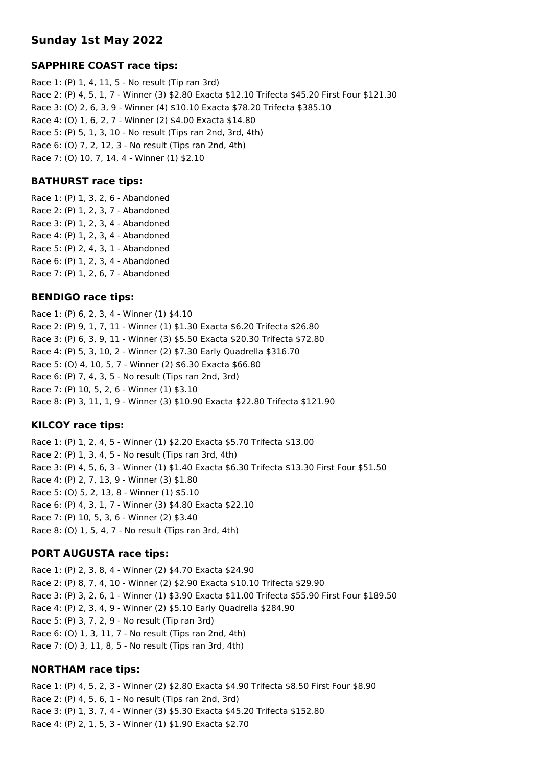## Sunday 1st May 2022

### SAPPHIRE COAST race tips:

Race 1: (P) 1, 4, 11, 5 - No result (Tip ran 3rd)
Race 2: (P) 4, 5, 1, 7 - Winner (3) $2.80 Exacta $12.10 Trifecta $45.20 First Four $121.30
Race 3: (O) 2, 6, 3, 9 - Winner (4) $10.10 Exacta $78.20 Trifecta $385.10
Race 4: (O) 1, 6, 2, 7 - Winner (2) $4.00 Exacta $14.80
Race 5: (P) 5, 1, 3, 10 - No result (Tips ran 2nd, 3rd, 4th)
Race 6: (O) 7, 2, 12, 3 - No result (Tips ran 2nd, 4th)
Race 7: (O) 10, 7, 14, 4 - Winner (1) $2.10

### BATHURST race tips:

Race 1: (P) 1, 3, 2, 6 - Abandoned
Race 2: (P) 1, 2, 3, 7 - Abandoned
Race 3: (P) 1, 2, 3, 4 - Abandoned
Race 4: (P) 1, 2, 3, 4 - Abandoned
Race 5: (P) 2, 4, 3, 1 - Abandoned
Race 6: (P) 1, 2, 3, 4 - Abandoned
Race 7: (P) 1, 2, 6, 7 - Abandoned

### BENDIGO race tips:

Race 1: (P) 6, 2, 3, 4 - Winner (1) $4.10
Race 2: (P) 9, 1, 7, 11 - Winner (1) $1.30 Exacta $6.20 Trifecta $26.80
Race 3: (P) 6, 3, 9, 11 - Winner (3) $5.50 Exacta $20.30 Trifecta $72.80
Race 4: (P) 5, 3, 10, 2 - Winner (2) $7.30 Early Quadrella $316.70
Race 5: (O) 4, 10, 5, 7 - Winner (2) $6.30 Exacta $66.80
Race 6: (P) 7, 4, 3, 5 - No result (Tips ran 2nd, 3rd)
Race 7: (P) 10, 5, 2, 6 - Winner (1) $3.10
Race 8: (P) 3, 11, 1, 9 - Winner (3) $10.90 Exacta $22.80 Trifecta $121.90

### KILCOY race tips:

Race 1: (P) 1, 2, 4, 5 - Winner (1) $2.20 Exacta $5.70 Trifecta $13.00
Race 2: (P) 1, 3, 4, 5 - No result (Tips ran 3rd, 4th)
Race 3: (P) 4, 5, 6, 3 - Winner (1) $1.40 Exacta $6.30 Trifecta $13.30 First Four $51.50
Race 4: (P) 2, 7, 13, 9 - Winner (3) $1.80
Race 5: (O) 5, 2, 13, 8 - Winner (1) $5.10
Race 6: (P) 4, 3, 1, 7 - Winner (3) $4.80 Exacta $22.10
Race 7: (P) 10, 5, 3, 6 - Winner (2) $3.40
Race 8: (O) 1, 5, 4, 7 - No result (Tips ran 3rd, 4th)

### PORT AUGUSTA race tips:

Race 1: (P) 2, 3, 8, 4 - Winner (2) $4.70 Exacta $24.90
Race 2: (P) 8, 7, 4, 10 - Winner (2) $2.90 Exacta $10.10 Trifecta $29.90
Race 3: (P) 3, 2, 6, 1 - Winner (1) $3.90 Exacta $11.00 Trifecta $55.90 First Four $189.50
Race 4: (P) 2, 3, 4, 9 - Winner (2) $5.10 Early Quadrella $284.90
Race 5: (P) 3, 7, 2, 9 - No result (Tip ran 3rd)
Race 6: (O) 1, 3, 11, 7 - No result (Tips ran 2nd, 4th)
Race 7: (O) 3, 11, 8, 5 - No result (Tips ran 3rd, 4th)

### NORTHAM race tips:

Race 1: (P) 4, 5, 2, 3 - Winner (2) $2.80 Exacta $4.90 Trifecta $8.50 First Four $8.90
Race 2: (P) 4, 5, 6, 1 - No result (Tips ran 2nd, 3rd)
Race 3: (P) 1, 3, 7, 4 - Winner (3) $5.30 Exacta $45.20 Trifecta $152.80
Race 4: (P) 2, 1, 5, 3 - Winner (1) $1.90 Exacta $2.70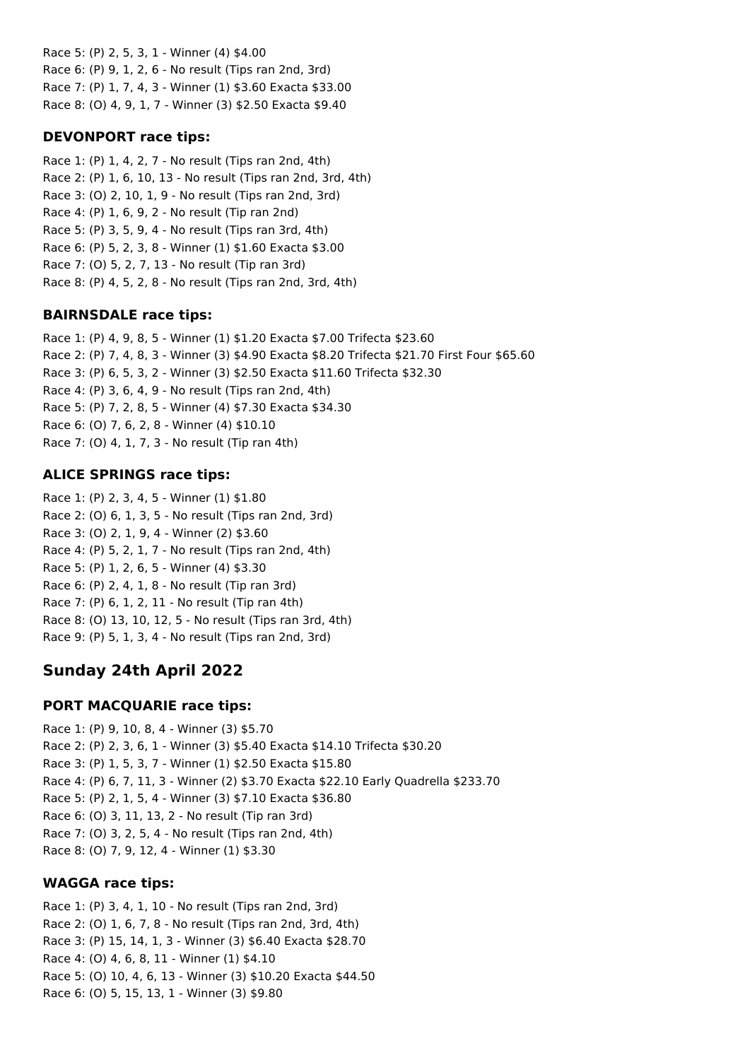Race 5: (P) 2, 5, 3, 1 - Winner (4) $4.00
Race 6: (P) 9, 1, 2, 6 - No result (Tips ran 2nd, 3rd)
Race 7: (P) 1, 7, 4, 3 - Winner (1) $3.60 Exacta $33.00
Race 8: (O) 4, 9, 1, 7 - Winner (3) $2.50 Exacta $9.40

### DEVONPORT race tips:

Race 1: (P) 1, 4, 2, 7 - No result (Tips ran 2nd, 4th)
Race 2: (P) 1, 6, 10, 13 - No result (Tips ran 2nd, 3rd, 4th)
Race 3: (O) 2, 10, 1, 9 - No result (Tips ran 2nd, 3rd)
Race 4: (P) 1, 6, 9, 2 - No result (Tip ran 2nd)
Race 5: (P) 3, 5, 9, 4 - No result (Tips ran 3rd, 4th)
Race 6: (P) 5, 2, 3, 8 - Winner (1) $1.60 Exacta $3.00
Race 7: (O) 5, 2, 7, 13 - No result (Tip ran 3rd)
Race 8: (P) 4, 5, 2, 8 - No result (Tips ran 2nd, 3rd, 4th)

### BAIRNSDALE race tips:

Race 1: (P) 4, 9, 8, 5 - Winner (1) $1.20 Exacta $7.00 Trifecta $23.60
Race 2: (P) 7, 4, 8, 3 - Winner (3) $4.90 Exacta $8.20 Trifecta $21.70 First Four $65.60
Race 3: (P) 6, 5, 3, 2 - Winner (3) $2.50 Exacta $11.60 Trifecta $32.30
Race 4: (P) 3, 6, 4, 9 - No result (Tips ran 2nd, 4th)
Race 5: (P) 7, 2, 8, 5 - Winner (4) $7.30 Exacta $34.30
Race 6: (O) 7, 6, 2, 8 - Winner (4) $10.10
Race 7: (O) 4, 1, 7, 3 - No result (Tip ran 4th)

### ALICE SPRINGS race tips:

Race 1: (P) 2, 3, 4, 5 - Winner (1) $1.80
Race 2: (O) 6, 1, 3, 5 - No result (Tips ran 2nd, 3rd)
Race 3: (O) 2, 1, 9, 4 - Winner (2) $3.60
Race 4: (P) 5, 2, 1, 7 - No result (Tips ran 2nd, 4th)
Race 5: (P) 1, 2, 6, 5 - Winner (4) $3.30
Race 6: (P) 2, 4, 1, 8 - No result (Tip ran 3rd)
Race 7: (P) 6, 1, 2, 11 - No result (Tip ran 4th)
Race 8: (O) 13, 10, 12, 5 - No result (Tips ran 3rd, 4th)
Race 9: (P) 5, 1, 3, 4 - No result (Tips ran 2nd, 3rd)

## Sunday 24th April 2022

### PORT MACQUARIE race tips:

Race 1: (P) 9, 10, 8, 4 - Winner (3) $5.70
Race 2: (P) 2, 3, 6, 1 - Winner (3) $5.40 Exacta $14.10 Trifecta $30.20
Race 3: (P) 1, 5, 3, 7 - Winner (1) $2.50 Exacta $15.80
Race 4: (P) 6, 7, 11, 3 - Winner (2) $3.70 Exacta $22.10 Early Quadrella $233.70
Race 5: (P) 2, 1, 5, 4 - Winner (3) $7.10 Exacta $36.80
Race 6: (O) 3, 11, 13, 2 - No result (Tip ran 3rd)
Race 7: (O) 3, 2, 5, 4 - No result (Tips ran 2nd, 4th)
Race 8: (O) 7, 9, 12, 4 - Winner (1) $3.30

### WAGGA race tips:

Race 1: (P) 3, 4, 1, 10 - No result (Tips ran 2nd, 3rd)
Race 2: (O) 1, 6, 7, 8 - No result (Tips ran 2nd, 3rd, 4th)
Race 3: (P) 15, 14, 1, 3 - Winner (3) $6.40 Exacta $28.70
Race 4: (O) 4, 6, 8, 11 - Winner (1) $4.10
Race 5: (O) 10, 4, 6, 13 - Winner (3) $10.20 Exacta $44.50
Race 6: (O) 5, 15, 13, 1 - Winner (3) $9.80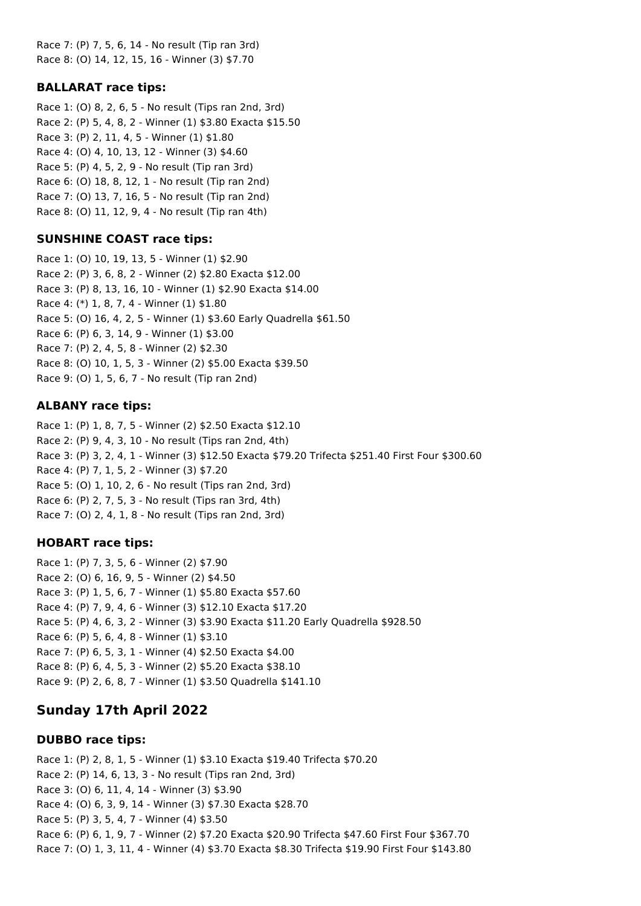Race 7: (P) 7, 5, 6, 14 - No result (Tip ran 3rd)
Race 8: (O) 14, 12, 15, 16 - Winner (3) $7.70

### BALLARAT race tips:

Race 1: (O) 8, 2, 6, 5 - No result (Tips ran 2nd, 3rd)
Race 2: (P) 5, 4, 8, 2 - Winner (1) $3.80 Exacta $15.50
Race 3: (P) 2, 11, 4, 5 - Winner (1) $1.80
Race 4: (O) 4, 10, 13, 12 - Winner (3) $4.60
Race 5: (P) 4, 5, 2, 9 - No result (Tip ran 3rd)
Race 6: (O) 18, 8, 12, 1 - No result (Tip ran 2nd)
Race 7: (O) 13, 7, 16, 5 - No result (Tip ran 2nd)
Race 8: (O) 11, 12, 9, 4 - No result (Tip ran 4th)

### SUNSHINE COAST race tips:

Race 1: (O) 10, 19, 13, 5 - Winner (1) $2.90
Race 2: (P) 3, 6, 8, 2 - Winner (2) $2.80 Exacta $12.00
Race 3: (P) 8, 13, 16, 10 - Winner (1) $2.90 Exacta $14.00
Race 4: (*) 1, 8, 7, 4 - Winner (1) $1.80
Race 5: (O) 16, 4, 2, 5 - Winner (1) $3.60 Early Quadrella $61.50
Race 6: (P) 6, 3, 14, 9 - Winner (1) $3.00
Race 7: (P) 2, 4, 5, 8 - Winner (2) $2.30
Race 8: (O) 10, 1, 5, 3 - Winner (2) $5.00 Exacta $39.50
Race 9: (O) 1, 5, 6, 7 - No result (Tip ran 2nd)

### ALBANY race tips:

Race 1: (P) 1, 8, 7, 5 - Winner (2) $2.50 Exacta $12.10
Race 2: (P) 9, 4, 3, 10 - No result (Tips ran 2nd, 4th)
Race 3: (P) 3, 2, 4, 1 - Winner (3) $12.50 Exacta $79.20 Trifecta $251.40 First Four $300.60
Race 4: (P) 7, 1, 5, 2 - Winner (3) $7.20
Race 5: (O) 1, 10, 2, 6 - No result (Tips ran 2nd, 3rd)
Race 6: (P) 2, 7, 5, 3 - No result (Tips ran 3rd, 4th)
Race 7: (O) 2, 4, 1, 8 - No result (Tips ran 2nd, 3rd)

### HOBART race tips:

Race 1: (P) 7, 3, 5, 6 - Winner (2) $7.90
Race 2: (O) 6, 16, 9, 5 - Winner (2) $4.50
Race 3: (P) 1, 5, 6, 7 - Winner (1) $5.80 Exacta $57.60
Race 4: (P) 7, 9, 4, 6 - Winner (3) $12.10 Exacta $17.20
Race 5: (P) 4, 6, 3, 2 - Winner (3) $3.90 Exacta $11.20 Early Quadrella $928.50
Race 6: (P) 5, 6, 4, 8 - Winner (1) $3.10
Race 7: (P) 6, 5, 3, 1 - Winner (4) $2.50 Exacta $4.00
Race 8: (P) 6, 4, 5, 3 - Winner (2) $5.20 Exacta $38.10
Race 9: (P) 2, 6, 8, 7 - Winner (1) $3.50 Quadrella $141.10

## Sunday 17th April 2022

### DUBBO race tips:

Race 1: (P) 2, 8, 1, 5 - Winner (1) $3.10 Exacta $19.40 Trifecta $70.20
Race 2: (P) 14, 6, 13, 3 - No result (Tips ran 2nd, 3rd)
Race 3: (O) 6, 11, 4, 14 - Winner (3) $3.90
Race 4: (O) 6, 3, 9, 14 - Winner (3) $7.30 Exacta $28.70
Race 5: (P) 3, 5, 4, 7 - Winner (4) $3.50
Race 6: (P) 6, 1, 9, 7 - Winner (2) $7.20 Exacta $20.90 Trifecta $47.60 First Four $367.70
Race 7: (O) 1, 3, 11, 4 - Winner (4) $3.70 Exacta $8.30 Trifecta $19.90 First Four $143.80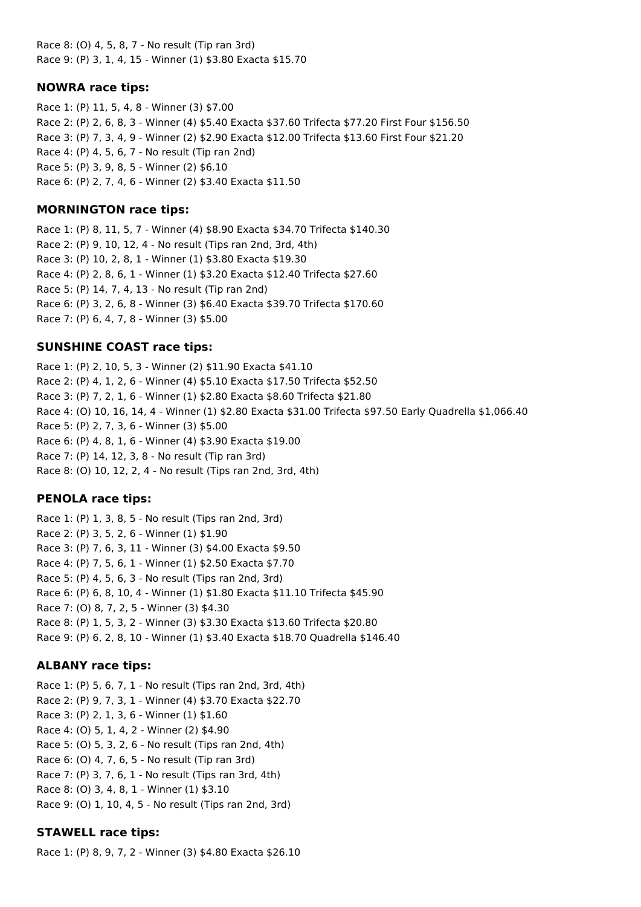Race 8: (O) 4, 5, 8, 7 - No result (Tip ran 3rd)
Race 9: (P) 3, 1, 4, 15 - Winner (1) $3.80 Exacta $15.70

### NOWRA race tips:

Race 1: (P) 11, 5, 4, 8 - Winner (3) $7.00
Race 2: (P) 2, 6, 8, 3 - Winner (4) $5.40 Exacta $37.60 Trifecta $77.20 First Four $156.50
Race 3: (P) 7, 3, 4, 9 - Winner (2) $2.90 Exacta $12.00 Trifecta $13.60 First Four $21.20
Race 4: (P) 4, 5, 6, 7 - No result (Tip ran 2nd)
Race 5: (P) 3, 9, 8, 5 - Winner (2) $6.10
Race 6: (P) 2, 7, 4, 6 - Winner (2) $3.40 Exacta $11.50

### MORNINGTON race tips:

Race 1: (P) 8, 11, 5, 7 - Winner (4) $8.90 Exacta $34.70 Trifecta $140.30
Race 2: (P) 9, 10, 12, 4 - No result (Tips ran 2nd, 3rd, 4th)
Race 3: (P) 10, 2, 8, 1 - Winner (1) $3.80 Exacta $19.30
Race 4: (P) 2, 8, 6, 1 - Winner (1) $3.20 Exacta $12.40 Trifecta $27.60
Race 5: (P) 14, 7, 4, 13 - No result (Tip ran 2nd)
Race 6: (P) 3, 2, 6, 8 - Winner (3) $6.40 Exacta $39.70 Trifecta $170.60
Race 7: (P) 6, 4, 7, 8 - Winner (3) $5.00

### SUNSHINE COAST race tips:

Race 1: (P) 2, 10, 5, 3 - Winner (2) $11.90 Exacta $41.10
Race 2: (P) 4, 1, 2, 6 - Winner (4) $5.10 Exacta $17.50 Trifecta $52.50
Race 3: (P) 7, 2, 1, 6 - Winner (1) $2.80 Exacta $8.60 Trifecta $21.80
Race 4: (O) 10, 16, 14, 4 - Winner (1) $2.80 Exacta $31.00 Trifecta $97.50 Early Quadrella $1,066.40
Race 5: (P) 2, 7, 3, 6 - Winner (3) $5.00
Race 6: (P) 4, 8, 1, 6 - Winner (4) $3.90 Exacta $19.00
Race 7: (P) 14, 12, 3, 8 - No result (Tip ran 3rd)
Race 8: (O) 10, 12, 2, 4 - No result (Tips ran 2nd, 3rd, 4th)

### PENOLA race tips:

Race 1: (P) 1, 3, 8, 5 - No result (Tips ran 2nd, 3rd)
Race 2: (P) 3, 5, 2, 6 - Winner (1) $1.90
Race 3: (P) 7, 6, 3, 11 - Winner (3) $4.00 Exacta $9.50
Race 4: (P) 7, 5, 6, 1 - Winner (1) $2.50 Exacta $7.70
Race 5: (P) 4, 5, 6, 3 - No result (Tips ran 2nd, 3rd)
Race 6: (P) 6, 8, 10, 4 - Winner (1) $1.80 Exacta $11.10 Trifecta $45.90
Race 7: (O) 8, 7, 2, 5 - Winner (3) $4.30
Race 8: (P) 1, 5, 3, 2 - Winner (3) $3.30 Exacta $13.60 Trifecta $20.80
Race 9: (P) 6, 2, 8, 10 - Winner (1) $3.40 Exacta $18.70 Quadrella $146.40

### ALBANY race tips:

Race 1: (P) 5, 6, 7, 1 - No result (Tips ran 2nd, 3rd, 4th)
Race 2: (P) 9, 7, 3, 1 - Winner (4) $3.70 Exacta $22.70
Race 3: (P) 2, 1, 3, 6 - Winner (1) $1.60
Race 4: (O) 5, 1, 4, 2 - Winner (2) $4.90
Race 5: (O) 5, 3, 2, 6 - No result (Tips ran 2nd, 4th)
Race 6: (O) 4, 7, 6, 5 - No result (Tip ran 3rd)
Race 7: (P) 3, 7, 6, 1 - No result (Tips ran 3rd, 4th)
Race 8: (O) 3, 4, 8, 1 - Winner (1) $3.10
Race 9: (O) 1, 10, 4, 5 - No result (Tips ran 2nd, 3rd)

### STAWELL race tips:

Race 1: (P) 8, 9, 7, 2 - Winner (3) $4.80 Exacta $26.10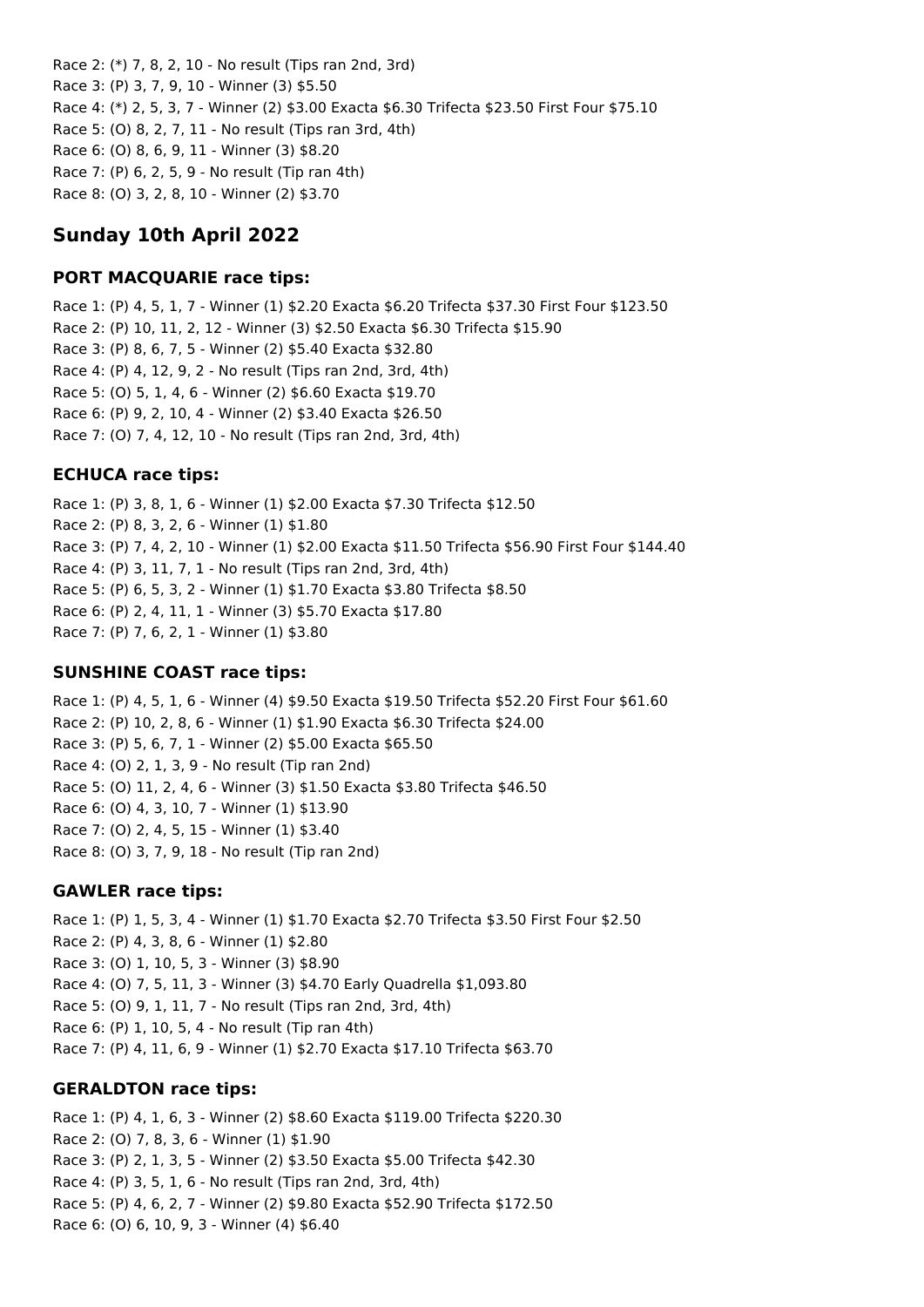Race 2: (*) 7, 8, 2, 10 - No result (Tips ran 2nd, 3rd)
Race 3: (P) 3, 7, 9, 10 - Winner (3) $5.50
Race 4: (*) 2, 5, 3, 7 - Winner (2) $3.00 Exacta $6.30 Trifecta $23.50 First Four $75.10
Race 5: (O) 8, 2, 7, 11 - No result (Tips ran 3rd, 4th)
Race 6: (O) 8, 6, 9, 11 - Winner (3) $8.20
Race 7: (P) 6, 2, 5, 9 - No result (Tip ran 4th)
Race 8: (O) 3, 2, 8, 10 - Winner (2) $3.70

## Sunday 10th April 2022

### PORT MACQUARIE race tips:

Race 1: (P) 4, 5, 1, 7 - Winner (1) $2.20 Exacta $6.20 Trifecta $37.30 First Four $123.50
Race 2: (P) 10, 11, 2, 12 - Winner (3) $2.50 Exacta $6.30 Trifecta $15.90
Race 3: (P) 8, 6, 7, 5 - Winner (2) $5.40 Exacta $32.80
Race 4: (P) 4, 12, 9, 2 - No result (Tips ran 2nd, 3rd, 4th)
Race 5: (O) 5, 1, 4, 6 - Winner (2) $6.60 Exacta $19.70
Race 6: (P) 9, 2, 10, 4 - Winner (2) $3.40 Exacta $26.50
Race 7: (O) 7, 4, 12, 10 - No result (Tips ran 2nd, 3rd, 4th)

### ECHUCA race tips:

Race 1: (P) 3, 8, 1, 6 - Winner (1) $2.00 Exacta $7.30 Trifecta $12.50
Race 2: (P) 8, 3, 2, 6 - Winner (1) $1.80
Race 3: (P) 7, 4, 2, 10 - Winner (1) $2.00 Exacta $11.50 Trifecta $56.90 First Four $144.40
Race 4: (P) 3, 11, 7, 1 - No result (Tips ran 2nd, 3rd, 4th)
Race 5: (P) 6, 5, 3, 2 - Winner (1) $1.70 Exacta $3.80 Trifecta $8.50
Race 6: (P) 2, 4, 11, 1 - Winner (3) $5.70 Exacta $17.80
Race 7: (P) 7, 6, 2, 1 - Winner (1) $3.80

### SUNSHINE COAST race tips:

Race 1: (P) 4, 5, 1, 6 - Winner (4) $9.50 Exacta $19.50 Trifecta $52.20 First Four $61.60
Race 2: (P) 10, 2, 8, 6 - Winner (1) $1.90 Exacta $6.30 Trifecta $24.00
Race 3: (P) 5, 6, 7, 1 - Winner (2) $5.00 Exacta $65.50
Race 4: (O) 2, 1, 3, 9 - No result (Tip ran 2nd)
Race 5: (O) 11, 2, 4, 6 - Winner (3) $1.50 Exacta $3.80 Trifecta $46.50
Race 6: (O) 4, 3, 10, 7 - Winner (1) $13.90
Race 7: (O) 2, 4, 5, 15 - Winner (1) $3.40
Race 8: (O) 3, 7, 9, 18 - No result (Tip ran 2nd)

### GAWLER race tips:

Race 1: (P) 1, 5, 3, 4 - Winner (1) $1.70 Exacta $2.70 Trifecta $3.50 First Four $2.50
Race 2: (P) 4, 3, 8, 6 - Winner (1) $2.80
Race 3: (O) 1, 10, 5, 3 - Winner (3) $8.90
Race 4: (O) 7, 5, 11, 3 - Winner (3) $4.70 Early Quadrella $1,093.80
Race 5: (O) 9, 1, 11, 7 - No result (Tips ran 2nd, 3rd, 4th)
Race 6: (P) 1, 10, 5, 4 - No result (Tip ran 4th)
Race 7: (P) 4, 11, 6, 9 - Winner (1) $2.70 Exacta $17.10 Trifecta $63.70

### GERALDTON race tips:

Race 1: (P) 4, 1, 6, 3 - Winner (2) $8.60 Exacta $119.00 Trifecta $220.30
Race 2: (O) 7, 8, 3, 6 - Winner (1) $1.90
Race 3: (P) 2, 1, 3, 5 - Winner (2) $3.50 Exacta $5.00 Trifecta $42.30
Race 4: (P) 3, 5, 1, 6 - No result (Tips ran 2nd, 3rd, 4th)
Race 5: (P) 4, 6, 2, 7 - Winner (2) $9.80 Exacta $52.90 Trifecta $172.50
Race 6: (O) 6, 10, 9, 3 - Winner (4) $6.40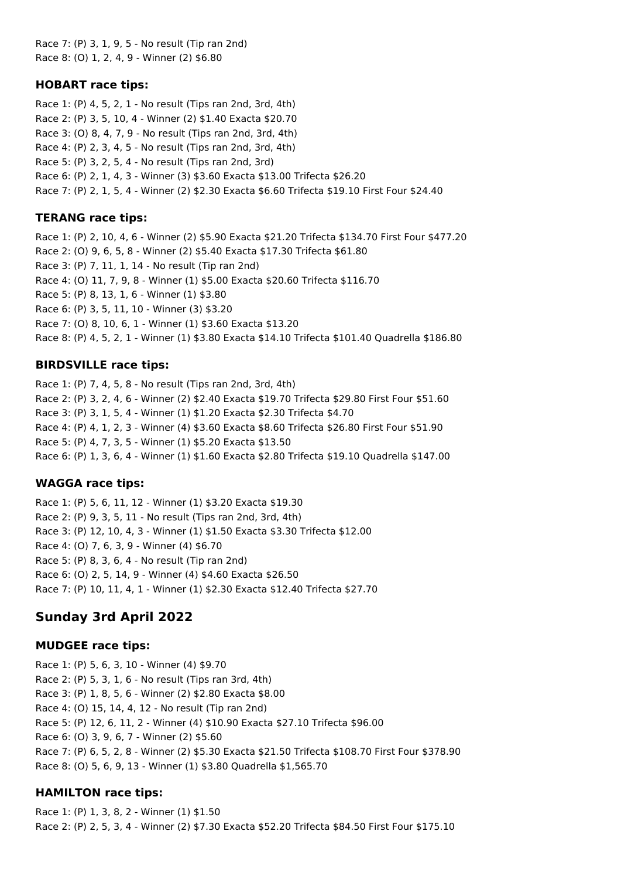Race 7: (P) 3, 1, 9, 5 - No result (Tip ran 2nd)
Race 8: (O) 1, 2, 4, 9 - Winner (2) $6.80

### HOBART race tips:

Race 1: (P) 4, 5, 2, 1 - No result (Tips ran 2nd, 3rd, 4th)
Race 2: (P) 3, 5, 10, 4 - Winner (2) $1.40 Exacta $20.70
Race 3: (O) 8, 4, 7, 9 - No result (Tips ran 2nd, 3rd, 4th)
Race 4: (P) 2, 3, 4, 5 - No result (Tips ran 2nd, 3rd, 4th)
Race 5: (P) 3, 2, 5, 4 - No result (Tips ran 2nd, 3rd)
Race 6: (P) 2, 1, 4, 3 - Winner (3) $3.60 Exacta $13.00 Trifecta $26.20
Race 7: (P) 2, 1, 5, 4 - Winner (2) $2.30 Exacta $6.60 Trifecta $19.10 First Four $24.40

### TERANG race tips:

Race 1: (P) 2, 10, 4, 6 - Winner (2) $5.90 Exacta $21.20 Trifecta $134.70 First Four $477.20
Race 2: (O) 9, 6, 5, 8 - Winner (2) $5.40 Exacta $17.30 Trifecta $61.80
Race 3: (P) 7, 11, 1, 14 - No result (Tip ran 2nd)
Race 4: (O) 11, 7, 9, 8 - Winner (1) $5.00 Exacta $20.60 Trifecta $116.70
Race 5: (P) 8, 13, 1, 6 - Winner (1) $3.80
Race 6: (P) 3, 5, 11, 10 - Winner (3) $3.20
Race 7: (O) 8, 10, 6, 1 - Winner (1) $3.60 Exacta $13.20
Race 8: (P) 4, 5, 2, 1 - Winner (1) $3.80 Exacta $14.10 Trifecta $101.40 Quadrella $186.80

### BIRDSVILLE race tips:

Race 1: (P) 7, 4, 5, 8 - No result (Tips ran 2nd, 3rd, 4th)
Race 2: (P) 3, 2, 4, 6 - Winner (2) $2.40 Exacta $19.70 Trifecta $29.80 First Four $51.60
Race 3: (P) 3, 1, 5, 4 - Winner (1) $1.20 Exacta $2.30 Trifecta $4.70
Race 4: (P) 4, 1, 2, 3 - Winner (4) $3.60 Exacta $8.60 Trifecta $26.80 First Four $51.90
Race 5: (P) 4, 7, 3, 5 - Winner (1) $5.20 Exacta $13.50
Race 6: (P) 1, 3, 6, 4 - Winner (1) $1.60 Exacta $2.80 Trifecta $19.10 Quadrella $147.00

### WAGGA race tips:

Race 1: (P) 5, 6, 11, 12 - Winner (1) $3.20 Exacta $19.30
Race 2: (P) 9, 3, 5, 11 - No result (Tips ran 2nd, 3rd, 4th)
Race 3: (P) 12, 10, 4, 3 - Winner (1) $1.50 Exacta $3.30 Trifecta $12.00
Race 4: (O) 7, 6, 3, 9 - Winner (4) $6.70
Race 5: (P) 8, 3, 6, 4 - No result (Tip ran 2nd)
Race 6: (O) 2, 5, 14, 9 - Winner (4) $4.60 Exacta $26.50
Race 7: (P) 10, 11, 4, 1 - Winner (1) $2.30 Exacta $12.40 Trifecta $27.70

## Sunday 3rd April 2022

### MUDGEE race tips:

Race 1: (P) 5, 6, 3, 10 - Winner (4) $9.70
Race 2: (P) 5, 3, 1, 6 - No result (Tips ran 3rd, 4th)
Race 3: (P) 1, 8, 5, 6 - Winner (2) $2.80 Exacta $8.00
Race 4: (O) 15, 14, 4, 12 - No result (Tip ran 2nd)
Race 5: (P) 12, 6, 11, 2 - Winner (4) $10.90 Exacta $27.10 Trifecta $96.00
Race 6: (O) 3, 9, 6, 7 - Winner (2) $5.60
Race 7: (P) 6, 5, 2, 8 - Winner (2) $5.30 Exacta $21.50 Trifecta $108.70 First Four $378.90
Race 8: (O) 5, 6, 9, 13 - Winner (1) $3.80 Quadrella $1,565.70

### HAMILTON race tips:

Race 1: (P) 1, 3, 8, 2 - Winner (1) $1.50
Race 2: (P) 2, 5, 3, 4 - Winner (2) $7.30 Exacta $52.20 Trifecta $84.50 First Four $175.10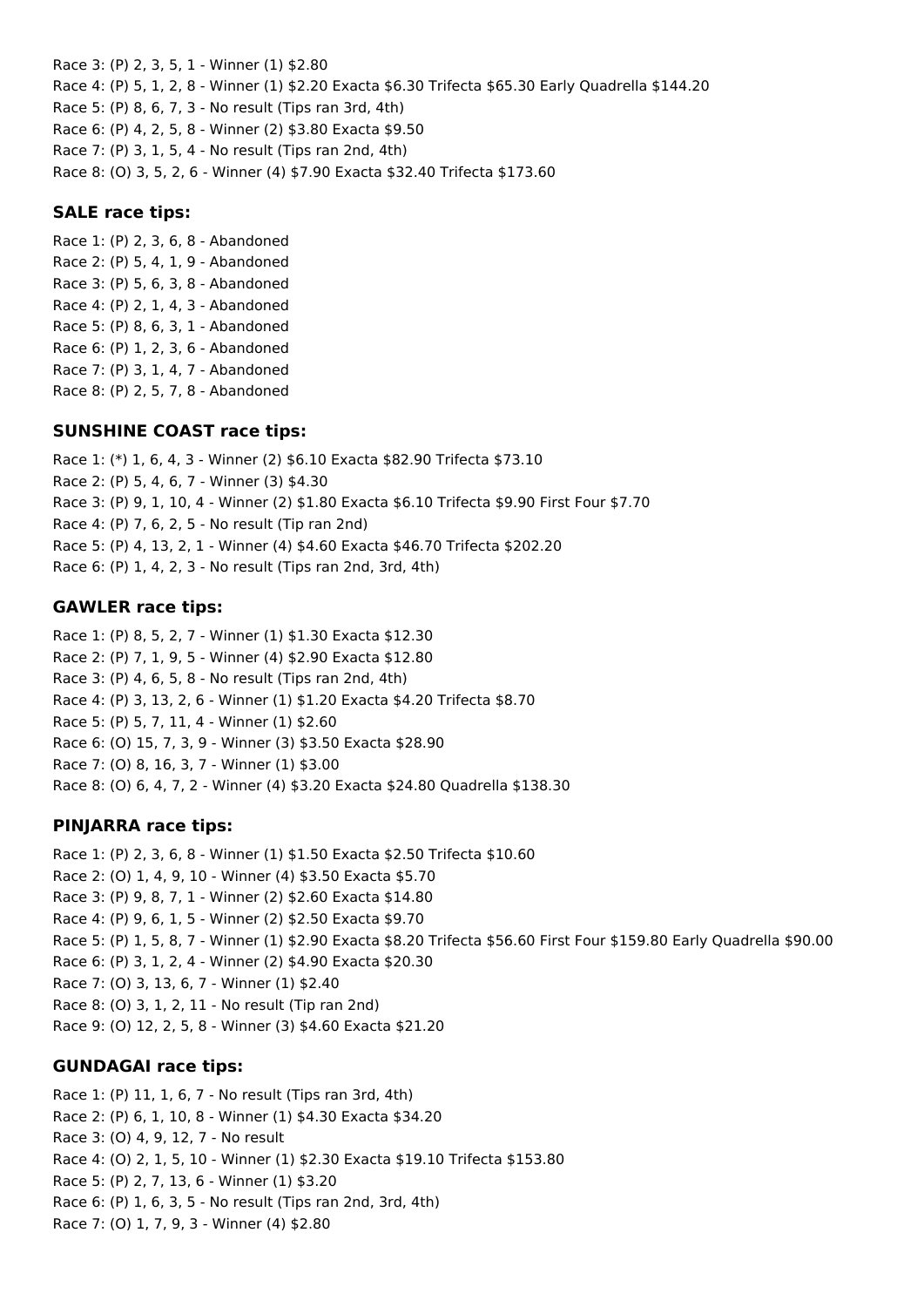Race 3: (P) 2, 3, 5, 1 - Winner (1) $2.80
Race 4: (P) 5, 1, 2, 8 - Winner (1) $2.20 Exacta $6.30 Trifecta $65.30 Early Quadrella $144.20
Race 5: (P) 8, 6, 7, 3 - No result (Tips ran 3rd, 4th)
Race 6: (P) 4, 2, 5, 8 - Winner (2) $3.80 Exacta $9.50
Race 7: (P) 3, 1, 5, 4 - No result (Tips ran 2nd, 4th)
Race 8: (O) 3, 5, 2, 6 - Winner (4) $7.90 Exacta $32.40 Trifecta $173.60

### SALE race tips:

Race 1: (P) 2, 3, 6, 8 - Abandoned
Race 2: (P) 5, 4, 1, 9 - Abandoned
Race 3: (P) 5, 6, 3, 8 - Abandoned
Race 4: (P) 2, 1, 4, 3 - Abandoned
Race 5: (P) 8, 6, 3, 1 - Abandoned
Race 6: (P) 1, 2, 3, 6 - Abandoned
Race 7: (P) 3, 1, 4, 7 - Abandoned
Race 8: (P) 2, 5, 7, 8 - Abandoned

### SUNSHINE COAST race tips:

Race 1: (*) 1, 6, 4, 3 - Winner (2) $6.10 Exacta $82.90 Trifecta $73.10
Race 2: (P) 5, 4, 6, 7 - Winner (3) $4.30
Race 3: (P) 9, 1, 10, 4 - Winner (2) $1.80 Exacta $6.10 Trifecta $9.90 First Four $7.70
Race 4: (P) 7, 6, 2, 5 - No result (Tip ran 2nd)
Race 5: (P) 4, 13, 2, 1 - Winner (4) $4.60 Exacta $46.70 Trifecta $202.20
Race 6: (P) 1, 4, 2, 3 - No result (Tips ran 2nd, 3rd, 4th)

### GAWLER race tips:

Race 1: (P) 8, 5, 2, 7 - Winner (1) $1.30 Exacta $12.30
Race 2: (P) 7, 1, 9, 5 - Winner (4) $2.90 Exacta $12.80
Race 3: (P) 4, 6, 5, 8 - No result (Tips ran 2nd, 4th)
Race 4: (P) 3, 13, 2, 6 - Winner (1) $1.20 Exacta $4.20 Trifecta $8.70
Race 5: (P) 5, 7, 11, 4 - Winner (1) $2.60
Race 6: (O) 15, 7, 3, 9 - Winner (3) $3.50 Exacta $28.90
Race 7: (O) 8, 16, 3, 7 - Winner (1) $3.00
Race 8: (O) 6, 4, 7, 2 - Winner (4) $3.20 Exacta $24.80 Quadrella $138.30

### PINJARRA race tips:

Race 1: (P) 2, 3, 6, 8 - Winner (1) $1.50 Exacta $2.50 Trifecta $10.60
Race 2: (O) 1, 4, 9, 10 - Winner (4) $3.50 Exacta $5.70
Race 3: (P) 9, 8, 7, 1 - Winner (2) $2.60 Exacta $14.80
Race 4: (P) 9, 6, 1, 5 - Winner (2) $2.50 Exacta $9.70
Race 5: (P) 1, 5, 8, 7 - Winner (1) $2.90 Exacta $8.20 Trifecta $56.60 First Four $159.80 Early Quadrella $90.00
Race 6: (P) 3, 1, 2, 4 - Winner (2) $4.90 Exacta $20.30
Race 7: (O) 3, 13, 6, 7 - Winner (1) $2.40
Race 8: (O) 3, 1, 2, 11 - No result (Tip ran 2nd)
Race 9: (O) 12, 2, 5, 8 - Winner (3) $4.60 Exacta $21.20

### GUNDAGAI race tips:

Race 1: (P) 11, 1, 6, 7 - No result (Tips ran 3rd, 4th)
Race 2: (P) 6, 1, 10, 8 - Winner (1) $4.30 Exacta $34.20
Race 3: (O) 4, 9, 12, 7 - No result
Race 4: (O) 2, 1, 5, 10 - Winner (1) $2.30 Exacta $19.10 Trifecta $153.80
Race 5: (P) 2, 7, 13, 6 - Winner (1) $3.20
Race 6: (P) 1, 6, 3, 5 - No result (Tips ran 2nd, 3rd, 4th)
Race 7: (O) 1, 7, 9, 3 - Winner (4) $2.80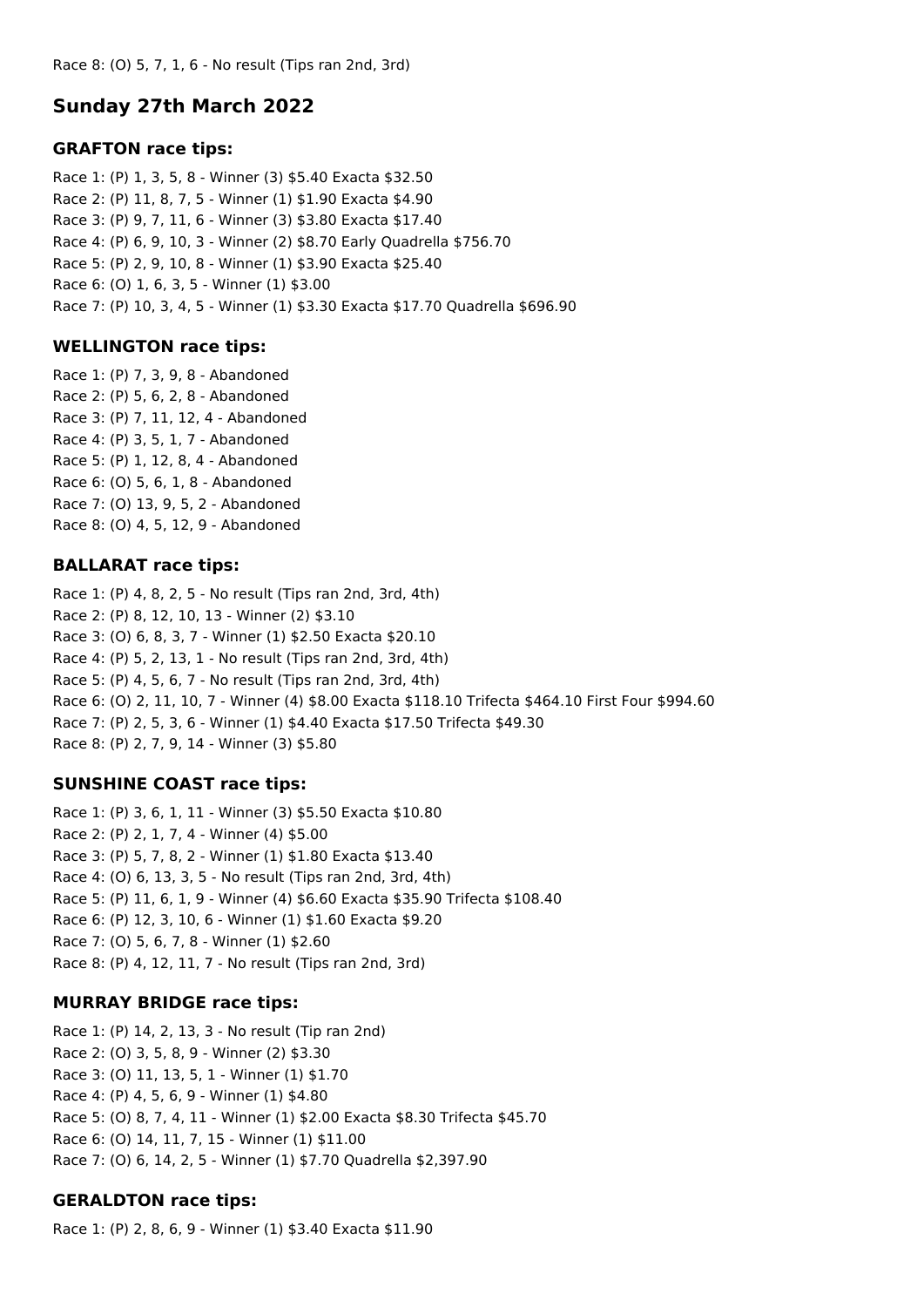Race 8: (O) 5, 7, 1, 6 - No result (Tips ran 2nd, 3rd)

## Sunday 27th March 2022

### GRAFTON race tips:

Race 1: (P) 1, 3, 5, 8 - Winner (3) $5.40 Exacta $32.50
Race 2: (P) 11, 8, 7, 5 - Winner (1) $1.90 Exacta $4.90
Race 3: (P) 9, 7, 11, 6 - Winner (3) $3.80 Exacta $17.40
Race 4: (P) 6, 9, 10, 3 - Winner (2) $8.70 Early Quadrella $756.70
Race 5: (P) 2, 9, 10, 8 - Winner (1) $3.90 Exacta $25.40
Race 6: (O) 1, 6, 3, 5 - Winner (1) $3.00
Race 7: (P) 10, 3, 4, 5 - Winner (1) $3.30 Exacta $17.70 Quadrella $696.90

### WELLINGTON race tips:

Race 1: (P) 7, 3, 9, 8 - Abandoned
Race 2: (P) 5, 6, 2, 8 - Abandoned
Race 3: (P) 7, 11, 12, 4 - Abandoned
Race 4: (P) 3, 5, 1, 7 - Abandoned
Race 5: (P) 1, 12, 8, 4 - Abandoned
Race 6: (O) 5, 6, 1, 8 - Abandoned
Race 7: (O) 13, 9, 5, 2 - Abandoned
Race 8: (O) 4, 5, 12, 9 - Abandoned

### BALLARAT race tips:

Race 1: (P) 4, 8, 2, 5 - No result (Tips ran 2nd, 3rd, 4th)
Race 2: (P) 8, 12, 10, 13 - Winner (2) $3.10
Race 3: (O) 6, 8, 3, 7 - Winner (1) $2.50 Exacta $20.10
Race 4: (P) 5, 2, 13, 1 - No result (Tips ran 2nd, 3rd, 4th)
Race 5: (P) 4, 5, 6, 7 - No result (Tips ran 2nd, 3rd, 4th)
Race 6: (O) 2, 11, 10, 7 - Winner (4) $8.00 Exacta $118.10 Trifecta $464.10 First Four $994.60
Race 7: (P) 2, 5, 3, 6 - Winner (1) $4.40 Exacta $17.50 Trifecta $49.30
Race 8: (P) 2, 7, 9, 14 - Winner (3) $5.80

### SUNSHINE COAST race tips:

Race 1: (P) 3, 6, 1, 11 - Winner (3) $5.50 Exacta $10.80
Race 2: (P) 2, 1, 7, 4 - Winner (4) $5.00
Race 3: (P) 5, 7, 8, 2 - Winner (1) $1.80 Exacta $13.40
Race 4: (O) 6, 13, 3, 5 - No result (Tips ran 2nd, 3rd, 4th)
Race 5: (P) 11, 6, 1, 9 - Winner (4) $6.60 Exacta $35.90 Trifecta $108.40
Race 6: (P) 12, 3, 10, 6 - Winner (1) $1.60 Exacta $9.20
Race 7: (O) 5, 6, 7, 8 - Winner (1) $2.60
Race 8: (P) 4, 12, 11, 7 - No result (Tips ran 2nd, 3rd)

### MURRAY BRIDGE race tips:

Race 1: (P) 14, 2, 13, 3 - No result (Tip ran 2nd)
Race 2: (O) 3, 5, 8, 9 - Winner (2) $3.30
Race 3: (O) 11, 13, 5, 1 - Winner (1) $1.70
Race 4: (P) 4, 5, 6, 9 - Winner (1) $4.80
Race 5: (O) 8, 7, 4, 11 - Winner (1) $2.00 Exacta $8.30 Trifecta $45.70
Race 6: (O) 14, 11, 7, 15 - Winner (1) $11.00
Race 7: (O) 6, 14, 2, 5 - Winner (1) $7.70 Quadrella $2,397.90

### GERALDTON race tips:

Race 1: (P) 2, 8, 6, 9 - Winner (1) $3.40 Exacta $11.90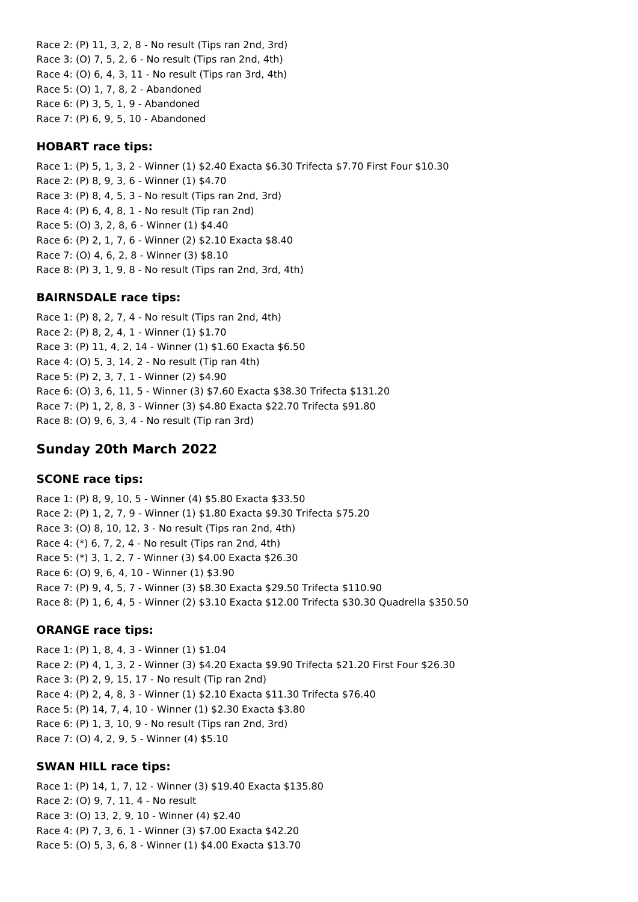Race 2: (P) 11, 3, 2, 8 - No result (Tips ran 2nd, 3rd)
Race 3: (O) 7, 5, 2, 6 - No result (Tips ran 2nd, 4th)
Race 4: (O) 6, 4, 3, 11 - No result (Tips ran 3rd, 4th)
Race 5: (O) 1, 7, 8, 2 - Abandoned
Race 6: (P) 3, 5, 1, 9 - Abandoned
Race 7: (P) 6, 9, 5, 10 - Abandoned

### HOBART race tips:

Race 1: (P) 5, 1, 3, 2 - Winner (1) $2.40 Exacta $6.30 Trifecta $7.70 First Four $10.30
Race 2: (P) 8, 9, 3, 6 - Winner (1) $4.70
Race 3: (P) 8, 4, 5, 3 - No result (Tips ran 2nd, 3rd)
Race 4: (P) 6, 4, 8, 1 - No result (Tip ran 2nd)
Race 5: (O) 3, 2, 8, 6 - Winner (1) $4.40
Race 6: (P) 2, 1, 7, 6 - Winner (2) $2.10 Exacta $8.40
Race 7: (O) 4, 6, 2, 8 - Winner (3) $8.10
Race 8: (P) 3, 1, 9, 8 - No result (Tips ran 2nd, 3rd, 4th)

### BAIRNSDALE race tips:

Race 1: (P) 8, 2, 7, 4 - No result (Tips ran 2nd, 4th)
Race 2: (P) 8, 2, 4, 1 - Winner (1) $1.70
Race 3: (P) 11, 4, 2, 14 - Winner (1) $1.60 Exacta $6.50
Race 4: (O) 5, 3, 14, 2 - No result (Tip ran 4th)
Race 5: (P) 2, 3, 7, 1 - Winner (2) $4.90
Race 6: (O) 3, 6, 11, 5 - Winner (3) $7.60 Exacta $38.30 Trifecta $131.20
Race 7: (P) 1, 2, 8, 3 - Winner (3) $4.80 Exacta $22.70 Trifecta $91.80
Race 8: (O) 9, 6, 3, 4 - No result (Tip ran 3rd)

## Sunday 20th March 2022

### SCONE race tips:

Race 1: (P) 8, 9, 10, 5 - Winner (4) $5.80 Exacta $33.50
Race 2: (P) 1, 2, 7, 9 - Winner (1) $1.80 Exacta $9.30 Trifecta $75.20
Race 3: (O) 8, 10, 12, 3 - No result (Tips ran 2nd, 4th)
Race 4: (*) 6, 7, 2, 4 - No result (Tips ran 2nd, 4th)
Race 5: (*) 3, 1, 2, 7 - Winner (3) $4.00 Exacta $26.30
Race 6: (O) 9, 6, 4, 10 - Winner (1) $3.90
Race 7: (P) 9, 4, 5, 7 - Winner (3) $8.30 Exacta $29.50 Trifecta $110.90
Race 8: (P) 1, 6, 4, 5 - Winner (2) $3.10 Exacta $12.00 Trifecta $30.30 Quadrella $350.50

### ORANGE race tips:

Race 1: (P) 1, 8, 4, 3 - Winner (1) $1.04
Race 2: (P) 4, 1, 3, 2 - Winner (3) $4.20 Exacta $9.90 Trifecta $21.20 First Four $26.30
Race 3: (P) 2, 9, 15, 17 - No result (Tip ran 2nd)
Race 4: (P) 2, 4, 8, 3 - Winner (1) $2.10 Exacta $11.30 Trifecta $76.40
Race 5: (P) 14, 7, 4, 10 - Winner (1) $2.30 Exacta $3.80
Race 6: (P) 1, 3, 10, 9 - No result (Tips ran 2nd, 3rd)
Race 7: (O) 4, 2, 9, 5 - Winner (4) $5.10

### SWAN HILL race tips:

Race 1: (P) 14, 1, 7, 12 - Winner (3) $19.40 Exacta $135.80
Race 2: (O) 9, 7, 11, 4 - No result
Race 3: (O) 13, 2, 9, 10 - Winner (4) $2.40
Race 4: (P) 7, 3, 6, 1 - Winner (3) $7.00 Exacta $42.20
Race 5: (O) 5, 3, 6, 8 - Winner (1) $4.00 Exacta $13.70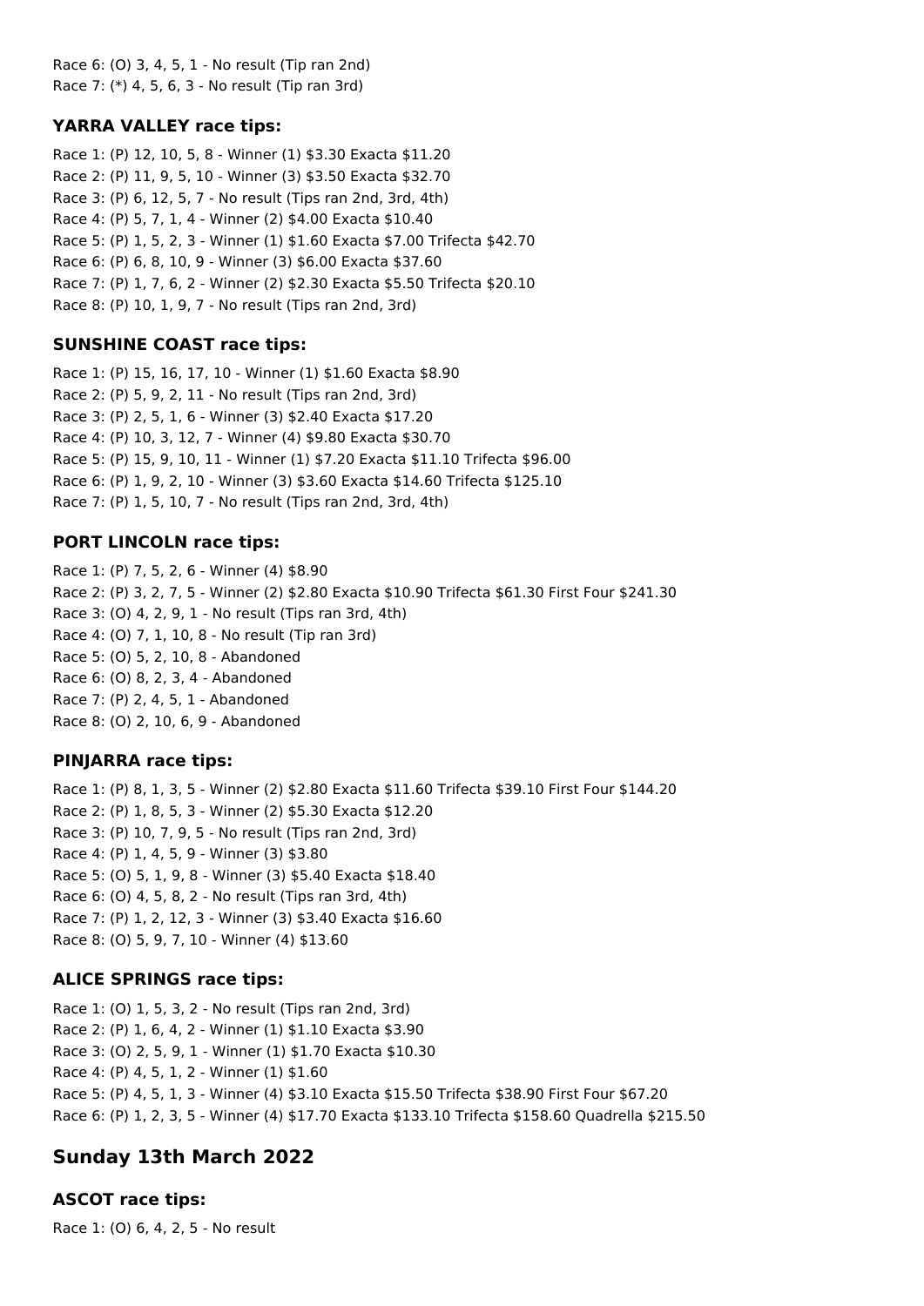Race 6: (O) 3, 4, 5, 1 - No result (Tip ran 2nd)
Race 7: (*) 4, 5, 6, 3 - No result (Tip ran 3rd)

### YARRA VALLEY race tips:

Race 1: (P) 12, 10, 5, 8 - Winner (1) $3.30 Exacta $11.20
Race 2: (P) 11, 9, 5, 10 - Winner (3) $3.50 Exacta $32.70
Race 3: (P) 6, 12, 5, 7 - No result (Tips ran 2nd, 3rd, 4th)
Race 4: (P) 5, 7, 1, 4 - Winner (2) $4.00 Exacta $10.40
Race 5: (P) 1, 5, 2, 3 - Winner (1) $1.60 Exacta $7.00 Trifecta $42.70
Race 6: (P) 6, 8, 10, 9 - Winner (3) $6.00 Exacta $37.60
Race 7: (P) 1, 7, 6, 2 - Winner (2) $2.30 Exacta $5.50 Trifecta $20.10
Race 8: (P) 10, 1, 9, 7 - No result (Tips ran 2nd, 3rd)

### SUNSHINE COAST race tips:

Race 1: (P) 15, 16, 17, 10 - Winner (1) $1.60 Exacta $8.90
Race 2: (P) 5, 9, 2, 11 - No result (Tips ran 2nd, 3rd)
Race 3: (P) 2, 5, 1, 6 - Winner (3) $2.40 Exacta $17.20
Race 4: (P) 10, 3, 12, 7 - Winner (4) $9.80 Exacta $30.70
Race 5: (P) 15, 9, 10, 11 - Winner (1) $7.20 Exacta $11.10 Trifecta $96.00
Race 6: (P) 1, 9, 2, 10 - Winner (3) $3.60 Exacta $14.60 Trifecta $125.10
Race 7: (P) 1, 5, 10, 7 - No result (Tips ran 2nd, 3rd, 4th)

### PORT LINCOLN race tips:

Race 1: (P) 7, 5, 2, 6 - Winner (4) $8.90
Race 2: (P) 3, 2, 7, 5 - Winner (2) $2.80 Exacta $10.90 Trifecta $61.30 First Four $241.30
Race 3: (O) 4, 2, 9, 1 - No result (Tips ran 3rd, 4th)
Race 4: (O) 7, 1, 10, 8 - No result (Tip ran 3rd)
Race 5: (O) 5, 2, 10, 8 - Abandoned
Race 6: (O) 8, 2, 3, 4 - Abandoned
Race 7: (P) 2, 4, 5, 1 - Abandoned
Race 8: (O) 2, 10, 6, 9 - Abandoned

### PINJARRA race tips:

Race 1: (P) 8, 1, 3, 5 - Winner (2) $2.80 Exacta $11.60 Trifecta $39.10 First Four $144.20
Race 2: (P) 1, 8, 5, 3 - Winner (2) $5.30 Exacta $12.20
Race 3: (P) 10, 7, 9, 5 - No result (Tips ran 2nd, 3rd)
Race 4: (P) 1, 4, 5, 9 - Winner (3) $3.80
Race 5: (O) 5, 1, 9, 8 - Winner (3) $5.40 Exacta $18.40
Race 6: (O) 4, 5, 8, 2 - No result (Tips ran 3rd, 4th)
Race 7: (P) 1, 2, 12, 3 - Winner (3) $3.40 Exacta $16.60
Race 8: (O) 5, 9, 7, 10 - Winner (4) $13.60

### ALICE SPRINGS race tips:

Race 1: (O) 1, 5, 3, 2 - No result (Tips ran 2nd, 3rd)
Race 2: (P) 1, 6, 4, 2 - Winner (1) $1.10 Exacta $3.90
Race 3: (O) 2, 5, 9, 1 - Winner (1) $1.70 Exacta $10.30
Race 4: (P) 4, 5, 1, 2 - Winner (1) $1.60
Race 5: (P) 4, 5, 1, 3 - Winner (4) $3.10 Exacta $15.50 Trifecta $38.90 First Four $67.20
Race 6: (P) 1, 2, 3, 5 - Winner (4) $17.70 Exacta $133.10 Trifecta $158.60 Quadrella $215.50

## Sunday 13th March 2022

### ASCOT race tips:

Race 1: (O) 6, 4, 2, 5 - No result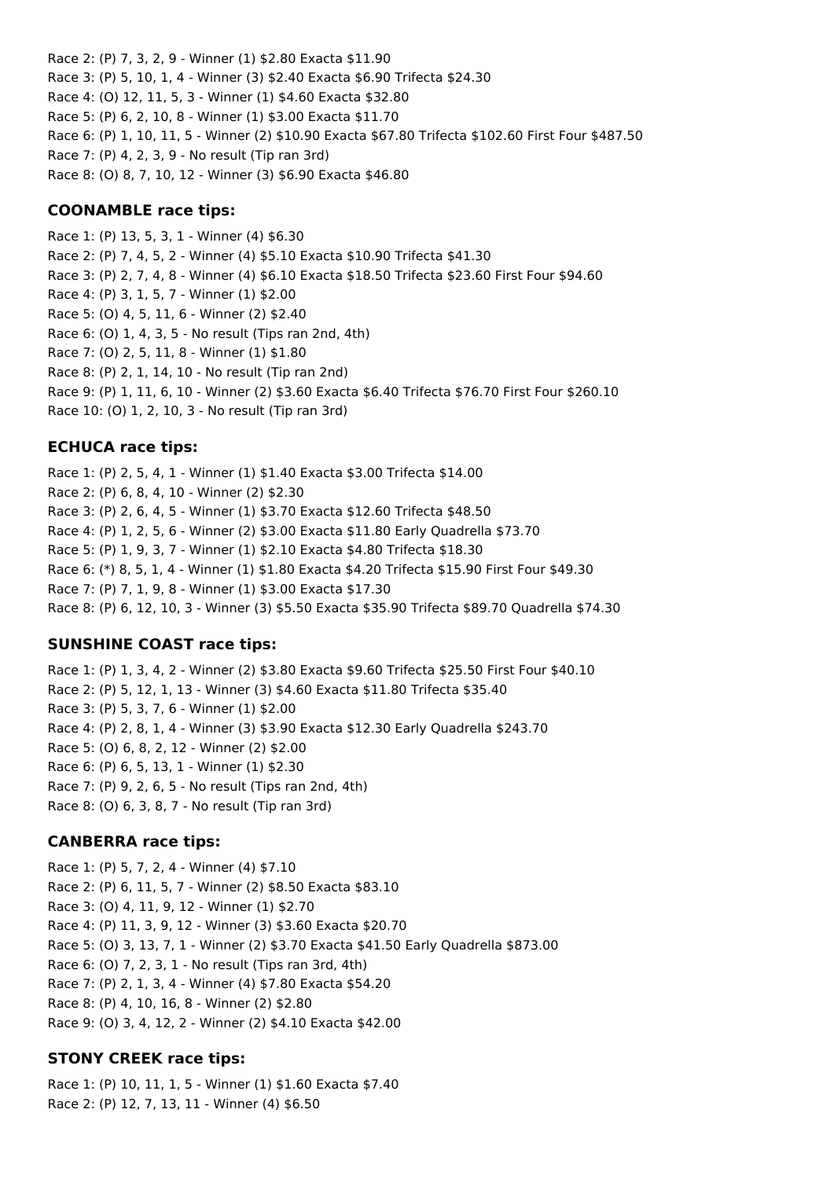Race 2: (P) 7, 3, 2, 9 - Winner (1) $2.80 Exacta $11.90
Race 3: (P) 5, 10, 1, 4 - Winner (3) $2.40 Exacta $6.90 Trifecta $24.30
Race 4: (O) 12, 11, 5, 3 - Winner (1) $4.60 Exacta $32.80
Race 5: (P) 6, 2, 10, 8 - Winner (1) $3.00 Exacta $11.70
Race 6: (P) 1, 10, 11, 5 - Winner (2) $10.90 Exacta $67.80 Trifecta $102.60 First Four $487.50
Race 7: (P) 4, 2, 3, 9 - No result (Tip ran 3rd)
Race 8: (O) 8, 7, 10, 12 - Winner (3) $6.90 Exacta $46.80

### COONAMBLE race tips:

Race 1: (P) 13, 5, 3, 1 - Winner (4) $6.30
Race 2: (P) 7, 4, 5, 2 - Winner (4) $5.10 Exacta $10.90 Trifecta $41.30
Race 3: (P) 2, 7, 4, 8 - Winner (4) $6.10 Exacta $18.50 Trifecta $23.60 First Four $94.60
Race 4: (P) 3, 1, 5, 7 - Winner (1) $2.00
Race 5: (O) 4, 5, 11, 6 - Winner (2) $2.40
Race 6: (O) 1, 4, 3, 5 - No result (Tips ran 2nd, 4th)
Race 7: (O) 2, 5, 11, 8 - Winner (1) $1.80
Race 8: (P) 2, 1, 14, 10 - No result (Tip ran 2nd)
Race 9: (P) 1, 11, 6, 10 - Winner (2) $3.60 Exacta $6.40 Trifecta $76.70 First Four $260.10
Race 10: (O) 1, 2, 10, 3 - No result (Tip ran 3rd)

### ECHUCA race tips:

Race 1: (P) 2, 5, 4, 1 - Winner (1) $1.40 Exacta $3.00 Trifecta $14.00
Race 2: (P) 6, 8, 4, 10 - Winner (2) $2.30
Race 3: (P) 2, 6, 4, 5 - Winner (1) $3.70 Exacta $12.60 Trifecta $48.50
Race 4: (P) 1, 2, 5, 6 - Winner (2) $3.00 Exacta $11.80 Early Quadrella $73.70
Race 5: (P) 1, 9, 3, 7 - Winner (1) $2.10 Exacta $4.80 Trifecta $18.30
Race 6: (*) 8, 5, 1, 4 - Winner (1) $1.80 Exacta $4.20 Trifecta $15.90 First Four $49.30
Race 7: (P) 7, 1, 9, 8 - Winner (1) $3.00 Exacta $17.30
Race 8: (P) 6, 12, 10, 3 - Winner (3) $5.50 Exacta $35.90 Trifecta $89.70 Quadrella $74.30

### SUNSHINE COAST race tips:

Race 1: (P) 1, 3, 4, 2 - Winner (2) $3.80 Exacta $9.60 Trifecta $25.50 First Four $40.10
Race 2: (P) 5, 12, 1, 13 - Winner (3) $4.60 Exacta $11.80 Trifecta $35.40
Race 3: (P) 5, 3, 7, 6 - Winner (1) $2.00
Race 4: (P) 2, 8, 1, 4 - Winner (3) $3.90 Exacta $12.30 Early Quadrella $243.70
Race 5: (O) 6, 8, 2, 12 - Winner (2) $2.00
Race 6: (P) 6, 5, 13, 1 - Winner (1) $2.30
Race 7: (P) 9, 2, 6, 5 - No result (Tips ran 2nd, 4th)
Race 8: (O) 6, 3, 8, 7 - No result (Tip ran 3rd)

### CANBERRA race tips:

Race 1: (P) 5, 7, 2, 4 - Winner (4) $7.10
Race 2: (P) 6, 11, 5, 7 - Winner (2) $8.50 Exacta $83.10
Race 3: (O) 4, 11, 9, 12 - Winner (1) $2.70
Race 4: (P) 11, 3, 9, 12 - Winner (3) $3.60 Exacta $20.70
Race 5: (O) 3, 13, 7, 1 - Winner (2) $3.70 Exacta $41.50 Early Quadrella $873.00
Race 6: (O) 7, 2, 3, 1 - No result (Tips ran 3rd, 4th)
Race 7: (P) 2, 1, 3, 4 - Winner (4) $7.80 Exacta $54.20
Race 8: (P) 4, 10, 16, 8 - Winner (2) $2.80
Race 9: (O) 3, 4, 12, 2 - Winner (2) $4.10 Exacta $42.00

### STONY CREEK race tips:

Race 1: (P) 10, 11, 1, 5 - Winner (1) $1.60 Exacta $7.40
Race 2: (P) 12, 7, 13, 11 - Winner (4) $6.50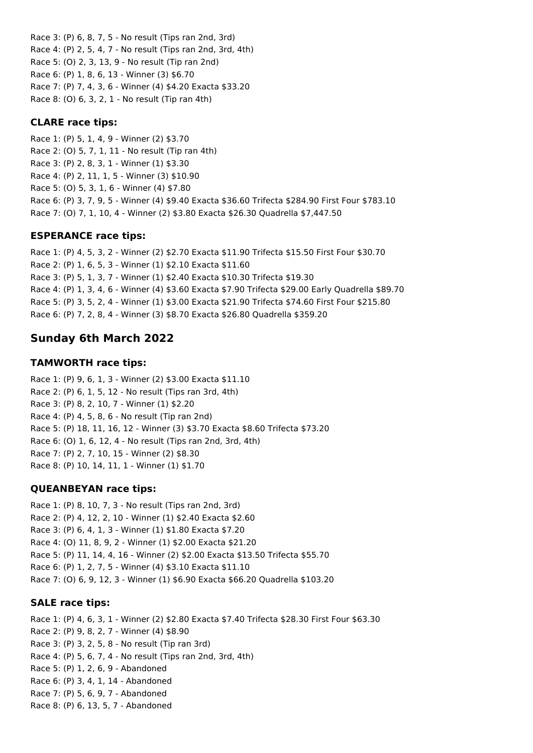Race 3: (P) 6, 8, 7, 5 - No result (Tips ran 2nd, 3rd)
Race 4: (P) 2, 5, 4, 7 - No result (Tips ran 2nd, 3rd, 4th)
Race 5: (O) 2, 3, 13, 9 - No result (Tip ran 2nd)
Race 6: (P) 1, 8, 6, 13 - Winner (3) $6.70
Race 7: (P) 7, 4, 3, 6 - Winner (4) $4.20 Exacta $33.20
Race 8: (O) 6, 3, 2, 1 - No result (Tip ran 4th)

### CLARE race tips:

Race 1: (P) 5, 1, 4, 9 - Winner (2) $3.70
Race 2: (O) 5, 7, 1, 11 - No result (Tip ran 4th)
Race 3: (P) 2, 8, 3, 1 - Winner (1) $3.30
Race 4: (P) 2, 11, 1, 5 - Winner (3) $10.90
Race 5: (O) 5, 3, 1, 6 - Winner (4) $7.80
Race 6: (P) 3, 7, 9, 5 - Winner (4) $9.40 Exacta $36.60 Trifecta $284.90 First Four $783.10
Race 7: (O) 7, 1, 10, 4 - Winner (2) $3.80 Exacta $26.30 Quadrella $7,447.50

### ESPERANCE race tips:

Race 1: (P) 4, 5, 3, 2 - Winner (2) $2.70 Exacta $11.90 Trifecta $15.50 First Four $30.70
Race 2: (P) 1, 6, 5, 3 - Winner (1) $2.10 Exacta $11.60
Race 3: (P) 5, 1, 3, 7 - Winner (1) $2.40 Exacta $10.30 Trifecta $19.30
Race 4: (P) 1, 3, 4, 6 - Winner (4) $3.60 Exacta $7.90 Trifecta $29.00 Early Quadrella $89.70
Race 5: (P) 3, 5, 2, 4 - Winner (1) $3.00 Exacta $21.90 Trifecta $74.60 First Four $215.80
Race 6: (P) 7, 2, 8, 4 - Winner (3) $8.70 Exacta $26.80 Quadrella $359.20

## Sunday 6th March 2022

### TAMWORTH race tips:

Race 1: (P) 9, 6, 1, 3 - Winner (2) $3.00 Exacta $11.10
Race 2: (P) 6, 1, 5, 12 - No result (Tips ran 3rd, 4th)
Race 3: (P) 8, 2, 10, 7 - Winner (1) $2.20
Race 4: (P) 4, 5, 8, 6 - No result (Tip ran 2nd)
Race 5: (P) 18, 11, 16, 12 - Winner (3) $3.70 Exacta $8.60 Trifecta $73.20
Race 6: (O) 1, 6, 12, 4 - No result (Tips ran 2nd, 3rd, 4th)
Race 7: (P) 2, 7, 10, 15 - Winner (2) $8.30
Race 8: (P) 10, 14, 11, 1 - Winner (1) $1.70

### QUEANBEYAN race tips:

Race 1: (P) 8, 10, 7, 3 - No result (Tips ran 2nd, 3rd)
Race 2: (P) 4, 12, 2, 10 - Winner (1) $2.40 Exacta $2.60
Race 3: (P) 6, 4, 1, 3 - Winner (1) $1.80 Exacta $7.20
Race 4: (O) 11, 8, 9, 2 - Winner (1) $2.00 Exacta $21.20
Race 5: (P) 11, 14, 4, 16 - Winner (2) $2.00 Exacta $13.50 Trifecta $55.70
Race 6: (P) 1, 2, 7, 5 - Winner (4) $3.10 Exacta $11.10
Race 7: (O) 6, 9, 12, 3 - Winner (1) $6.90 Exacta $66.20 Quadrella $103.20

### SALE race tips:

Race 1: (P) 4, 6, 3, 1 - Winner (2) $2.80 Exacta $7.40 Trifecta $28.30 First Four $63.30
Race 2: (P) 9, 8, 2, 7 - Winner (4) $8.90
Race 3: (P) 3, 2, 5, 8 - No result (Tip ran 3rd)
Race 4: (P) 5, 6, 7, 4 - No result (Tips ran 2nd, 3rd, 4th)
Race 5: (P) 1, 2, 6, 9 - Abandoned
Race 6: (P) 3, 4, 1, 14 - Abandoned
Race 7: (P) 5, 6, 9, 7 - Abandoned
Race 8: (P) 6, 13, 5, 7 - Abandoned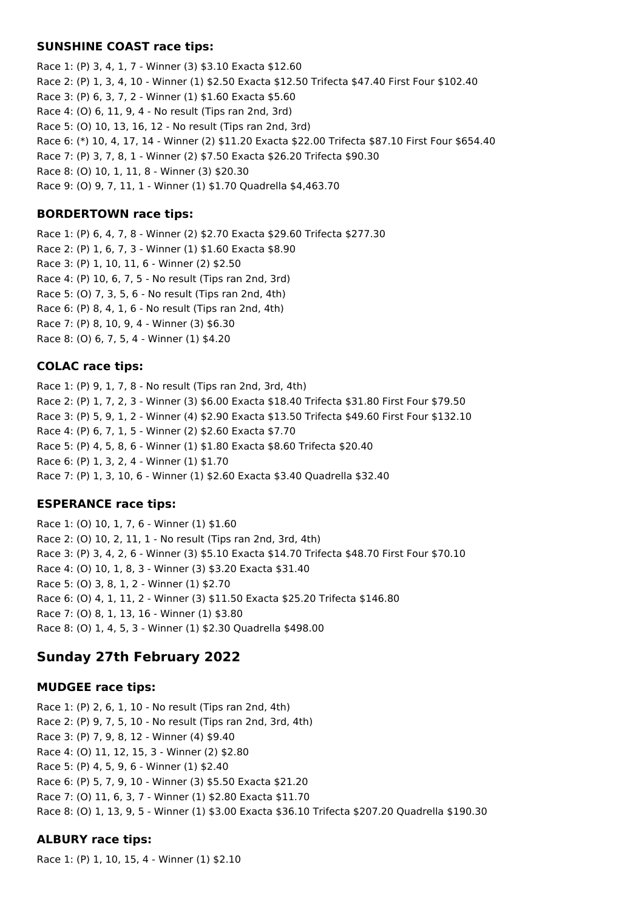### SUNSHINE COAST race tips:

Race 1: (P) 3, 4, 1, 7 - Winner (3) $3.10 Exacta $12.60
Race 2: (P) 1, 3, 4, 10 - Winner (1) $2.50 Exacta $12.50 Trifecta $47.40 First Four $102.40
Race 3: (P) 6, 3, 7, 2 - Winner (1) $1.60 Exacta $5.60
Race 4: (O) 6, 11, 9, 4 - No result (Tips ran 2nd, 3rd)
Race 5: (O) 10, 13, 16, 12 - No result (Tips ran 2nd, 3rd)
Race 6: (*) 10, 4, 17, 14 - Winner (2) $11.20 Exacta $22.00 Trifecta $87.10 First Four $654.40
Race 7: (P) 3, 7, 8, 1 - Winner (2) $7.50 Exacta $26.20 Trifecta $90.30
Race 8: (O) 10, 1, 11, 8 - Winner (3) $20.30
Race 9: (O) 9, 7, 11, 1 - Winner (1) $1.70 Quadrella $4,463.70

### BORDERTOWN race tips:

Race 1: (P) 6, 4, 7, 8 - Winner (2) $2.70 Exacta $29.60 Trifecta $277.30
Race 2: (P) 1, 6, 7, 3 - Winner (1) $1.60 Exacta $8.90
Race 3: (P) 1, 10, 11, 6 - Winner (2) $2.50
Race 4: (P) 10, 6, 7, 5 - No result (Tips ran 2nd, 3rd)
Race 5: (O) 7, 3, 5, 6 - No result (Tips ran 2nd, 4th)
Race 6: (P) 8, 4, 1, 6 - No result (Tips ran 2nd, 4th)
Race 7: (P) 8, 10, 9, 4 - Winner (3) $6.30
Race 8: (O) 6, 7, 5, 4 - Winner (1) $4.20

### COLAC race tips:

Race 1: (P) 9, 1, 7, 8 - No result (Tips ran 2nd, 3rd, 4th)
Race 2: (P) 1, 7, 2, 3 - Winner (3) $6.00 Exacta $18.40 Trifecta $31.80 First Four $79.50
Race 3: (P) 5, 9, 1, 2 - Winner (4) $2.90 Exacta $13.50 Trifecta $49.60 First Four $132.10
Race 4: (P) 6, 7, 1, 5 - Winner (2) $2.60 Exacta $7.70
Race 5: (P) 4, 5, 8, 6 - Winner (1) $1.80 Exacta $8.60 Trifecta $20.40
Race 6: (P) 1, 3, 2, 4 - Winner (1) $1.70
Race 7: (P) 1, 3, 10, 6 - Winner (1) $2.60 Exacta $3.40 Quadrella $32.40

### ESPERANCE race tips:

Race 1: (O) 10, 1, 7, 6 - Winner (1) $1.60
Race 2: (O) 10, 2, 11, 1 - No result (Tips ran 2nd, 3rd, 4th)
Race 3: (P) 3, 4, 2, 6 - Winner (3) $5.10 Exacta $14.70 Trifecta $48.70 First Four $70.10
Race 4: (O) 10, 1, 8, 3 - Winner (3) $3.20 Exacta $31.40
Race 5: (O) 3, 8, 1, 2 - Winner (1) $2.70
Race 6: (O) 4, 1, 11, 2 - Winner (3) $11.50 Exacta $25.20 Trifecta $146.80
Race 7: (O) 8, 1, 13, 16 - Winner (1) $3.80
Race 8: (O) 1, 4, 5, 3 - Winner (1) $2.30 Quadrella $498.00

## Sunday 27th February 2022

### MUDGEE race tips:

Race 1: (P) 2, 6, 1, 10 - No result (Tips ran 2nd, 4th)
Race 2: (P) 9, 7, 5, 10 - No result (Tips ran 2nd, 3rd, 4th)
Race 3: (P) 7, 9, 8, 12 - Winner (4) $9.40
Race 4: (O) 11, 12, 15, 3 - Winner (2) $2.80
Race 5: (P) 4, 5, 9, 6 - Winner (1) $2.40
Race 6: (P) 5, 7, 9, 10 - Winner (3) $5.50 Exacta $21.20
Race 7: (O) 11, 6, 3, 7 - Winner (1) $2.80 Exacta $11.70
Race 8: (O) 1, 13, 9, 5 - Winner (1) $3.00 Exacta $36.10 Trifecta $207.20 Quadrella $190.30

### ALBURY race tips:

Race 1: (P) 1, 10, 15, 4 - Winner (1) $2.10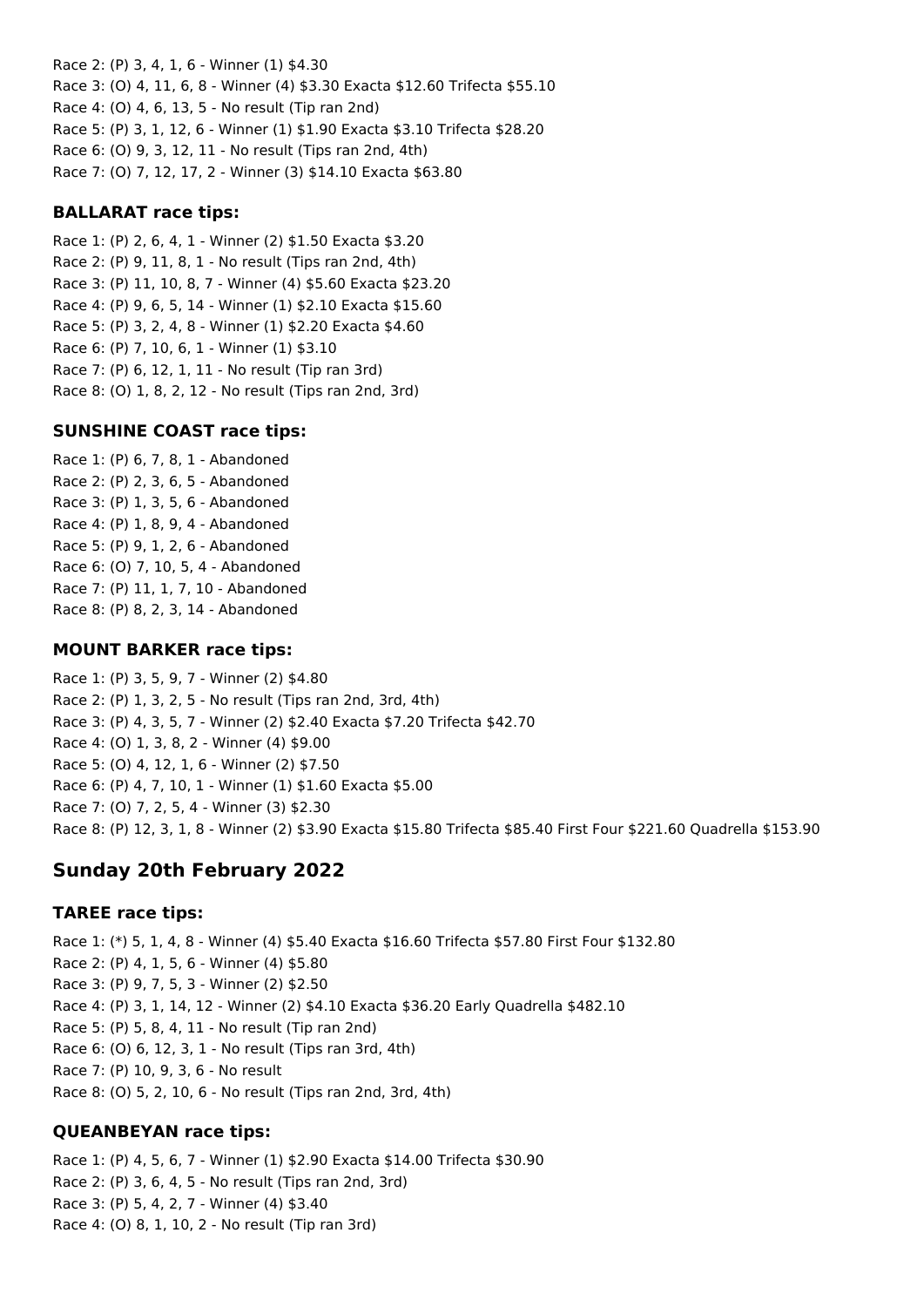Race 2: (P) 3, 4, 1, 6 - Winner (1) $4.30
Race 3: (O) 4, 11, 6, 8 - Winner (4) $3.30 Exacta $12.60 Trifecta $55.10
Race 4: (O) 4, 6, 13, 5 - No result (Tip ran 2nd)
Race 5: (P) 3, 1, 12, 6 - Winner (1) $1.90 Exacta $3.10 Trifecta $28.20
Race 6: (O) 9, 3, 12, 11 - No result (Tips ran 2nd, 4th)
Race 7: (O) 7, 12, 17, 2 - Winner (3) $14.10 Exacta $63.80

### BALLARAT race tips:

Race 1: (P) 2, 6, 4, 1 - Winner (2) $1.50 Exacta $3.20
Race 2: (P) 9, 11, 8, 1 - No result (Tips ran 2nd, 4th)
Race 3: (P) 11, 10, 8, 7 - Winner (4) $5.60 Exacta $23.20
Race 4: (P) 9, 6, 5, 14 - Winner (1) $2.10 Exacta $15.60
Race 5: (P) 3, 2, 4, 8 - Winner (1) $2.20 Exacta $4.60
Race 6: (P) 7, 10, 6, 1 - Winner (1) $3.10
Race 7: (P) 6, 12, 1, 11 - No result (Tip ran 3rd)
Race 8: (O) 1, 8, 2, 12 - No result (Tips ran 2nd, 3rd)

### SUNSHINE COAST race tips:

Race 1: (P) 6, 7, 8, 1 - Abandoned
Race 2: (P) 2, 3, 6, 5 - Abandoned
Race 3: (P) 1, 3, 5, 6 - Abandoned
Race 4: (P) 1, 8, 9, 4 - Abandoned
Race 5: (P) 9, 1, 2, 6 - Abandoned
Race 6: (O) 7, 10, 5, 4 - Abandoned
Race 7: (P) 11, 1, 7, 10 - Abandoned
Race 8: (P) 8, 2, 3, 14 - Abandoned

### MOUNT BARKER race tips:

Race 1: (P) 3, 5, 9, 7 - Winner (2) $4.80
Race 2: (P) 1, 3, 2, 5 - No result (Tips ran 2nd, 3rd, 4th)
Race 3: (P) 4, 3, 5, 7 - Winner (2) $2.40 Exacta $7.20 Trifecta $42.70
Race 4: (O) 1, 3, 8, 2 - Winner (4) $9.00
Race 5: (O) 4, 12, 1, 6 - Winner (2) $7.50
Race 6: (P) 4, 7, 10, 1 - Winner (1) $1.60 Exacta $5.00
Race 7: (O) 7, 2, 5, 4 - Winner (3) $2.30
Race 8: (P) 12, 3, 1, 8 - Winner (2) $3.90 Exacta $15.80 Trifecta $85.40 First Four $221.60 Quadrella $153.90

## Sunday 20th February 2022

### TAREE race tips:

Race 1: (*) 5, 1, 4, 8 - Winner (4) $5.40 Exacta $16.60 Trifecta $57.80 First Four $132.80
Race 2: (P) 4, 1, 5, 6 - Winner (4) $5.80
Race 3: (P) 9, 7, 5, 3 - Winner (2) $2.50
Race 4: (P) 3, 1, 14, 12 - Winner (2) $4.10 Exacta $36.20 Early Quadrella $482.10
Race 5: (P) 5, 8, 4, 11 - No result (Tip ran 2nd)
Race 6: (O) 6, 12, 3, 1 - No result (Tips ran 3rd, 4th)
Race 7: (P) 10, 9, 3, 6 - No result
Race 8: (O) 5, 2, 10, 6 - No result (Tips ran 2nd, 3rd, 4th)

### QUEANBEYAN race tips:

Race 1: (P) 4, 5, 6, 7 - Winner (1) $2.90 Exacta $14.00 Trifecta $30.90
Race 2: (P) 3, 6, 4, 5 - No result (Tips ran 2nd, 3rd)
Race 3: (P) 5, 4, 2, 7 - Winner (4) $3.40
Race 4: (O) 8, 1, 10, 2 - No result (Tip ran 3rd)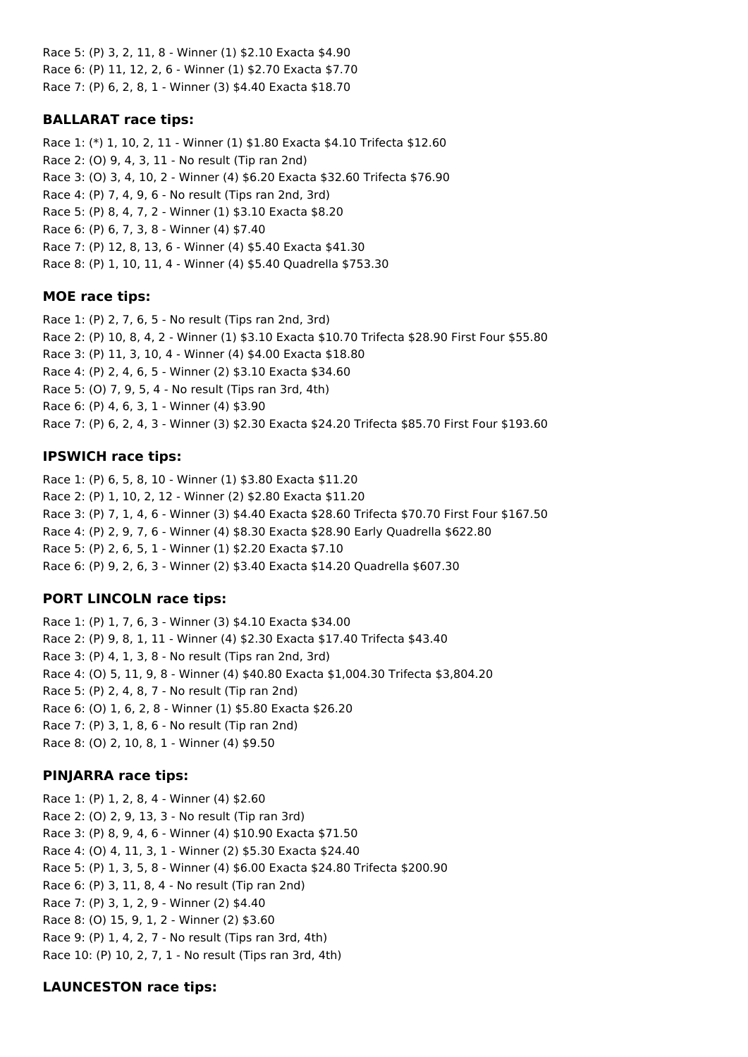Race 5: (P) 3, 2, 11, 8 - Winner (1) $2.10 Exacta $4.90
Race 6: (P) 11, 12, 2, 6 - Winner (1) $2.70 Exacta $7.70
Race 7: (P) 6, 2, 8, 1 - Winner (3) $4.40 Exacta $18.70

### BALLARAT race tips:

Race 1: (*) 1, 10, 2, 11 - Winner (1) $1.80 Exacta $4.10 Trifecta $12.60
Race 2: (O) 9, 4, 3, 11 - No result (Tip ran 2nd)
Race 3: (O) 3, 4, 10, 2 - Winner (4) $6.20 Exacta $32.60 Trifecta $76.90
Race 4: (P) 7, 4, 9, 6 - No result (Tips ran 2nd, 3rd)
Race 5: (P) 8, 4, 7, 2 - Winner (1) $3.10 Exacta $8.20
Race 6: (P) 6, 7, 3, 8 - Winner (4) $7.40
Race 7: (P) 12, 8, 13, 6 - Winner (4) $5.40 Exacta $41.30
Race 8: (P) 1, 10, 11, 4 - Winner (4) $5.40 Quadrella $753.30

### MOE race tips:

Race 1: (P) 2, 7, 6, 5 - No result (Tips ran 2nd, 3rd)
Race 2: (P) 10, 8, 4, 2 - Winner (1) $3.10 Exacta $10.70 Trifecta $28.90 First Four $55.80
Race 3: (P) 11, 3, 10, 4 - Winner (4) $4.00 Exacta $18.80
Race 4: (P) 2, 4, 6, 5 - Winner (2) $3.10 Exacta $34.60
Race 5: (O) 7, 9, 5, 4 - No result (Tips ran 3rd, 4th)
Race 6: (P) 4, 6, 3, 1 - Winner (4) $3.90
Race 7: (P) 6, 2, 4, 3 - Winner (3) $2.30 Exacta $24.20 Trifecta $85.70 First Four $193.60

### IPSWICH race tips:

Race 1: (P) 6, 5, 8, 10 - Winner (1) $3.80 Exacta $11.20
Race 2: (P) 1, 10, 2, 12 - Winner (2) $2.80 Exacta $11.20
Race 3: (P) 7, 1, 4, 6 - Winner (3) $4.40 Exacta $28.60 Trifecta $70.70 First Four $167.50
Race 4: (P) 2, 9, 7, 6 - Winner (4) $8.30 Exacta $28.90 Early Quadrella $622.80
Race 5: (P) 2, 6, 5, 1 - Winner (1) $2.20 Exacta $7.10
Race 6: (P) 9, 2, 6, 3 - Winner (2) $3.40 Exacta $14.20 Quadrella $607.30

### PORT LINCOLN race tips:

Race 1: (P) 1, 7, 6, 3 - Winner (3) $4.10 Exacta $34.00
Race 2: (P) 9, 8, 1, 11 - Winner (4) $2.30 Exacta $17.40 Trifecta $43.40
Race 3: (P) 4, 1, 3, 8 - No result (Tips ran 2nd, 3rd)
Race 4: (O) 5, 11, 9, 8 - Winner (4) $40.80 Exacta $1,004.30 Trifecta $3,804.20
Race 5: (P) 2, 4, 8, 7 - No result (Tip ran 2nd)
Race 6: (O) 1, 6, 2, 8 - Winner (1) $5.80 Exacta $26.20
Race 7: (P) 3, 1, 8, 6 - No result (Tip ran 2nd)
Race 8: (O) 2, 10, 8, 1 - Winner (4) $9.50

### PINJARRA race tips:

Race 1: (P) 1, 2, 8, 4 - Winner (4) $2.60
Race 2: (O) 2, 9, 13, 3 - No result (Tip ran 3rd)
Race 3: (P) 8, 9, 4, 6 - Winner (4) $10.90 Exacta $71.50
Race 4: (O) 4, 11, 3, 1 - Winner (2) $5.30 Exacta $24.40
Race 5: (P) 1, 3, 5, 8 - Winner (4) $6.00 Exacta $24.80 Trifecta $200.90
Race 6: (P) 3, 11, 8, 4 - No result (Tip ran 2nd)
Race 7: (P) 3, 1, 2, 9 - Winner (2) $4.40
Race 8: (O) 15, 9, 1, 2 - Winner (2) $3.60
Race 9: (P) 1, 4, 2, 7 - No result (Tips ran 3rd, 4th)
Race 10: (P) 10, 2, 7, 1 - No result (Tips ran 3rd, 4th)

### LAUNCESTON race tips: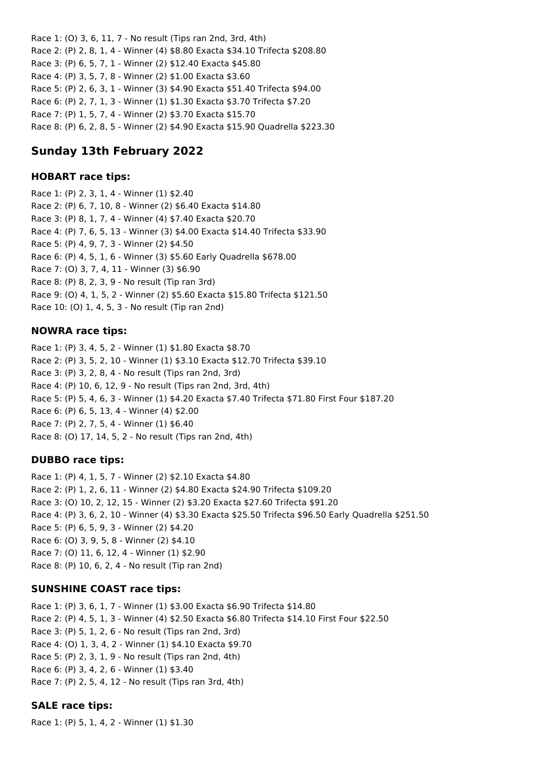Race 1: (O) 3, 6, 11, 7 - No result (Tips ran 2nd, 3rd, 4th)
Race 2: (P) 2, 8, 1, 4 - Winner (4) $8.80 Exacta $34.10 Trifecta $208.80
Race 3: (P) 6, 5, 7, 1 - Winner (2) $12.40 Exacta $45.80
Race 4: (P) 3, 5, 7, 8 - Winner (2) $1.00 Exacta $3.60
Race 5: (P) 2, 6, 3, 1 - Winner (3) $4.90 Exacta $51.40 Trifecta $94.00
Race 6: (P) 2, 7, 1, 3 - Winner (1) $1.30 Exacta $3.70 Trifecta $7.20
Race 7: (P) 1, 5, 7, 4 - Winner (2) $3.70 Exacta $15.70
Race 8: (P) 6, 2, 8, 5 - Winner (2) $4.90 Exacta $15.90 Quadrella $223.30

## Sunday 13th February 2022

### HOBART race tips:

Race 1: (P) 2, 3, 1, 4 - Winner (1) $2.40
Race 2: (P) 6, 7, 10, 8 - Winner (2) $6.40 Exacta $14.80
Race 3: (P) 8, 1, 7, 4 - Winner (4) $7.40 Exacta $20.70
Race 4: (P) 7, 6, 5, 13 - Winner (3) $4.00 Exacta $14.40 Trifecta $33.90
Race 5: (P) 4, 9, 7, 3 - Winner (2) $4.50
Race 6: (P) 4, 5, 1, 6 - Winner (3) $5.60 Early Quadrella $678.00
Race 7: (O) 3, 7, 4, 11 - Winner (3) $6.90
Race 8: (P) 8, 2, 3, 9 - No result (Tip ran 3rd)
Race 9: (O) 4, 1, 5, 2 - Winner (2) $5.60 Exacta $15.80 Trifecta $121.50
Race 10: (O) 1, 4, 5, 3 - No result (Tip ran 2nd)

### NOWRA race tips:

Race 1: (P) 3, 4, 5, 2 - Winner (1) $1.80 Exacta $8.70
Race 2: (P) 3, 5, 2, 10 - Winner (1) $3.10 Exacta $12.70 Trifecta $39.10
Race 3: (P) 3, 2, 8, 4 - No result (Tips ran 2nd, 3rd)
Race 4: (P) 10, 6, 12, 9 - No result (Tips ran 2nd, 3rd, 4th)
Race 5: (P) 5, 4, 6, 3 - Winner (1) $4.20 Exacta $7.40 Trifecta $71.80 First Four $187.20
Race 6: (P) 6, 5, 13, 4 - Winner (4) $2.00
Race 7: (P) 2, 7, 5, 4 - Winner (1) $6.40
Race 8: (O) 17, 14, 5, 2 - No result (Tips ran 2nd, 4th)

### DUBBO race tips:

Race 1: (P) 4, 1, 5, 7 - Winner (2) $2.10 Exacta $4.80
Race 2: (P) 1, 2, 6, 11 - Winner (2) $4.80 Exacta $24.90 Trifecta $109.20
Race 3: (O) 10, 2, 12, 15 - Winner (2) $3.20 Exacta $27.60 Trifecta $91.20
Race 4: (P) 3, 6, 2, 10 - Winner (4) $3.30 Exacta $25.50 Trifecta $96.50 Early Quadrella $251.50
Race 5: (P) 6, 5, 9, 3 - Winner (2) $4.20
Race 6: (O) 3, 9, 5, 8 - Winner (2) $4.10
Race 7: (O) 11, 6, 12, 4 - Winner (1) $2.90
Race 8: (P) 10, 6, 2, 4 - No result (Tip ran 2nd)

### SUNSHINE COAST race tips:

Race 1: (P) 3, 6, 1, 7 - Winner (1) $3.00 Exacta $6.90 Trifecta $14.80
Race 2: (P) 4, 5, 1, 3 - Winner (4) $2.50 Exacta $6.80 Trifecta $14.10 First Four $22.50
Race 3: (P) 5, 1, 2, 6 - No result (Tips ran 2nd, 3rd)
Race 4: (O) 1, 3, 4, 2 - Winner (1) $4.10 Exacta $9.70
Race 5: (P) 2, 3, 1, 9 - No result (Tips ran 2nd, 4th)
Race 6: (P) 3, 4, 2, 6 - Winner (1) $3.40
Race 7: (P) 2, 5, 4, 12 - No result (Tips ran 3rd, 4th)

### SALE race tips:

Race 1: (P) 5, 1, 4, 2 - Winner (1) $1.30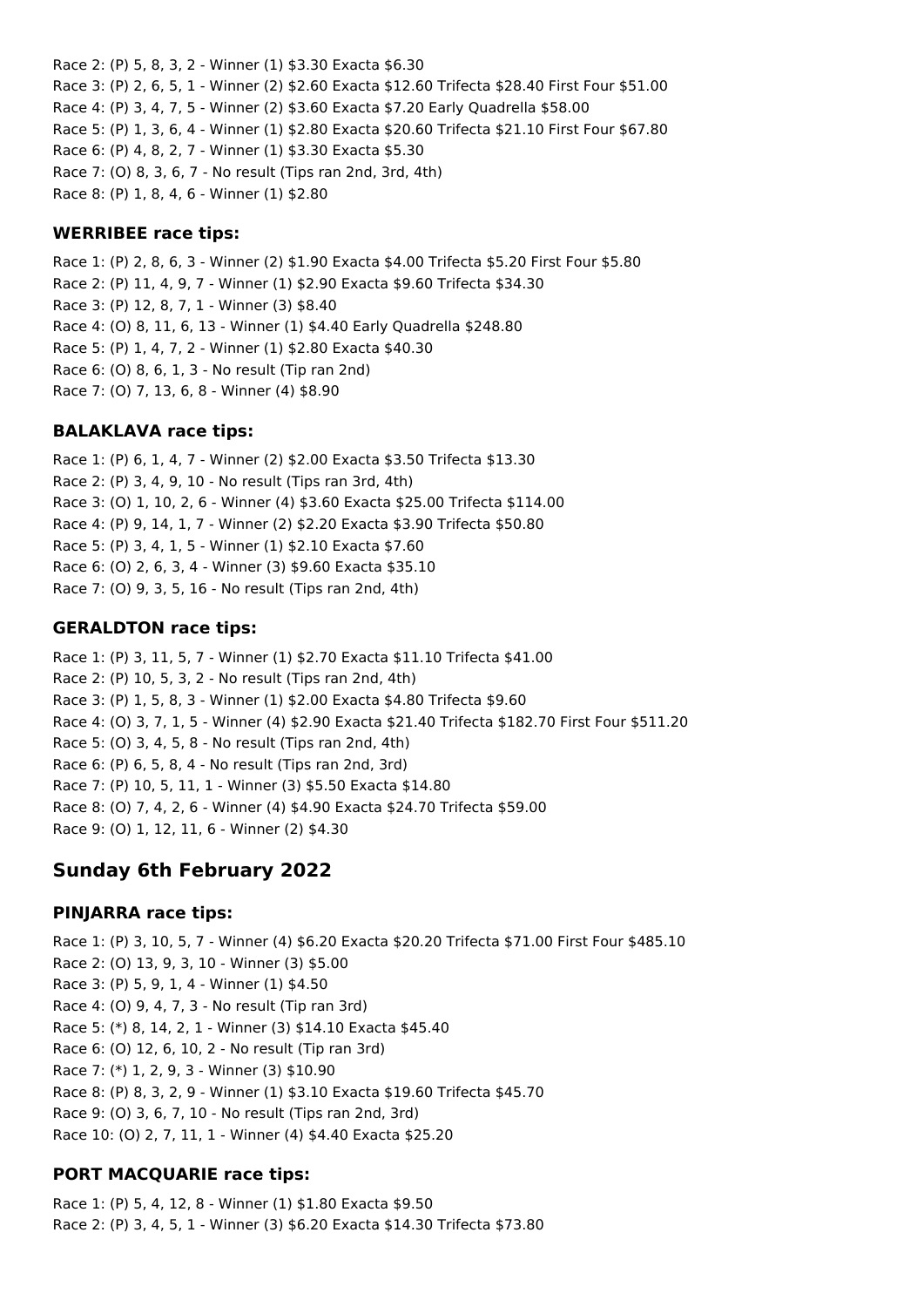Race 2: (P) 5, 8, 3, 2 - Winner (1) $3.30 Exacta $6.30
Race 3: (P) 2, 6, 5, 1 - Winner (2) $2.60 Exacta $12.60 Trifecta $28.40 First Four $51.00
Race 4: (P) 3, 4, 7, 5 - Winner (2) $3.60 Exacta $7.20 Early Quadrella $58.00
Race 5: (P) 1, 3, 6, 4 - Winner (1) $2.80 Exacta $20.60 Trifecta $21.10 First Four $67.80
Race 6: (P) 4, 8, 2, 7 - Winner (1) $3.30 Exacta $5.30
Race 7: (O) 8, 3, 6, 7 - No result (Tips ran 2nd, 3rd, 4th)
Race 8: (P) 1, 8, 4, 6 - Winner (1) $2.80

### WERRIBEE race tips:

Race 1: (P) 2, 8, 6, 3 - Winner (2) $1.90 Exacta $4.00 Trifecta $5.20 First Four $5.80
Race 2: (P) 11, 4, 9, 7 - Winner (1) $2.90 Exacta $9.60 Trifecta $34.30
Race 3: (P) 12, 8, 7, 1 - Winner (3) $8.40
Race 4: (O) 8, 11, 6, 13 - Winner (1) $4.40 Early Quadrella $248.80
Race 5: (P) 1, 4, 7, 2 - Winner (1) $2.80 Exacta $40.30
Race 6: (O) 8, 6, 1, 3 - No result (Tip ran 2nd)
Race 7: (O) 7, 13, 6, 8 - Winner (4) $8.90

### BALAKLAVA race tips:

Race 1: (P) 6, 1, 4, 7 - Winner (2) $2.00 Exacta $3.50 Trifecta $13.30
Race 2: (P) 3, 4, 9, 10 - No result (Tips ran 3rd, 4th)
Race 3: (O) 1, 10, 2, 6 - Winner (4) $3.60 Exacta $25.00 Trifecta $114.00
Race 4: (P) 9, 14, 1, 7 - Winner (2) $2.20 Exacta $3.90 Trifecta $50.80
Race 5: (P) 3, 4, 1, 5 - Winner (1) $2.10 Exacta $7.60
Race 6: (O) 2, 6, 3, 4 - Winner (3) $9.60 Exacta $35.10
Race 7: (O) 9, 3, 5, 16 - No result (Tips ran 2nd, 4th)

### GERALDTON race tips:

Race 1: (P) 3, 11, 5, 7 - Winner (1) $2.70 Exacta $11.10 Trifecta $41.00
Race 2: (P) 10, 5, 3, 2 - No result (Tips ran 2nd, 4th)
Race 3: (P) 1, 5, 8, 3 - Winner (1) $2.00 Exacta $4.80 Trifecta $9.60
Race 4: (O) 3, 7, 1, 5 - Winner (4) $2.90 Exacta $21.40 Trifecta $182.70 First Four $511.20
Race 5: (O) 3, 4, 5, 8 - No result (Tips ran 2nd, 4th)
Race 6: (P) 6, 5, 8, 4 - No result (Tips ran 2nd, 3rd)
Race 7: (P) 10, 5, 11, 1 - Winner (3) $5.50 Exacta $14.80
Race 8: (O) 7, 4, 2, 6 - Winner (4) $4.90 Exacta $24.70 Trifecta $59.00
Race 9: (O) 1, 12, 11, 6 - Winner (2) $4.30

## Sunday 6th February 2022

### PINJARRA race tips:

Race 1: (P) 3, 10, 5, 7 - Winner (4) $6.20 Exacta $20.20 Trifecta $71.00 First Four $485.10
Race 2: (O) 13, 9, 3, 10 - Winner (3) $5.00
Race 3: (P) 5, 9, 1, 4 - Winner (1) $4.50
Race 4: (O) 9, 4, 7, 3 - No result (Tip ran 3rd)
Race 5: (*) 8, 14, 2, 1 - Winner (3) $14.10 Exacta $45.40
Race 6: (O) 12, 6, 10, 2 - No result (Tip ran 3rd)
Race 7: (*) 1, 2, 9, 3 - Winner (3) $10.90
Race 8: (P) 8, 3, 2, 9 - Winner (1) $3.10 Exacta $19.60 Trifecta $45.70
Race 9: (O) 3, 6, 7, 10 - No result (Tips ran 2nd, 3rd)
Race 10: (O) 2, 7, 11, 1 - Winner (4) $4.40 Exacta $25.20

### PORT MACQUARIE race tips:

Race 1: (P) 5, 4, 12, 8 - Winner (1) $1.80 Exacta $9.50
Race 2: (P) 3, 4, 5, 1 - Winner (3) $6.20 Exacta $14.30 Trifecta $73.80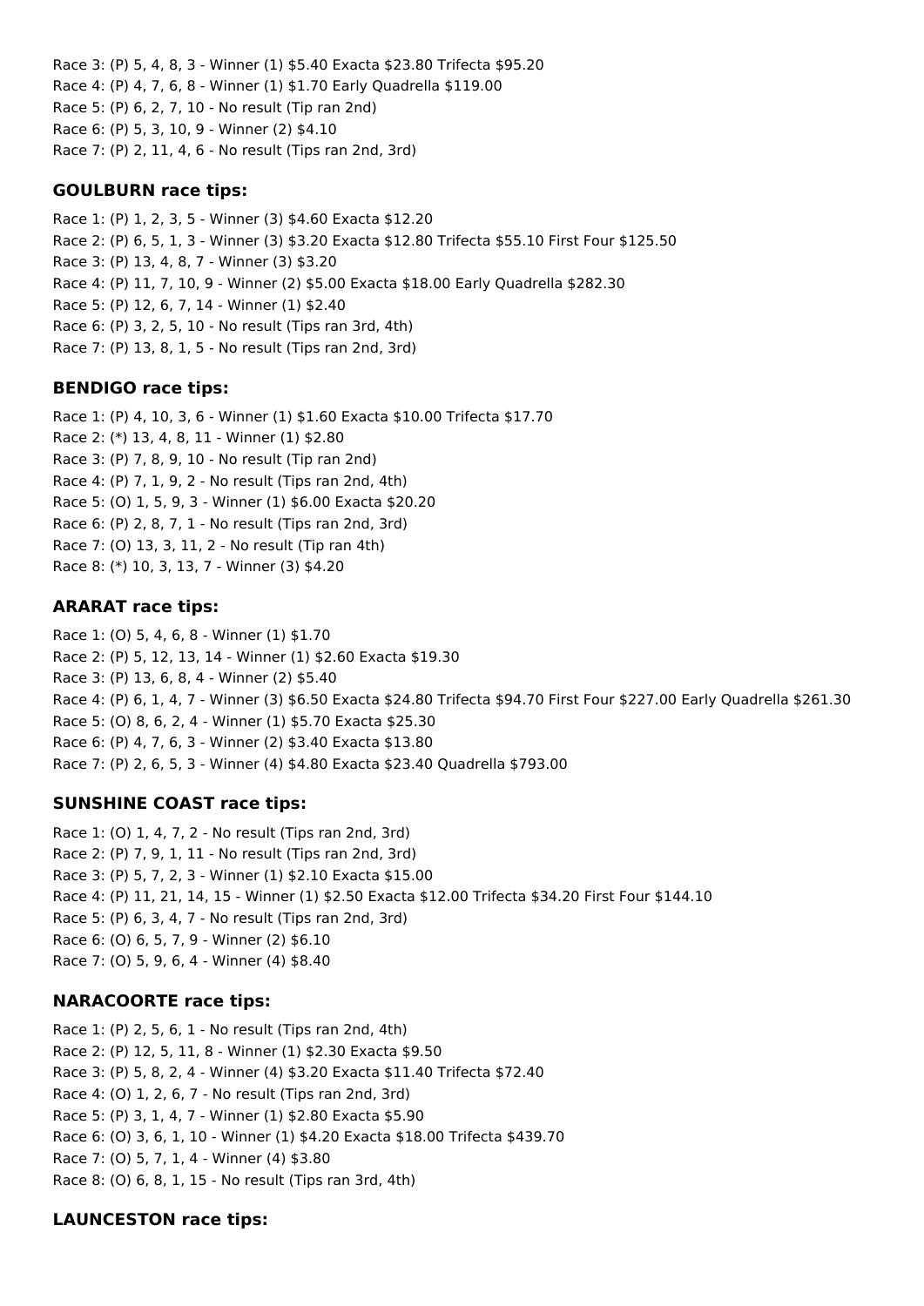Race 3: (P) 5, 4, 8, 3 - Winner (1) $5.40 Exacta $23.80 Trifecta $95.20
Race 4: (P) 4, 7, 6, 8 - Winner (1) $1.70 Early Quadrella $119.00
Race 5: (P) 6, 2, 7, 10 - No result (Tip ran 2nd)
Race 6: (P) 5, 3, 10, 9 - Winner (2) $4.10
Race 7: (P) 2, 11, 4, 6 - No result (Tips ran 2nd, 3rd)

### GOULBURN race tips:

Race 1: (P) 1, 2, 3, 5 - Winner (3) $4.60 Exacta $12.20
Race 2: (P) 6, 5, 1, 3 - Winner (3) $3.20 Exacta $12.80 Trifecta $55.10 First Four $125.50
Race 3: (P) 13, 4, 8, 7 - Winner (3) $3.20
Race 4: (P) 11, 7, 10, 9 - Winner (2) $5.00 Exacta $18.00 Early Quadrella $282.30
Race 5: (P) 12, 6, 7, 14 - Winner (1) $2.40
Race 6: (P) 3, 2, 5, 10 - No result (Tips ran 3rd, 4th)
Race 7: (P) 13, 8, 1, 5 - No result (Tips ran 2nd, 3rd)

### BENDIGO race tips:

Race 1: (P) 4, 10, 3, 6 - Winner (1) $1.60 Exacta $10.00 Trifecta $17.70
Race 2: (*) 13, 4, 8, 11 - Winner (1) $2.80
Race 3: (P) 7, 8, 9, 10 - No result (Tip ran 2nd)
Race 4: (P) 7, 1, 9, 2 - No result (Tips ran 2nd, 4th)
Race 5: (O) 1, 5, 9, 3 - Winner (1) $6.00 Exacta $20.20
Race 6: (P) 2, 8, 7, 1 - No result (Tips ran 2nd, 3rd)
Race 7: (O) 13, 3, 11, 2 - No result (Tip ran 4th)
Race 8: (*) 10, 3, 13, 7 - Winner (3) $4.20

### ARARAT race tips:

Race 1: (O) 5, 4, 6, 8 - Winner (1) $1.70
Race 2: (P) 5, 12, 13, 14 - Winner (1) $2.60 Exacta $19.30
Race 3: (P) 13, 6, 8, 4 - Winner (2) $5.40
Race 4: (P) 6, 1, 4, 7 - Winner (3) $6.50 Exacta $24.80 Trifecta $94.70 First Four $227.00 Early Quadrella $261.30
Race 5: (O) 8, 6, 2, 4 - Winner (1) $5.70 Exacta $25.30
Race 6: (P) 4, 7, 6, 3 - Winner (2) $3.40 Exacta $13.80
Race 7: (P) 2, 6, 5, 3 - Winner (4) $4.80 Exacta $23.40 Quadrella $793.00

### SUNSHINE COAST race tips:

Race 1: (O) 1, 4, 7, 2 - No result (Tips ran 2nd, 3rd)
Race 2: (P) 7, 9, 1, 11 - No result (Tips ran 2nd, 3rd)
Race 3: (P) 5, 7, 2, 3 - Winner (1) $2.10 Exacta $15.00
Race 4: (P) 11, 21, 14, 15 - Winner (1) $2.50 Exacta $12.00 Trifecta $34.20 First Four $144.10
Race 5: (P) 6, 3, 4, 7 - No result (Tips ran 2nd, 3rd)
Race 6: (O) 6, 5, 7, 9 - Winner (2) $6.10
Race 7: (O) 5, 9, 6, 4 - Winner (4) $8.40

### NARACOORTE race tips:

Race 1: (P) 2, 5, 6, 1 - No result (Tips ran 2nd, 4th)
Race 2: (P) 12, 5, 11, 8 - Winner (1) $2.30 Exacta $9.50
Race 3: (P) 5, 8, 2, 4 - Winner (4) $3.20 Exacta $11.40 Trifecta $72.40
Race 4: (O) 1, 2, 6, 7 - No result (Tips ran 2nd, 3rd)
Race 5: (P) 3, 1, 4, 7 - Winner (1) $2.80 Exacta $5.90
Race 6: (O) 3, 6, 1, 10 - Winner (1) $4.20 Exacta $18.00 Trifecta $439.70
Race 7: (O) 5, 7, 1, 4 - Winner (4) $3.80
Race 8: (O) 6, 8, 1, 15 - No result (Tips ran 3rd, 4th)

### LAUNCESTON race tips: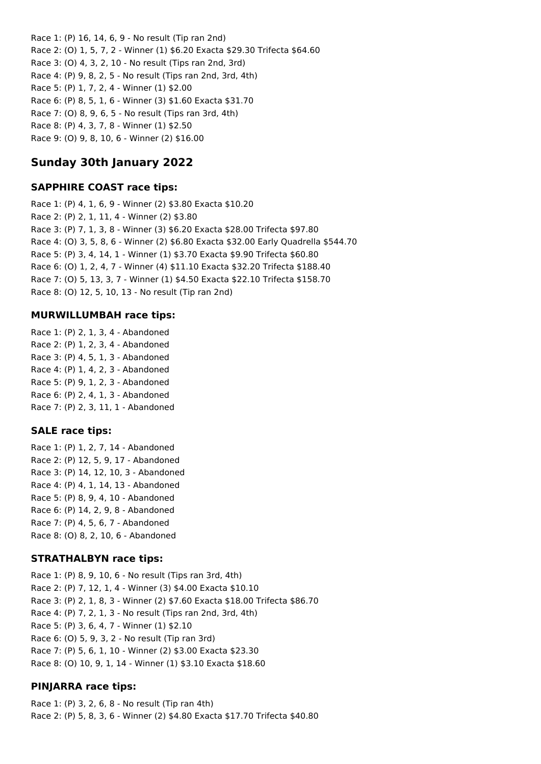Race 1: (P) 16, 14, 6, 9 - No result (Tip ran 2nd)
Race 2: (O) 1, 5, 7, 2 - Winner (1) $6.20 Exacta $29.30 Trifecta $64.60
Race 3: (O) 4, 3, 2, 10 - No result (Tips ran 2nd, 3rd)
Race 4: (P) 9, 8, 2, 5 - No result (Tips ran 2nd, 3rd, 4th)
Race 5: (P) 1, 7, 2, 4 - Winner (1) $2.00
Race 6: (P) 8, 5, 1, 6 - Winner (3) $1.60 Exacta $31.70
Race 7: (O) 8, 9, 6, 5 - No result (Tips ran 3rd, 4th)
Race 8: (P) 4, 3, 7, 8 - Winner (1) $2.50
Race 9: (O) 9, 8, 10, 6 - Winner (2) $16.00

## Sunday 30th January 2022

### SAPPHIRE COAST race tips:

Race 1: (P) 4, 1, 6, 9 - Winner (2) $3.80 Exacta $10.20
Race 2: (P) 2, 1, 11, 4 - Winner (2) $3.80
Race 3: (P) 7, 1, 3, 8 - Winner (3) $6.20 Exacta $28.00 Trifecta $97.80
Race 4: (O) 3, 5, 8, 6 - Winner (2) $6.80 Exacta $32.00 Early Quadrella $544.70
Race 5: (P) 3, 4, 14, 1 - Winner (1) $3.70 Exacta $9.90 Trifecta $60.80
Race 6: (O) 1, 2, 4, 7 - Winner (4) $11.10 Exacta $32.20 Trifecta $188.40
Race 7: (O) 5, 13, 3, 7 - Winner (1) $4.50 Exacta $22.10 Trifecta $158.70
Race 8: (O) 12, 5, 10, 13 - No result (Tip ran 2nd)

### MURWILLUMBAH race tips:

Race 1: (P) 2, 1, 3, 4 - Abandoned
Race 2: (P) 1, 2, 3, 4 - Abandoned
Race 3: (P) 4, 5, 1, 3 - Abandoned
Race 4: (P) 1, 4, 2, 3 - Abandoned
Race 5: (P) 9, 1, 2, 3 - Abandoned
Race 6: (P) 2, 4, 1, 3 - Abandoned
Race 7: (P) 2, 3, 11, 1 - Abandoned

### SALE race tips:

Race 1: (P) 1, 2, 7, 14 - Abandoned
Race 2: (P) 12, 5, 9, 17 - Abandoned
Race 3: (P) 14, 12, 10, 3 - Abandoned
Race 4: (P) 4, 1, 14, 13 - Abandoned
Race 5: (P) 8, 9, 4, 10 - Abandoned
Race 6: (P) 14, 2, 9, 8 - Abandoned
Race 7: (P) 4, 5, 6, 7 - Abandoned
Race 8: (O) 8, 2, 10, 6 - Abandoned

### STRATHALBYN race tips:

Race 1: (P) 8, 9, 10, 6 - No result (Tips ran 3rd, 4th)
Race 2: (P) 7, 12, 1, 4 - Winner (3) $4.00 Exacta $10.10
Race 3: (P) 2, 1, 8, 3 - Winner (2) $7.60 Exacta $18.00 Trifecta $86.70
Race 4: (P) 7, 2, 1, 3 - No result (Tips ran 2nd, 3rd, 4th)
Race 5: (P) 3, 6, 4, 7 - Winner (1) $2.10
Race 6: (O) 5, 9, 3, 2 - No result (Tip ran 3rd)
Race 7: (P) 5, 6, 1, 10 - Winner (2) $3.00 Exacta $23.30
Race 8: (O) 10, 9, 1, 14 - Winner (1) $3.10 Exacta $18.60

### PINJARRA race tips:

Race 1: (P) 3, 2, 6, 8 - No result (Tip ran 4th)
Race 2: (P) 5, 8, 3, 6 - Winner (2) $4.80 Exacta $17.70 Trifecta $40.80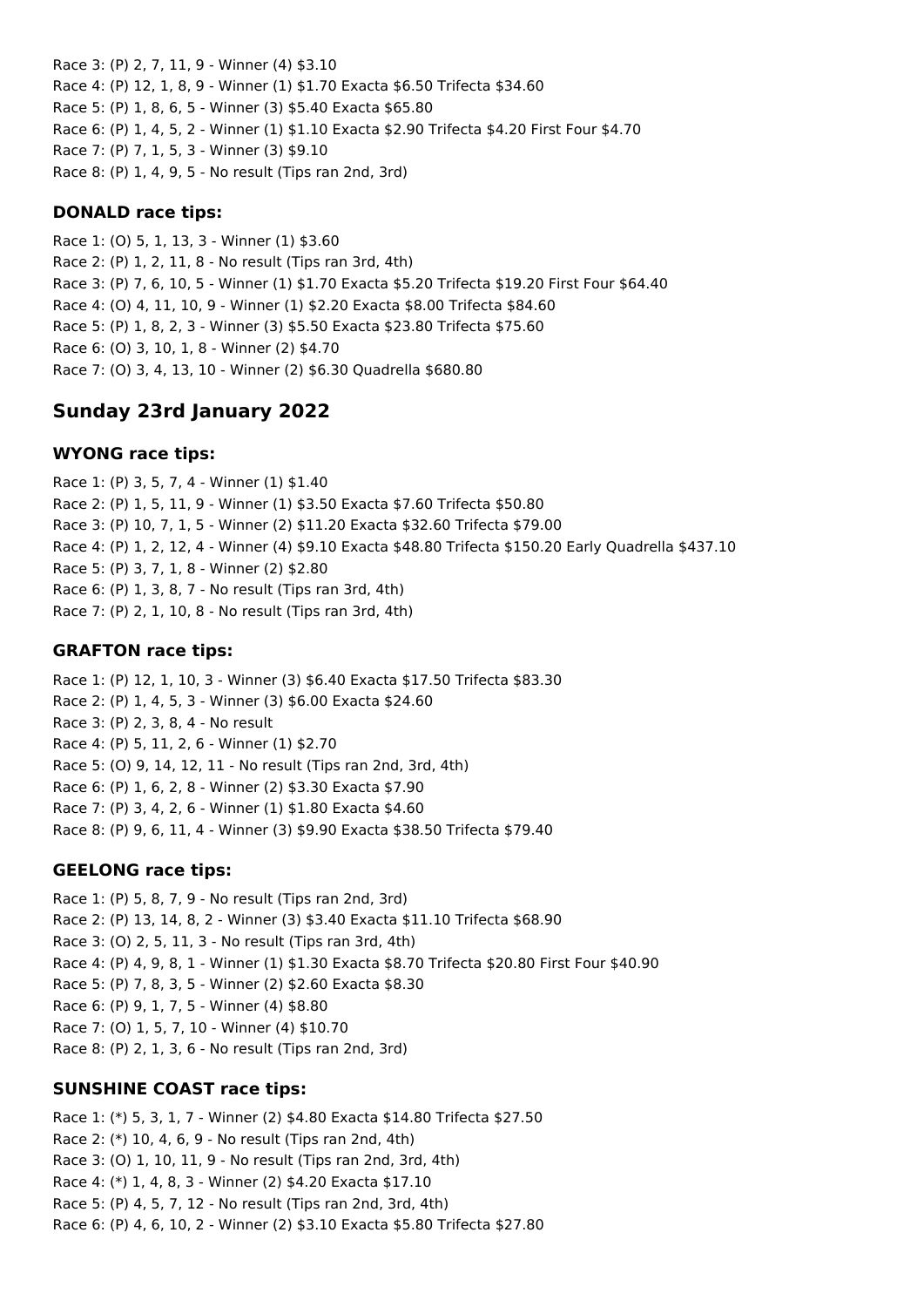Race 3: (P) 2, 7, 11, 9 - Winner (4) $3.10
Race 4: (P) 12, 1, 8, 9 - Winner (1) $1.70 Exacta $6.50 Trifecta $34.60
Race 5: (P) 1, 8, 6, 5 - Winner (3) $5.40 Exacta $65.80
Race 6: (P) 1, 4, 5, 2 - Winner (1) $1.10 Exacta $2.90 Trifecta $4.20 First Four $4.70
Race 7: (P) 7, 1, 5, 3 - Winner (3) $9.10
Race 8: (P) 1, 4, 9, 5 - No result (Tips ran 2nd, 3rd)

### DONALD race tips:

Race 1: (O) 5, 1, 13, 3 - Winner (1) $3.60
Race 2: (P) 1, 2, 11, 8 - No result (Tips ran 3rd, 4th)
Race 3: (P) 7, 6, 10, 5 - Winner (1) $1.70 Exacta $5.20 Trifecta $19.20 First Four $64.40
Race 4: (O) 4, 11, 10, 9 - Winner (1) $2.20 Exacta $8.00 Trifecta $84.60
Race 5: (P) 1, 8, 2, 3 - Winner (3) $5.50 Exacta $23.80 Trifecta $75.60
Race 6: (O) 3, 10, 1, 8 - Winner (2) $4.70
Race 7: (O) 3, 4, 13, 10 - Winner (2) $6.30 Quadrella $680.80

## Sunday 23rd January 2022

### WYONG race tips:

Race 1: (P) 3, 5, 7, 4 - Winner (1) $1.40
Race 2: (P) 1, 5, 11, 9 - Winner (1) $3.50 Exacta $7.60 Trifecta $50.80
Race 3: (P) 10, 7, 1, 5 - Winner (2) $11.20 Exacta $32.60 Trifecta $79.00
Race 4: (P) 1, 2, 12, 4 - Winner (4) $9.10 Exacta $48.80 Trifecta $150.20 Early Quadrella $437.10
Race 5: (P) 3, 7, 1, 8 - Winner (2) $2.80
Race 6: (P) 1, 3, 8, 7 - No result (Tips ran 3rd, 4th)
Race 7: (P) 2, 1, 10, 8 - No result (Tips ran 3rd, 4th)

### GRAFTON race tips:

Race 1: (P) 12, 1, 10, 3 - Winner (3) $6.40 Exacta $17.50 Trifecta $83.30
Race 2: (P) 1, 4, 5, 3 - Winner (3) $6.00 Exacta $24.60
Race 3: (P) 2, 3, 8, 4 - No result
Race 4: (P) 5, 11, 2, 6 - Winner (1) $2.70
Race 5: (O) 9, 14, 12, 11 - No result (Tips ran 2nd, 3rd, 4th)
Race 6: (P) 1, 6, 2, 8 - Winner (2) $3.30 Exacta $7.90
Race 7: (P) 3, 4, 2, 6 - Winner (1) $1.80 Exacta $4.60
Race 8: (P) 9, 6, 11, 4 - Winner (3) $9.90 Exacta $38.50 Trifecta $79.40

### GEELONG race tips:

Race 1: (P) 5, 8, 7, 9 - No result (Tips ran 2nd, 3rd)
Race 2: (P) 13, 14, 8, 2 - Winner (3) $3.40 Exacta $11.10 Trifecta $68.90
Race 3: (O) 2, 5, 11, 3 - No result (Tips ran 3rd, 4th)
Race 4: (P) 4, 9, 8, 1 - Winner (1) $1.30 Exacta $8.70 Trifecta $20.80 First Four $40.90
Race 5: (P) 7, 8, 3, 5 - Winner (2) $2.60 Exacta $8.30
Race 6: (P) 9, 1, 7, 5 - Winner (4) $8.80
Race 7: (O) 1, 5, 7, 10 - Winner (4) $10.70
Race 8: (P) 2, 1, 3, 6 - No result (Tips ran 2nd, 3rd)

### SUNSHINE COAST race tips:

Race 1: (*) 5, 3, 1, 7 - Winner (2) $4.80 Exacta $14.80 Trifecta $27.50
Race 2: (*) 10, 4, 6, 9 - No result (Tips ran 2nd, 4th)
Race 3: (O) 1, 10, 11, 9 - No result (Tips ran 2nd, 3rd, 4th)
Race 4: (*) 1, 4, 8, 3 - Winner (2) $4.20 Exacta $17.10
Race 5: (P) 4, 5, 7, 12 - No result (Tips ran 2nd, 3rd, 4th)
Race 6: (P) 4, 6, 10, 2 - Winner (2) $3.10 Exacta $5.80 Trifecta $27.80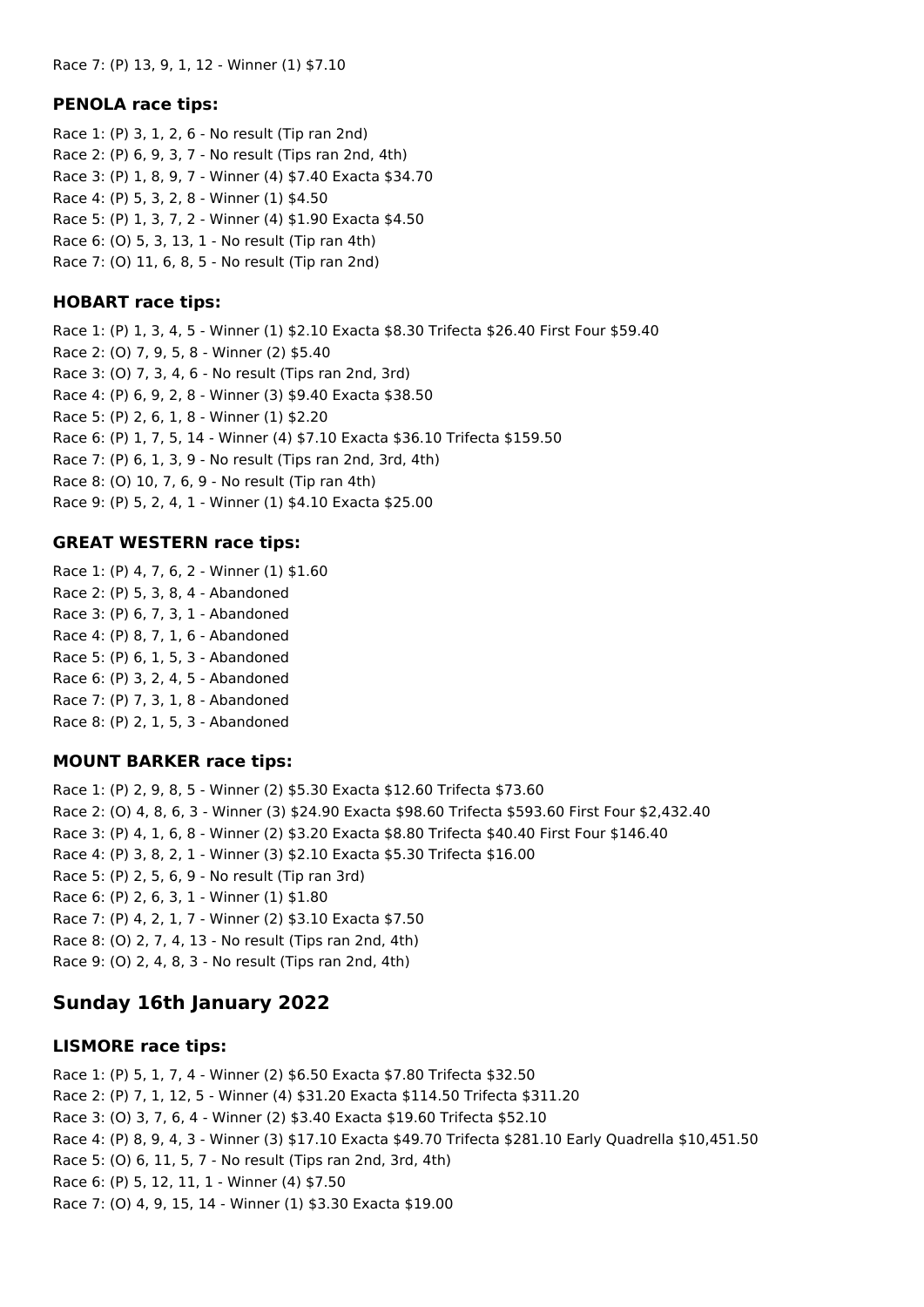Race 7: (P) 13, 9, 1, 12 - Winner (1) $7.10

### PENOLA race tips:

Race 1: (P) 3, 1, 2, 6 - No result (Tip ran 2nd)
Race 2: (P) 6, 9, 3, 7 - No result (Tips ran 2nd, 4th)
Race 3: (P) 1, 8, 9, 7 - Winner (4) $7.40 Exacta $34.70
Race 4: (P) 5, 3, 2, 8 - Winner (1) $4.50
Race 5: (P) 1, 3, 7, 2 - Winner (4) $1.90 Exacta $4.50
Race 6: (O) 5, 3, 13, 1 - No result (Tip ran 4th)
Race 7: (O) 11, 6, 8, 5 - No result (Tip ran 2nd)

### HOBART race tips:

Race 1: (P) 1, 3, 4, 5 - Winner (1) $2.10 Exacta $8.30 Trifecta $26.40 First Four $59.40
Race 2: (O) 7, 9, 5, 8 - Winner (2) $5.40
Race 3: (O) 7, 3, 4, 6 - No result (Tips ran 2nd, 3rd)
Race 4: (P) 6, 9, 2, 8 - Winner (3) $9.40 Exacta $38.50
Race 5: (P) 2, 6, 1, 8 - Winner (1) $2.20
Race 6: (P) 1, 7, 5, 14 - Winner (4) $7.10 Exacta $36.10 Trifecta $159.50
Race 7: (P) 6, 1, 3, 9 - No result (Tips ran 2nd, 3rd, 4th)
Race 8: (O) 10, 7, 6, 9 - No result (Tip ran 4th)
Race 9: (P) 5, 2, 4, 1 - Winner (1) $4.10 Exacta $25.00

### GREAT WESTERN race tips:

Race 1: (P) 4, 7, 6, 2 - Winner (1) $1.60
Race 2: (P) 5, 3, 8, 4 - Abandoned
Race 3: (P) 6, 7, 3, 1 - Abandoned
Race 4: (P) 8, 7, 1, 6 - Abandoned
Race 5: (P) 6, 1, 5, 3 - Abandoned
Race 6: (P) 3, 2, 4, 5 - Abandoned
Race 7: (P) 7, 3, 1, 8 - Abandoned
Race 8: (P) 2, 1, 5, 3 - Abandoned

### MOUNT BARKER race tips:

Race 1: (P) 2, 9, 8, 5 - Winner (2) $5.30 Exacta $12.60 Trifecta $73.60
Race 2: (O) 4, 8, 6, 3 - Winner (3) $24.90 Exacta $98.60 Trifecta $593.60 First Four $2,432.40
Race 3: (P) 4, 1, 6, 8 - Winner (2) $3.20 Exacta $8.80 Trifecta $40.40 First Four $146.40
Race 4: (P) 3, 8, 2, 1 - Winner (3) $2.10 Exacta $5.30 Trifecta $16.00
Race 5: (P) 2, 5, 6, 9 - No result (Tip ran 3rd)
Race 6: (P) 2, 6, 3, 1 - Winner (1) $1.80
Race 7: (P) 4, 2, 1, 7 - Winner (2) $3.10 Exacta $7.50
Race 8: (O) 2, 7, 4, 13 - No result (Tips ran 2nd, 4th)
Race 9: (O) 2, 4, 8, 3 - No result (Tips ran 2nd, 4th)

## Sunday 16th January 2022

### LISMORE race tips:

Race 1: (P) 5, 1, 7, 4 - Winner (2) $6.50 Exacta $7.80 Trifecta $32.50
Race 2: (P) 7, 1, 12, 5 - Winner (4) $31.20 Exacta $114.50 Trifecta $311.20
Race 3: (O) 3, 7, 6, 4 - Winner (2) $3.40 Exacta $19.60 Trifecta $52.10
Race 4: (P) 8, 9, 4, 3 - Winner (3) $17.10 Exacta $49.70 Trifecta $281.10 Early Quadrella $10,451.50
Race 5: (O) 6, 11, 5, 7 - No result (Tips ran 2nd, 3rd, 4th)
Race 6: (P) 5, 12, 11, 1 - Winner (4) $7.50
Race 7: (O) 4, 9, 15, 14 - Winner (1) $3.30 Exacta $19.00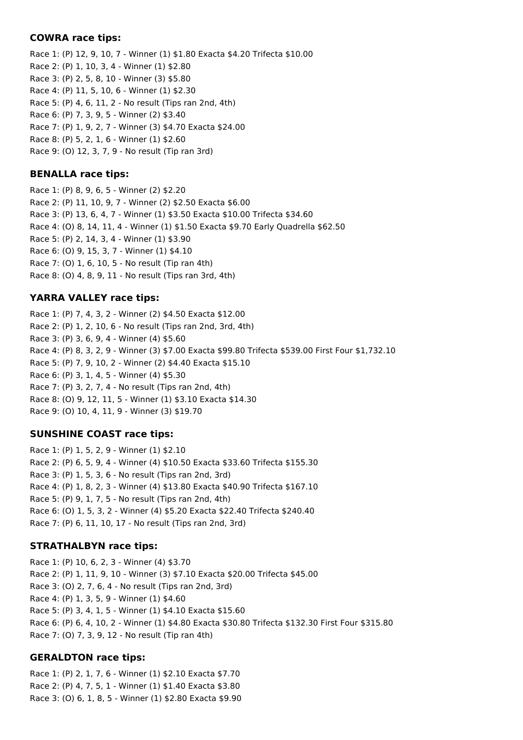**COWRA race tips:**

Race 1: (P) 12, 9, 10, 7 - Winner (1) $1.80 Exacta $4.20 Trifecta $10.00
Race 2: (P) 1, 10, 3, 4 - Winner (1) $2.80
Race 3: (P) 2, 5, 8, 10 - Winner (3) $5.80
Race 4: (P) 11, 5, 10, 6 - Winner (1) $2.30
Race 5: (P) 4, 6, 11, 2 - No result (Tips ran 2nd, 4th)
Race 6: (P) 7, 3, 9, 5 - Winner (2) $3.40
Race 7: (P) 1, 9, 2, 7 - Winner (3) $4.70 Exacta $24.00
Race 8: (P) 5, 2, 1, 6 - Winner (1) $2.60
Race 9: (O) 12, 3, 7, 9 - No result (Tip ran 3rd)

**BENALLA race tips:**

Race 1: (P) 8, 9, 6, 5 - Winner (2) $2.20
Race 2: (P) 11, 10, 9, 7 - Winner (2) $2.50 Exacta $6.00
Race 3: (P) 13, 6, 4, 7 - Winner (1) $3.50 Exacta $10.00 Trifecta $34.60
Race 4: (O) 8, 14, 11, 4 - Winner (1) $1.50 Exacta $9.70 Early Quadrella $62.50
Race 5: (P) 2, 14, 3, 4 - Winner (1) $3.90
Race 6: (O) 9, 15, 3, 7 - Winner (1) $4.10
Race 7: (O) 1, 6, 10, 5 - No result (Tip ran 4th)
Race 8: (O) 4, 8, 9, 11 - No result (Tips ran 3rd, 4th)

**YARRA VALLEY race tips:**

Race 1: (P) 7, 4, 3, 2 - Winner (2) $4.50 Exacta $12.00
Race 2: (P) 1, 2, 10, 6 - No result (Tips ran 2nd, 3rd, 4th)
Race 3: (P) 3, 6, 9, 4 - Winner (4) $5.60
Race 4: (P) 8, 3, 2, 9 - Winner (3) $7.00 Exacta $99.80 Trifecta $539.00 First Four $1,732.10
Race 5: (P) 7, 9, 10, 2 - Winner (2) $4.40 Exacta $15.10
Race 6: (P) 3, 1, 4, 5 - Winner (4) $5.30
Race 7: (P) 3, 2, 7, 4 - No result (Tips ran 2nd, 4th)
Race 8: (O) 9, 12, 11, 5 - Winner (1) $3.10 Exacta $14.30
Race 9: (O) 10, 4, 11, 9 - Winner (3) $19.70

**SUNSHINE COAST race tips:**

Race 1: (P) 1, 5, 2, 9 - Winner (1) $2.10
Race 2: (P) 6, 5, 9, 4 - Winner (4) $10.50 Exacta $33.60 Trifecta $155.30
Race 3: (P) 1, 5, 3, 6 - No result (Tips ran 2nd, 3rd)
Race 4: (P) 1, 8, 2, 3 - Winner (4) $13.80 Exacta $40.90 Trifecta $167.10
Race 5: (P) 9, 1, 7, 5 - No result (Tips ran 2nd, 4th)
Race 6: (O) 1, 5, 3, 2 - Winner (4) $5.20 Exacta $22.40 Trifecta $240.40
Race 7: (P) 6, 11, 10, 17 - No result (Tips ran 2nd, 3rd)

**STRATHALBYN race tips:**

Race 1: (P) 10, 6, 2, 3 - Winner (4) $3.70
Race 2: (P) 1, 11, 9, 10 - Winner (3) $7.10 Exacta $20.00 Trifecta $45.00
Race 3: (O) 2, 7, 6, 4 - No result (Tips ran 2nd, 3rd)
Race 4: (P) 1, 3, 5, 9 - Winner (1) $4.60
Race 5: (P) 3, 4, 1, 5 - Winner (1) $4.10 Exacta $15.60
Race 6: (P) 6, 4, 10, 2 - Winner (1) $4.80 Exacta $30.80 Trifecta $132.30 First Four $315.80
Race 7: (O) 7, 3, 9, 12 - No result (Tip ran 4th)

**GERALDTON race tips:**

Race 1: (P) 2, 1, 7, 6 - Winner (1) $2.10 Exacta $7.70
Race 2: (P) 4, 7, 5, 1 - Winner (1) $1.40 Exacta $3.80
Race 3: (O) 6, 1, 8, 5 - Winner (1) $2.80 Exacta $9.90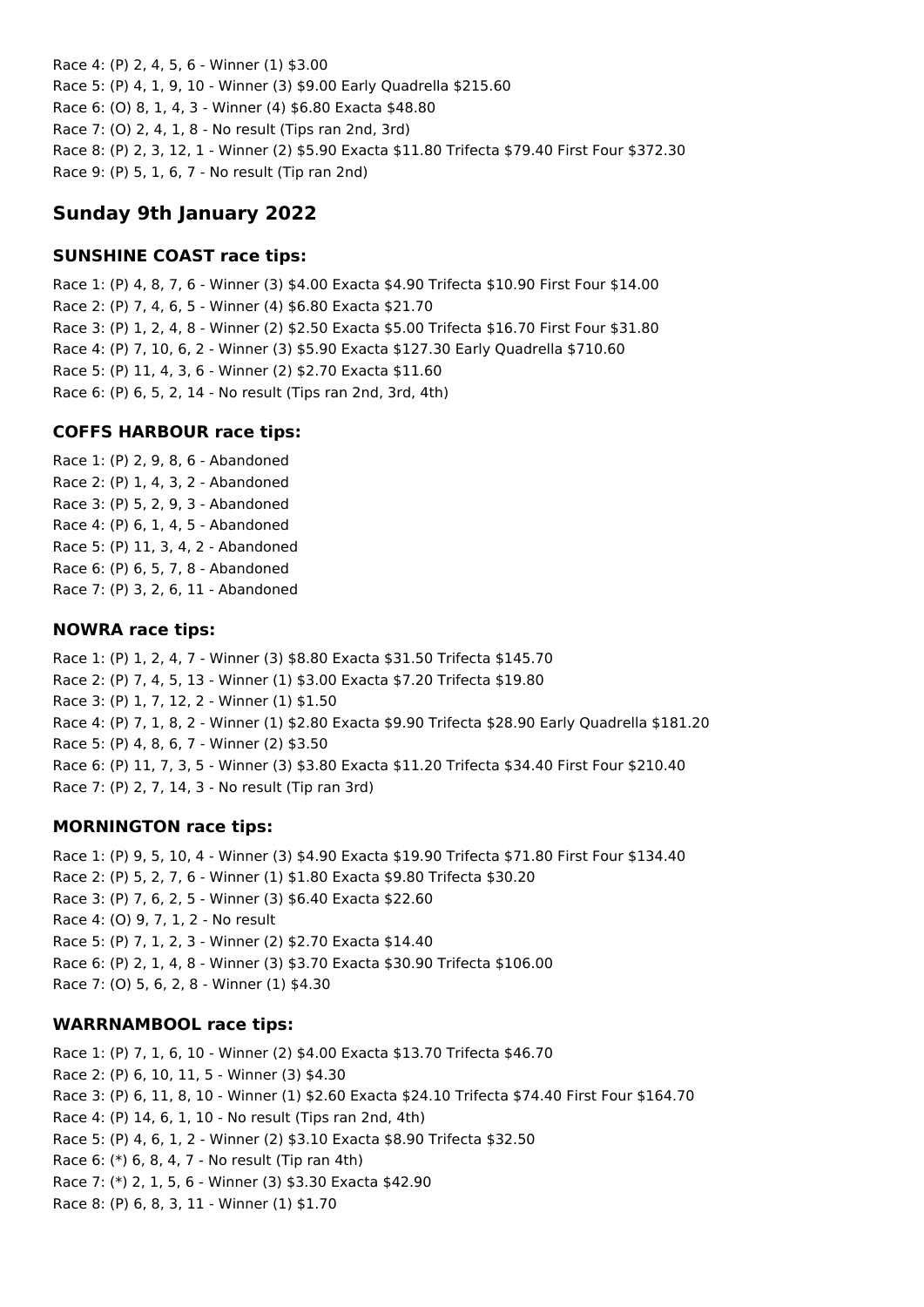Race 4: (P) 2, 4, 5, 6 - Winner (1) $3.00
Race 5: (P) 4, 1, 9, 10 - Winner (3) $9.00 Early Quadrella $215.60
Race 6: (O) 8, 1, 4, 3 - Winner (4) $6.80 Exacta $48.80
Race 7: (O) 2, 4, 1, 8 - No result (Tips ran 2nd, 3rd)
Race 8: (P) 2, 3, 12, 1 - Winner (2) $5.90 Exacta $11.80 Trifecta $79.40 First Four $372.30
Race 9: (P) 5, 1, 6, 7 - No result (Tip ran 2nd)

## Sunday 9th January 2022

### SUNSHINE COAST race tips:

Race 1: (P) 4, 8, 7, 6 - Winner (3) $4.00 Exacta $4.90 Trifecta $10.90 First Four $14.00
Race 2: (P) 7, 4, 6, 5 - Winner (4) $6.80 Exacta $21.70
Race 3: (P) 1, 2, 4, 8 - Winner (2) $2.50 Exacta $5.00 Trifecta $16.70 First Four $31.80
Race 4: (P) 7, 10, 6, 2 - Winner (3) $5.90 Exacta $127.30 Early Quadrella $710.60
Race 5: (P) 11, 4, 3, 6 - Winner (2) $2.70 Exacta $11.60
Race 6: (P) 6, 5, 2, 14 - No result (Tips ran 2nd, 3rd, 4th)

### COFFS HARBOUR race tips:

Race 1: (P) 2, 9, 8, 6 - Abandoned
Race 2: (P) 1, 4, 3, 2 - Abandoned
Race 3: (P) 5, 2, 9, 3 - Abandoned
Race 4: (P) 6, 1, 4, 5 - Abandoned
Race 5: (P) 11, 3, 4, 2 - Abandoned
Race 6: (P) 6, 5, 7, 8 - Abandoned
Race 7: (P) 3, 2, 6, 11 - Abandoned

### NOWRA race tips:

Race 1: (P) 1, 2, 4, 7 - Winner (3) $8.80 Exacta $31.50 Trifecta $145.70
Race 2: (P) 7, 4, 5, 13 - Winner (1) $3.00 Exacta $7.20 Trifecta $19.80
Race 3: (P) 1, 7, 12, 2 - Winner (1) $1.50
Race 4: (P) 7, 1, 8, 2 - Winner (1) $2.80 Exacta $9.90 Trifecta $28.90 Early Quadrella $181.20
Race 5: (P) 4, 8, 6, 7 - Winner (2) $3.50
Race 6: (P) 11, 7, 3, 5 - Winner (3) $3.80 Exacta $11.20 Trifecta $34.40 First Four $210.40
Race 7: (P) 2, 7, 14, 3 - No result (Tip ran 3rd)

### MORNINGTON race tips:

Race 1: (P) 9, 5, 10, 4 - Winner (3) $4.90 Exacta $19.90 Trifecta $71.80 First Four $134.40
Race 2: (P) 5, 2, 7, 6 - Winner (1) $1.80 Exacta $9.80 Trifecta $30.20
Race 3: (P) 7, 6, 2, 5 - Winner (3) $6.40 Exacta $22.60
Race 4: (O) 9, 7, 1, 2 - No result
Race 5: (P) 7, 1, 2, 3 - Winner (2) $2.70 Exacta $14.40
Race 6: (P) 2, 1, 4, 8 - Winner (3) $3.70 Exacta $30.90 Trifecta $106.00
Race 7: (O) 5, 6, 2, 8 - Winner (1) $4.30

### WARRNAMBOOL race tips:

Race 1: (P) 7, 1, 6, 10 - Winner (2) $4.00 Exacta $13.70 Trifecta $46.70
Race 2: (P) 6, 10, 11, 5 - Winner (3) $4.30
Race 3: (P) 6, 11, 8, 10 - Winner (1) $2.60 Exacta $24.10 Trifecta $74.40 First Four $164.70
Race 4: (P) 14, 6, 1, 10 - No result (Tips ran 2nd, 4th)
Race 5: (P) 4, 6, 1, 2 - Winner (2) $3.10 Exacta $8.90 Trifecta $32.50
Race 6: (*) 6, 8, 4, 7 - No result (Tip ran 4th)
Race 7: (*) 2, 1, 5, 6 - Winner (3) $3.30 Exacta $42.90
Race 8: (P) 6, 8, 3, 11 - Winner (1) $1.70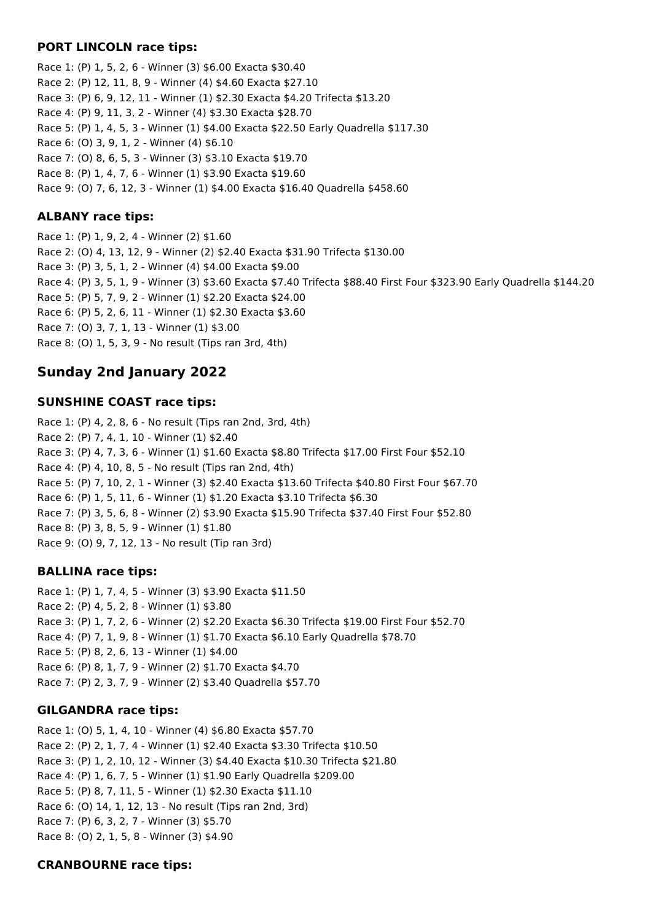### PORT LINCOLN race tips:

Race 1: (P) 1, 5, 2, 6 - Winner (3) $6.00 Exacta $30.40
Race 2: (P) 12, 11, 8, 9 - Winner (4) $4.60 Exacta $27.10
Race 3: (P) 6, 9, 12, 11 - Winner (1) $2.30 Exacta $4.20 Trifecta $13.20
Race 4: (P) 9, 11, 3, 2 - Winner (4) $3.30 Exacta $28.70
Race 5: (P) 1, 4, 5, 3 - Winner (1) $4.00 Exacta $22.50 Early Quadrella $117.30
Race 6: (O) 3, 9, 1, 2 - Winner (4) $6.10
Race 7: (O) 8, 6, 5, 3 - Winner (3) $3.10 Exacta $19.70
Race 8: (P) 1, 4, 7, 6 - Winner (1) $3.90 Exacta $19.60
Race 9: (O) 7, 6, 12, 3 - Winner (1) $4.00 Exacta $16.40 Quadrella $458.60

### ALBANY race tips:

Race 1: (P) 1, 9, 2, 4 - Winner (2) $1.60
Race 2: (O) 4, 13, 12, 9 - Winner (2) $2.40 Exacta $31.90 Trifecta $130.00
Race 3: (P) 3, 5, 1, 2 - Winner (4) $4.00 Exacta $9.00
Race 4: (P) 3, 5, 1, 9 - Winner (3) $3.60 Exacta $7.40 Trifecta $88.40 First Four $323.90 Early Quadrella $144.20
Race 5: (P) 5, 7, 9, 2 - Winner (1) $2.20 Exacta $24.00
Race 6: (P) 5, 2, 6, 11 - Winner (1) $2.30 Exacta $3.60
Race 7: (O) 3, 7, 1, 13 - Winner (1) $3.00
Race 8: (O) 1, 5, 3, 9 - No result (Tips ran 3rd, 4th)

## Sunday 2nd January 2022

### SUNSHINE COAST race tips:

Race 1: (P) 4, 2, 8, 6 - No result (Tips ran 2nd, 3rd, 4th)
Race 2: (P) 7, 4, 1, 10 - Winner (1) $2.40
Race 3: (P) 4, 7, 3, 6 - Winner (1) $1.60 Exacta $8.80 Trifecta $17.00 First Four $52.10
Race 4: (P) 4, 10, 8, 5 - No result (Tips ran 2nd, 4th)
Race 5: (P) 7, 10, 2, 1 - Winner (3) $2.40 Exacta $13.60 Trifecta $40.80 First Four $67.70
Race 6: (P) 1, 5, 11, 6 - Winner (1) $1.20 Exacta $3.10 Trifecta $6.30
Race 7: (P) 3, 5, 6, 8 - Winner (2) $3.90 Exacta $15.90 Trifecta $37.40 First Four $52.80
Race 8: (P) 3, 8, 5, 9 - Winner (1) $1.80
Race 9: (O) 9, 7, 12, 13 - No result (Tip ran 3rd)

### BALLINA race tips:

Race 1: (P) 1, 7, 4, 5 - Winner (3) $3.90 Exacta $11.50
Race 2: (P) 4, 5, 2, 8 - Winner (1) $3.80
Race 3: (P) 1, 7, 2, 6 - Winner (2) $2.20 Exacta $6.30 Trifecta $19.00 First Four $52.70
Race 4: (P) 7, 1, 9, 8 - Winner (1) $1.70 Exacta $6.10 Early Quadrella $78.70
Race 5: (P) 8, 2, 6, 13 - Winner (1) $4.00
Race 6: (P) 8, 1, 7, 9 - Winner (2) $1.70 Exacta $4.70
Race 7: (P) 2, 3, 7, 9 - Winner (2) $3.40 Quadrella $57.70

### GILGANDRA race tips:

Race 1: (O) 5, 1, 4, 10 - Winner (4) $6.80 Exacta $57.70
Race 2: (P) 2, 1, 7, 4 - Winner (1) $2.40 Exacta $3.30 Trifecta $10.50
Race 3: (P) 1, 2, 10, 12 - Winner (3) $4.40 Exacta $10.30 Trifecta $21.80
Race 4: (P) 1, 6, 7, 5 - Winner (1) $1.90 Early Quadrella $209.00
Race 5: (P) 8, 7, 11, 5 - Winner (1) $2.30 Exacta $11.10
Race 6: (O) 14, 1, 12, 13 - No result (Tips ran 2nd, 3rd)
Race 7: (P) 6, 3, 2, 7 - Winner (3) $5.70
Race 8: (O) 2, 1, 5, 8 - Winner (3) $4.90

### CRANBOURNE race tips: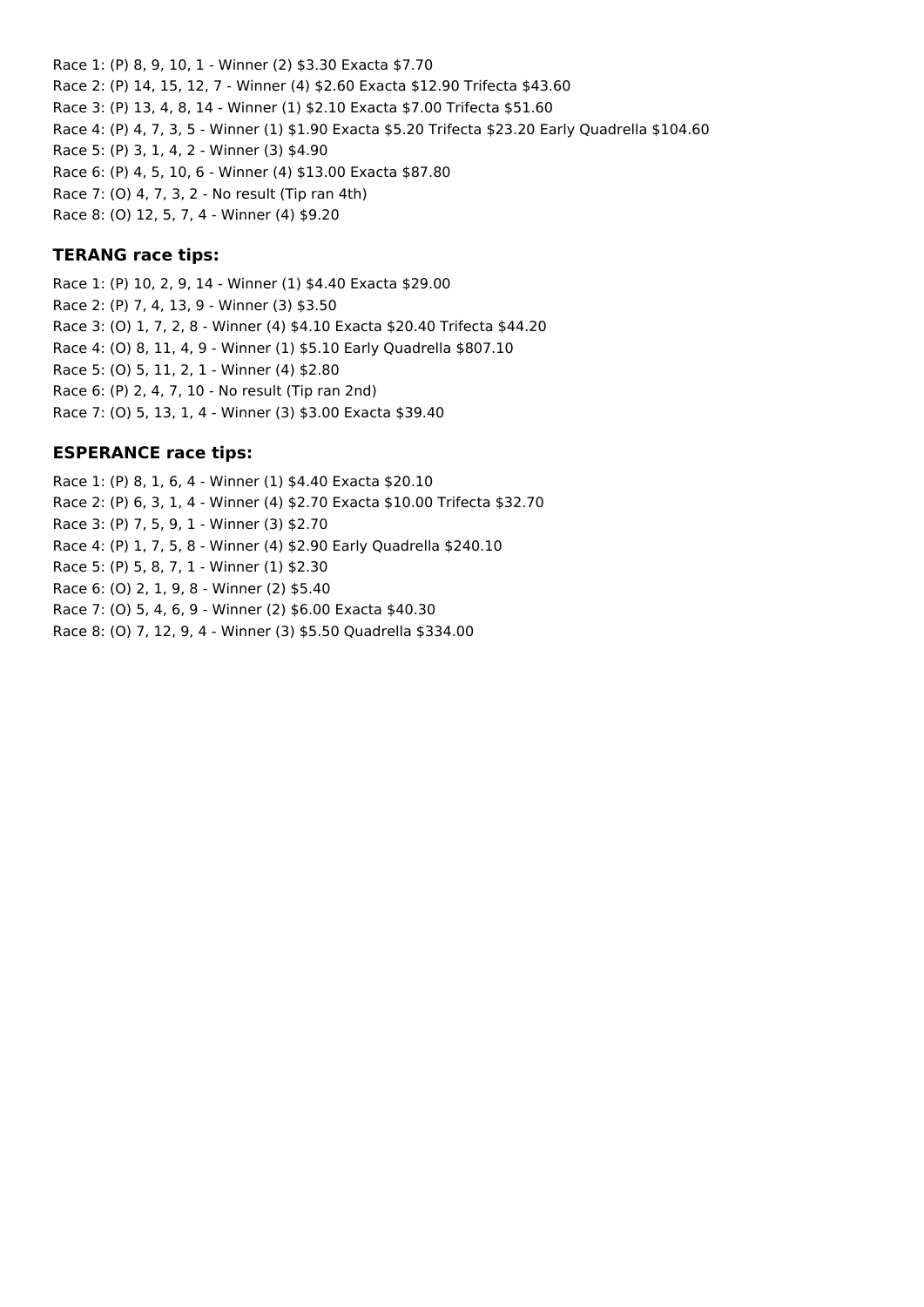Race 1: (P) 8, 9, 10, 1 - Winner (2) $3.30 Exacta $7.70
Race 2: (P) 14, 15, 12, 7 - Winner (4) $2.60 Exacta $12.90 Trifecta $43.60
Race 3: (P) 13, 4, 8, 14 - Winner (1) $2.10 Exacta $7.00 Trifecta $51.60
Race 4: (P) 4, 7, 3, 5 - Winner (1) $1.90 Exacta $5.20 Trifecta $23.20 Early Quadrella $104.60
Race 5: (P) 3, 1, 4, 2 - Winner (3) $4.90
Race 6: (P) 4, 5, 10, 6 - Winner (4) $13.00 Exacta $87.80
Race 7: (O) 4, 7, 3, 2 - No result (Tip ran 4th)
Race 8: (O) 12, 5, 7, 4 - Winner (4) $9.20

### TERANG race tips:

Race 1: (P) 10, 2, 9, 14 - Winner (1) $4.40 Exacta $29.00
Race 2: (P) 7, 4, 13, 9 - Winner (3) $3.50
Race 3: (O) 1, 7, 2, 8 - Winner (4) $4.10 Exacta $20.40 Trifecta $44.20
Race 4: (O) 8, 11, 4, 9 - Winner (1) $5.10 Early Quadrella $807.10
Race 5: (O) 5, 11, 2, 1 - Winner (4) $2.80
Race 6: (P) 2, 4, 7, 10 - No result (Tip ran 2nd)
Race 7: (O) 5, 13, 1, 4 - Winner (3) $3.00 Exacta $39.40

### ESPERANCE race tips:

Race 1: (P) 8, 1, 6, 4 - Winner (1) $4.40 Exacta $20.10
Race 2: (P) 6, 3, 1, 4 - Winner (4) $2.70 Exacta $10.00 Trifecta $32.70
Race 3: (P) 7, 5, 9, 1 - Winner (3) $2.70
Race 4: (P) 1, 7, 5, 8 - Winner (4) $2.90 Early Quadrella $240.10
Race 5: (P) 5, 8, 7, 1 - Winner (1) $2.30
Race 6: (O) 2, 1, 9, 8 - Winner (2) $5.40
Race 7: (O) 5, 4, 6, 9 - Winner (2) $6.00 Exacta $40.30
Race 8: (O) 7, 12, 9, 4 - Winner (3) $5.50 Quadrella $334.00